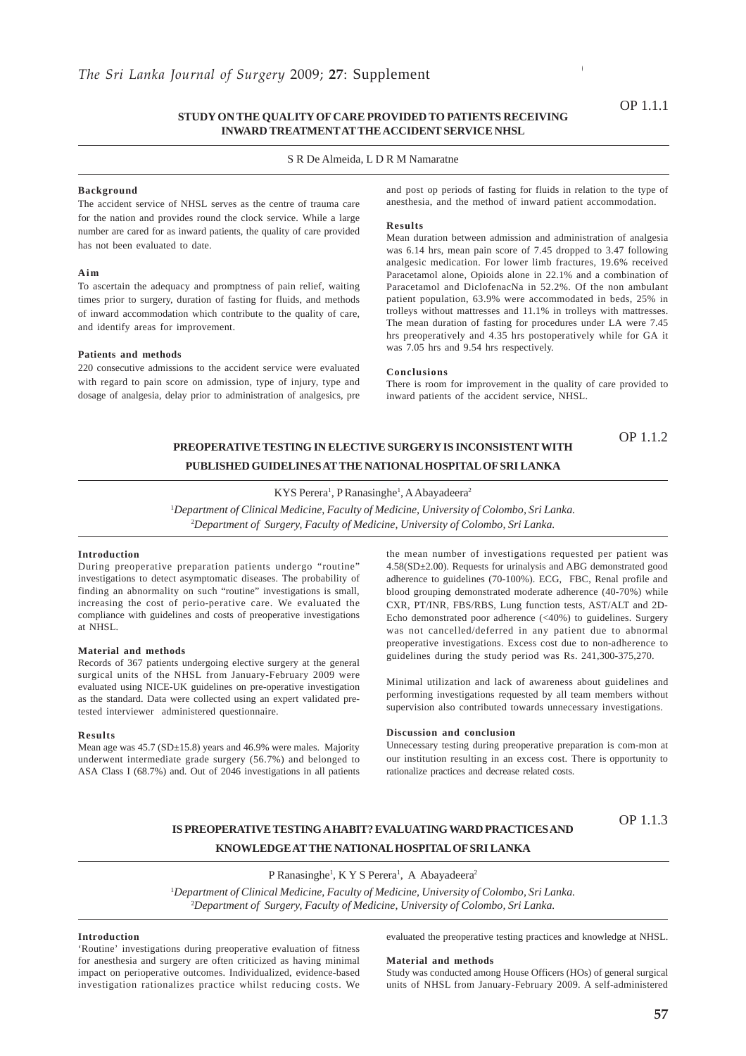OP 1.1.1

## STUDY ON THE QUALITY OF CARE PROVIDED TO PATIENTS RECEIVING INWARD TREATMENT AT THE ACCIDENT SERVICE NHSL

S R De Almeida, L D R M Namaratne

### Background

The accident service of NHSL serves as the centre of trauma care for the nation and provides round the clock service. While a large number are cared for as inward patients, the quality of care provided has not been evaluated to date.

### Aim

To ascertain the adequacy and promptness of pain relief, waiting times prior to surgery, duration of fasting for fluids, and methods of inward accommodation which contribute to the quality of care, and identify areas for improvement.

### Patients and methods

220 consecutive admissions to the accident service were evaluated with regard to pain score on admission, type of injury, type and dosage of analgesia, delay prior to administration of analgesics, pre and post op periods of fasting for fluids in relation to the type of anesthesia, and the method of inward patient accommodation.

### Results

Mean duration between admission and administration of analgesia was 6.14 hrs, mean pain score of 7.45 dropped to 3.47 following analgesic medication. For lower limb fractures, 19.6% received Paracetamol alone, Opioids alone in 22.1% and a combination of Paracetamol and DiclofenacNa in 52.2%. Of the non ambulant patient population, 63.9% were accommodated in beds, 25% in trolleys without mattresses and 11.1% in trolleys with mattresses. The mean duration of fasting for procedures under LA were 7.45 hrs preoperatively and 4.35 hrs postoperatively while for GA it was 7.05 hrs and 9.54 hrs respectively.

### Conclusions

There is room for improvement in the quality of care provided to inward patients of the accident service, NHSL.

OP 1.1.2

## PREOPERATIVE TESTING IN ELECTIVE SURGERY IS INCONSISTENT WITH PUBLISHED GUIDELINES AT THE NATIONAL HOSPITAL OF SRI LANKA

KYS Perera[1], P Ranasinghe[1], A Abayadeera[2]

[1]*Department of Clinical Medicine, Faculty of Medicine, University of Colombo, Sri Lanka.*
[2]*Department of Surgery, Faculty of Medicine, University of Colombo, Sri Lanka.*

### Introduction

During preoperative preparation patients undergo "routine" investigations to detect asymptomatic diseases. The probability of finding an abnormality on such "routine" investigations is small, increasing the cost of perio-perative care. We evaluated the compliance with guidelines and costs of preoperative investigations at NHSL.

### Material and methods

Records of 367 patients undergoing elective surgery at the general surgical units of the NHSL from January-February 2009 were evaluated using NICE-UK guidelines on pre-operative investigation as the standard. Data were collected using an expert validated pre-tested interviewer administered questionnaire.

### Results

Mean age was 45.7 (SD±15.8) years and 46.9% were males. Majority underwent intermediate grade surgery (56.7%) and belonged to ASA Class I (68.7%) and. Out of 2046 investigations in all patients the mean number of investigations requested per patient was 4.58(SD±2.00). Requests for urinalysis and ABG demonstrated good adherence to guidelines (70-100%). ECG, FBC, Renal profile and blood grouping demonstrated moderate adherence (40-70%) while CXR, PT/INR, FBS/RBS, Lung function tests, AST/ALT and 2D-Echo demonstrated poor adherence (<40%) to guidelines. Surgery was not cancelled/deferred in any patient due to abnormal preoperative investigations. Excess cost due to non-adherence to guidelines during the study period was Rs. 241,300-375,270.

Minimal utilization and lack of awareness about guidelines and performing investigations requested by all team members without supervision also contributed towards unnecessary investigations.

### Discussion and conclusion

Unnecessary testing during preoperative preparation is com-mon at our institution resulting in an excess cost. There is opportunity to rationalize practices and decrease related costs.

OP 1.1.3

## IS PREOPERATIVE TESTING A HABIT? EVALUATING WARD PRACTICES AND KNOWLEDGE AT THE NATIONAL HOSPITAL OF SRI LANKA

P Ranasinghe[1], K Y S Perera[1], A Abayadeera[2]

[1]*Department of Clinical Medicine, Faculty of Medicine, University of Colombo, Sri Lanka.*
[2]*Department of Surgery, Faculty of Medicine, University of Colombo, Sri Lanka.*

### Introduction

'Routine' investigations during preoperative evaluation of fitness for anesthesia and surgery are often criticized as having minimal impact on perioperative outcomes. Individualized, evidence-based investigation rationalizes practice whilst reducing costs. We evaluated the preoperative testing practices and knowledge at NHSL.

### Material and methods

Study was conducted among House Officers (HOs) of general surgical units of NHSL from January-February 2009. A self-administered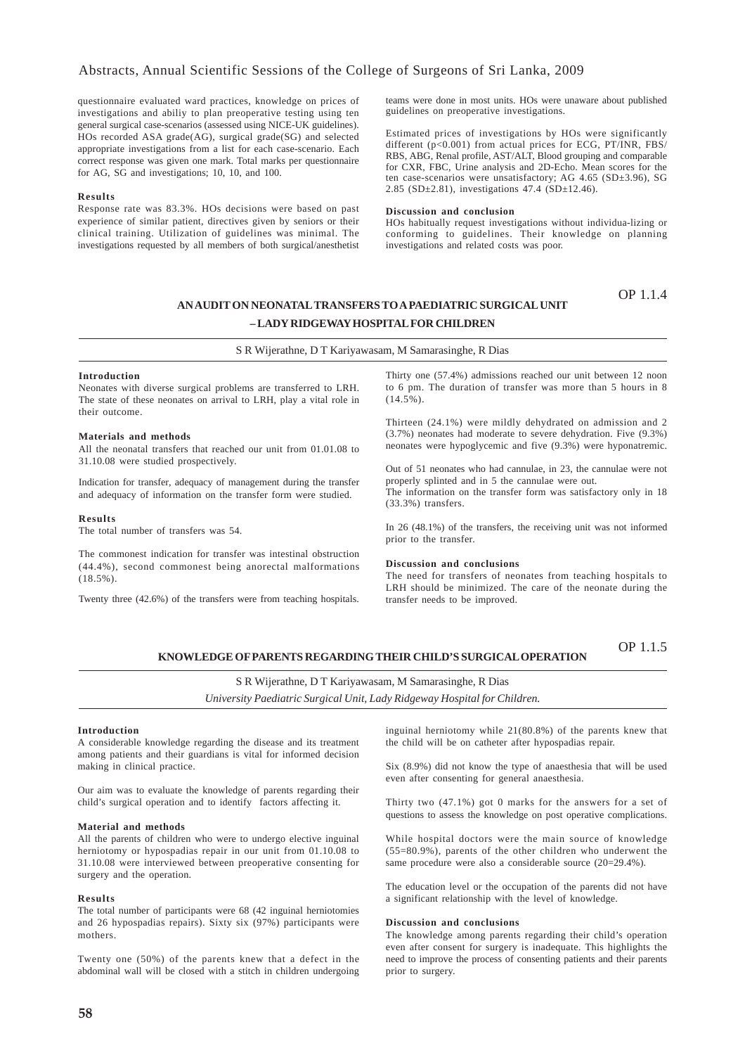questionnaire evaluated ward practices, knowledge on prices of investigations and abiliy to plan preoperative testing using ten general surgical case-scenarios (assessed using NICE-UK guidelines). HOs recorded ASA grade(AG), surgical grade(SG) and selected appropriate investigations from a list for each case-scenario. Each correct response was given one mark. Total marks per questionnaire for AG, SG and investigations; 10, 10, and 100.

**Results**

Response rate was 83.3%. HOs decisions were based on past experience of similar patient, directives given by seniors or their clinical training. Utilization of guidelines was minimal. The investigations requested by all members of both surgical/anesthetist teams were done in most units. HOs were unaware about published guidelines on preoperative investigations.

Estimated prices of investigations by HOs were significantly different ($p<0.001$) from actual prices for ECG, PT/INR, FBS/RBS, ABG, Renal profile, AST/ALT, Blood grouping and comparable for CXR, FBC, Urine analysis and 2D-Echo. Mean scores for the ten case-scenarios were unsatisfactory; AG 4.65 (SD±3.96), SG 2.85 (SD±2.81), investigations 47.4 (SD±12.46).

**Discussion and conclusion**

HOs habitually request investigations without individua-lizing or conforming to guidelines. Their knowledge on planning investigations and related costs was poor.

OP 1.1.4

## AN AUDIT ON NEONATAL TRANSFERS TO A PAEDIATRIC SURGICAL UNIT – LADY RIDGEWAY HOSPITAL FOR CHILDREN

S R Wijerathne, D T Kariyawasam, M Samarasinghe, R Dias

**Introduction**

Neonates with diverse surgical problems are transferred to LRH. The state of these neonates on arrival to LRH, play a vital role in their outcome.

**Materials and methods**

All the neonatal transfers that reached our unit from 01.01.08 to 31.10.08 were studied prospectively.

Indication for transfer, adequacy of management during the transfer and adequacy of information on the transfer form were studied.

**Results**

The total number of transfers was 54.

The commonest indication for transfer was intestinal obstruction (44.4%), second commonest being anorectal malformations (18.5%).

Twenty three (42.6%) of the transfers were from teaching hospitals.

Thirty one (57.4%) admissions reached our unit between 12 noon to 6 pm. The duration of transfer was more than 5 hours in 8 (14.5%).

Thirteen (24.1%) were mildly dehydrated on admission and 2 (3.7%) neonates had moderate to severe dehydration. Five (9.3%) neonates were hypoglycemic and five (9.3%) were hyponatremic.

Out of 51 neonates who had cannulae, in 23, the cannulae were not properly splinted and in 5 the cannulae were out.
The information on the transfer form was satisfactory only in 18 (33.3%) transfers.

In 26 (48.1%) of the transfers, the receiving unit was not informed prior to the transfer.

**Discussion and conclusions**

The need for transfers of neonates from teaching hospitals to LRH should be minimized. The care of the neonate during the transfer needs to be improved.

OP 1.1.5

## KNOWLEDGE OF PARENTS REGARDING THEIR CHILD'S SURGICAL OPERATION

S R Wijerathne, D T Kariyawasam, M Samarasinghe, R Dias

*University Paediatric Surgical Unit, Lady Ridgeway Hospital for Children.*

**Introduction**

A considerable knowledge regarding the disease and its treatment among patients and their guardians is vital for informed decision making in clinical practice.

Our aim was to evaluate the knowledge of parents regarding their child's surgical operation and to identify factors affecting it.

**Material and methods**

All the parents of children who were to undergo elective inguinal herniotomy or hypospadias repair in our unit from 01.10.08 to 31.10.08 were interviewed between preoperative consenting for surgery and the operation.

**Results**

The total number of participants were 68 (42 inguinal herniotomies and 26 hypospadias repairs). Sixty six (97%) participants were mothers.

Twenty one (50%) of the parents knew that a defect in the abdominal wall will be closed with a stitch in children undergoing inguinal herniotomy while 21(80.8%) of the parents knew that the child will be on catheter after hypospadias repair.

Six (8.9%) did not know the type of anaesthesia that will be used even after consenting for general anaesthesia.

Thirty two (47.1%) got 0 marks for the answers for a set of questions to assess the knowledge on post operative complications.

While hospital doctors were the main source of knowledge (55=80.9%), parents of the other children who underwent the same procedure were also a considerable source (20=29.4%).

The education level or the occupation of the parents did not have a significant relationship with the level of knowledge.

**Discussion and conclusions**

The knowledge among parents regarding their child's operation even after consent for surgery is inadequate. This highlights the need to improve the process of consenting patients and their parents prior to surgery.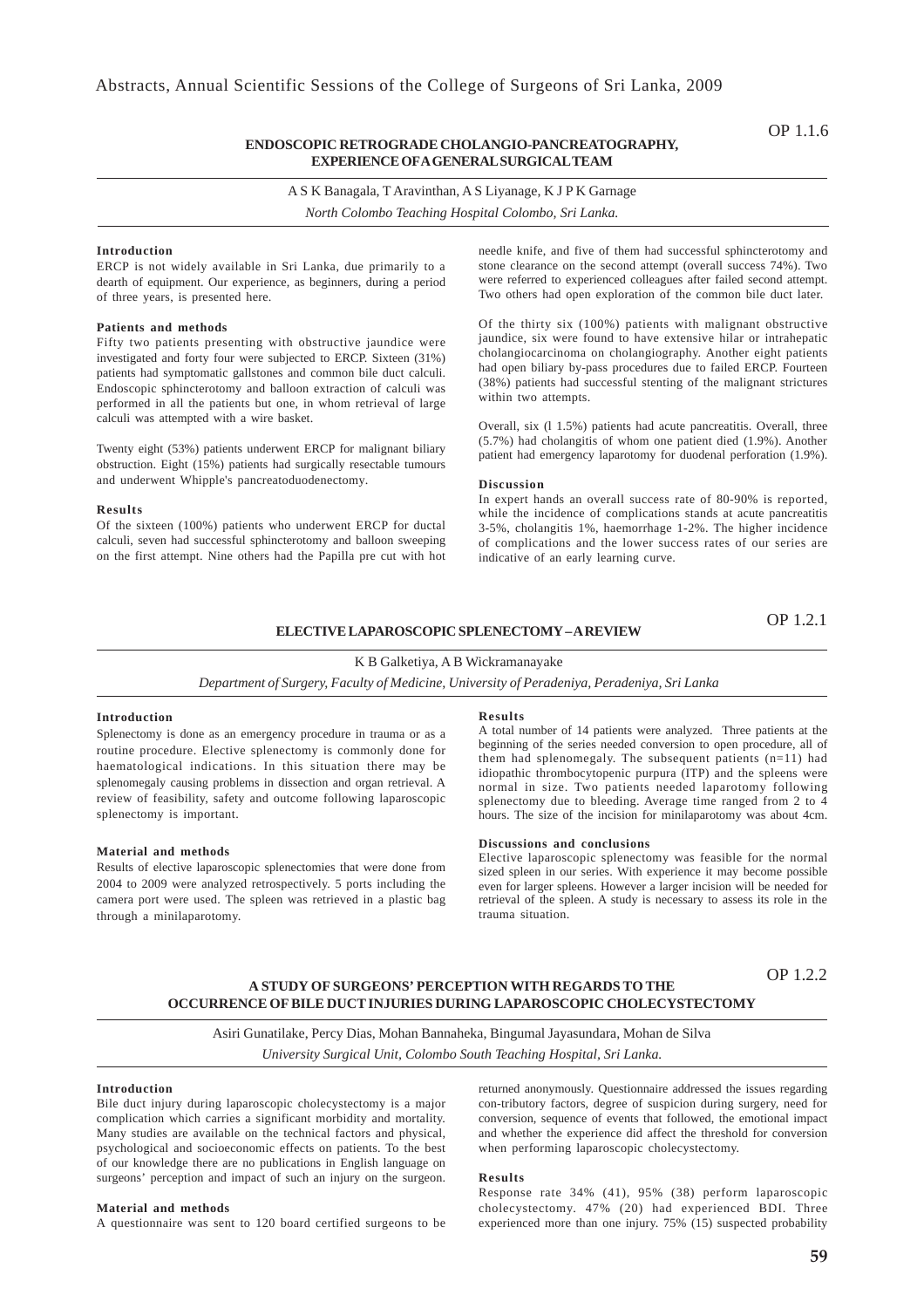OP 1.1.6

## ENDOSCOPIC RETROGRADE CHOLANGIO-PANCREATOGRAPHY, EXPERIENCE OF A GENERAL SURGICAL TEAM

A S K Banagala, T Aravinthan, A S Liyanage, K J P K Garnage

*North Colombo Teaching Hospital Colombo, Sri Lanka.*

### Introduction

ERCP is not widely available in Sri Lanka, due primarily to a dearth of equipment. Our experience, as beginners, during a period of three years, is presented here.

### Patients and methods

Fifty two patients presenting with obstructive jaundice were investigated and forty four were subjected to ERCP. Sixteen (31%) patients had symptomatic gallstones and common bile duct calculi. Endoscopic sphincterotomy and balloon extraction of calculi was performed in all the patients but one, in whom retrieval of large calculi was attempted with a wire basket.

Twenty eight (53%) patients underwent ERCP for malignant biliary obstruction. Eight (15%) patients had surgically resectable tumours and underwent Whipple's pancreatoduodenectomy.

### Results

Of the sixteen (100%) patients who underwent ERCP for ductal calculi, seven had successful sphincterotomy and balloon sweeping on the first attempt. Nine others had the Papilla pre cut with hot needle knife, and five of them had successful sphincterotomy and stone clearance on the second attempt (overall success 74%). Two were referred to experienced colleagues after failed second attempt. Two others had open exploration of the common bile duct later.

Of the thirty six (100%) patients with malignant obstructive jaundice, six were found to have extensive hilar or intrahepatic cholangiocarcinoma on cholangiography. Another eight patients had open biliary by-pass procedures due to failed ERCP. Fourteen (38%) patients had successful stenting of the malignant strictures within two attempts.

Overall, six (l 1.5%) patients had acute pancreatitis. Overall, three (5.7%) had cholangitis of whom one patient died (1.9%). Another patient had emergency laparotomy for duodenal perforation (1.9%).

### Discussion

In expert hands an overall success rate of 80-90% is reported, while the incidence of complications stands at acute pancreatitis 3-5%, cholangitis 1%, haemorrhage 1-2%. The higher incidence of complications and the lower success rates of our series are indicative of an early learning curve.

OP 1.2.1

## ELECTIVE LAPAROSCOPIC SPLENECTOMY – A REVIEW

K B Galketiya, A B Wickramanayake

*Department of Surgery, Faculty of Medicine, University of Peradeniya, Peradeniya, Sri Lanka*

### Introduction

Splenectomy is done as an emergency procedure in trauma or as a routine procedure. Elective splenectomy is commonly done for haematological indications. In this situation there may be splenomegaly causing problems in dissection and organ retrieval. A review of feasibility, safety and outcome following laparoscopic splenectomy is important.

### Material and methods

Results of elective laparoscopic splenectomies that were done from 2004 to 2009 were analyzed retrospectively. 5 ports including the camera port were used. The spleen was retrieved in a plastic bag through a minilaparotomy.

### Results

A total number of 14 patients were analyzed. Three patients at the beginning of the series needed conversion to open procedure, all of them had splenomegaly. The subsequent patients (n=11) had idiopathic thrombocytopenic purpura (ITP) and the spleens were normal in size. Two patients needed laparotomy following splenectomy due to bleeding. Average time ranged from 2 to 4 hours. The size of the incision for minilaparotomy was about 4cm.

### Discussions and conclusions

Elective laparoscopic splenectomy was feasible for the normal sized spleen in our series. With experience it may become possible even for larger spleens. However a larger incision will be needed for retrieval of the spleen. A study is necessary to assess its role in the trauma situation.

OP 1.2.2

## A STUDY OF SURGEONS' PERCEPTION WITH REGARDS TO THE OCCURRENCE OF BILE DUCT INJURIES DURING LAPAROSCOPIC CHOLECYSTECTOMY

Asiri Gunatilake, Percy Dias, Mohan Bannaheka, Bingumal Jayasundara, Mohan de Silva

*University Surgical Unit, Colombo South Teaching Hospital, Sri Lanka.*

### Introduction

Bile duct injury during laparoscopic cholecystectomy is a major complication which carries a significant morbidity and mortality. Many studies are available on the technical factors and physical, psychological and socioeconomic effects on patients. To the best of our knowledge there are no publications in English language on surgeons' perception and impact of such an injury on the surgeon.

### Material and methods

A questionnaire was sent to 120 board certified surgeons to be returned anonymously. Questionnaire addressed the issues regarding con-tributory factors, degree of suspicion during surgery, need for conversion, sequence of events that followed, the emotional impact and whether the experience did affect the threshold for conversion when performing laparoscopic cholecystectomy.

### Results

Response rate 34% (41), 95% (38) perform laparoscopic cholecystectomy. 47% (20) had experienced BDI. Three experienced more than one injury. 75% (15) suspected probability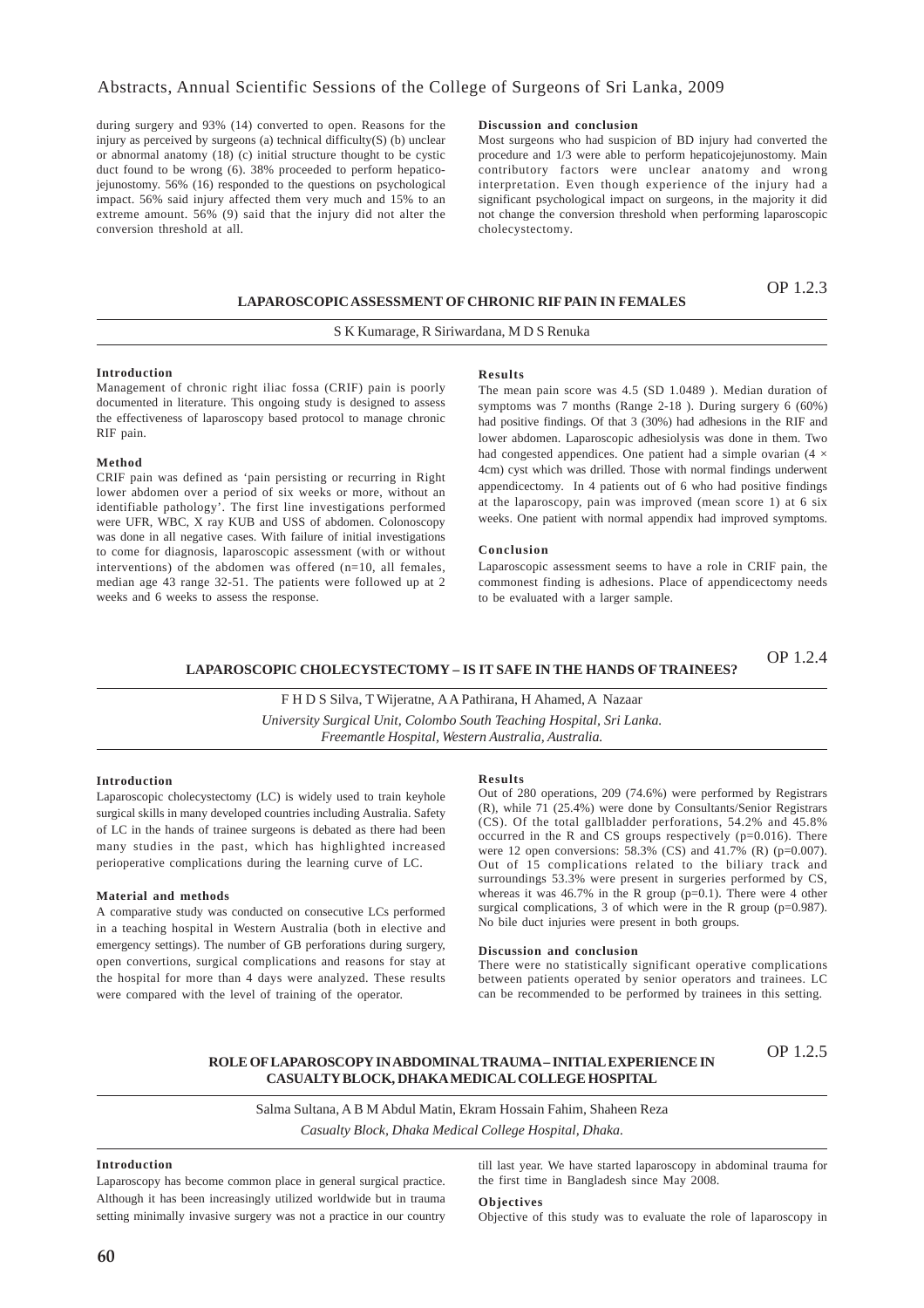during surgery and 93% (14) converted to open. Reasons for the injury as perceived by surgeons (a) technical difficulty(S) (b) unclear or abnormal anatomy (18) (c) initial structure thought to be cystic duct found to be wrong (6). 38% proceeded to perform hepatico-jejunostomy. 56% (16) responded to the questions on psychological impact. 56% said injury affected them very much and 15% to an extreme amount. 56% (9) said that the injury did not alter the conversion threshold at all.

**Discussion and conclusion**

Most surgeons who had suspicion of BD injury had converted the procedure and 1/3 were able to perform hepaticojejunostomy. Main contributory factors were unclear anatomy and wrong interpretation. Even though experience of the injury had a significant psychological impact on surgeons, in the majority it did not change the conversion threshold when performing laparoscopic cholecystectomy.

OP 1.2.3

## LAPAROSCOPIC ASSESSMENT OF CHRONIC RIF PAIN IN FEMALES

S K Kumarage, R Siriwardana, M D S Renuka

**Introduction**

Management of chronic right iliac fossa (CRIF) pain is poorly documented in literature. This ongoing study is designed to assess the effectiveness of laparoscopy based protocol to manage chronic RIF pain.

**Method**

CRIF pain was defined as 'pain persisting or recurring in Right lower abdomen over a period of six weeks or more, without an identifiable pathology'. The first line investigations performed were UFR, WBC, X ray KUB and USS of abdomen. Colonoscopy was done in all negative cases. With failure of initial investigations to come for diagnosis, laparoscopic assessment (with or without interventions) of the abdomen was offered (n=10, all females, median age 43 range 32-51. The patients were followed up at 2 weeks and 6 weeks to assess the response.

**Results**

The mean pain score was 4.5 (SD 1.0489 ). Median duration of symptoms was 7 months (Range 2-18 ). During surgery 6 (60%) had positive findings. Of that 3 (30%) had adhesions in the RIF and lower abdomen. Laparoscopic adhesiolysis was done in them. Two had congested appendices. One patient had a simple ovarian (4 × 4cm) cyst which was drilled. Those with normal findings underwent appendicectomy. In 4 patients out of 6 who had positive findings at the laparoscopy, pain was improved (mean score 1) at 6 six weeks. One patient with normal appendix had improved symptoms.

**Conclusion**

Laparoscopic assessment seems to have a role in CRIF pain, the commonest finding is adhesions. Place of appendicectomy needs to be evaluated with a larger sample.

OP 1.2.4

## LAPAROSCOPIC CHOLECYSTECTOMY – IS IT SAFE IN THE HANDS OF TRAINEES?

F H D S Silva, T Wijeratne, A A Pathirana, H Ahamed, A Nazaar

*University Surgical Unit, Colombo South Teaching Hospital, Sri Lanka.*
*Freemantle Hospital, Western Australia, Australia.*

**Introduction**

Laparoscopic cholecystectomy (LC) is widely used to train keyhole surgical skills in many developed countries including Australia. Safety of LC in the hands of trainee surgeons is debated as there had been many studies in the past, which has highlighted increased perioperative complications during the learning curve of LC.

**Material and methods**

A comparative study was conducted on consecutive LCs performed in a teaching hospital in Western Australia (both in elective and emergency settings). The number of GB perforations during surgery, open convertions, surgical complications and reasons for stay at the hospital for more than 4 days were analyzed. These results were compared with the level of training of the operator.

**Results**

Out of 280 operations, 209 (74.6%) were performed by Registrars (R), while 71 (25.4%) were done by Consultants/Senior Registrars (CS). Of the total gallbladder perforations, 54.2% and 45.8% occurred in the R and CS groups respectively (p=0.016). There were 12 open conversions: 58.3% (CS) and 41.7% (R) (p=0.007). Out of 15 complications related to the biliary track and surroundings 53.3% were present in surgeries performed by CS, whereas it was 46.7% in the R group (p=0.1). There were 4 other surgical complications, 3 of which were in the R group (p=0.987). No bile duct injuries were present in both groups.

**Discussion and conclusion**

There were no statistically significant operative complications between patients operated by senior operators and trainees. LC can be recommended to be performed by trainees in this setting.

OP 1.2.5

## ROLE OF LAPAROSCOPY IN ABDOMINAL TRAUMA – INITIAL EXPERIENCE IN CASUALTY BLOCK, DHAKA MEDICAL COLLEGE HOSPITAL

Salma Sultana, A B M Abdul Matin, Ekram Hossain Fahim, Shaheen Reza

*Casualty Block, Dhaka Medical College Hospital, Dhaka.*

**Introduction**

Laparoscopy has become common place in general surgical practice. Although it has been increasingly utilized worldwide but in trauma setting minimally invasive surgery was not a practice in our country till last year. We have started laparoscopy in abdominal trauma for the first time in Bangladesh since May 2008.

**Objectives**

Objective of this study was to evaluate the role of laparoscopy in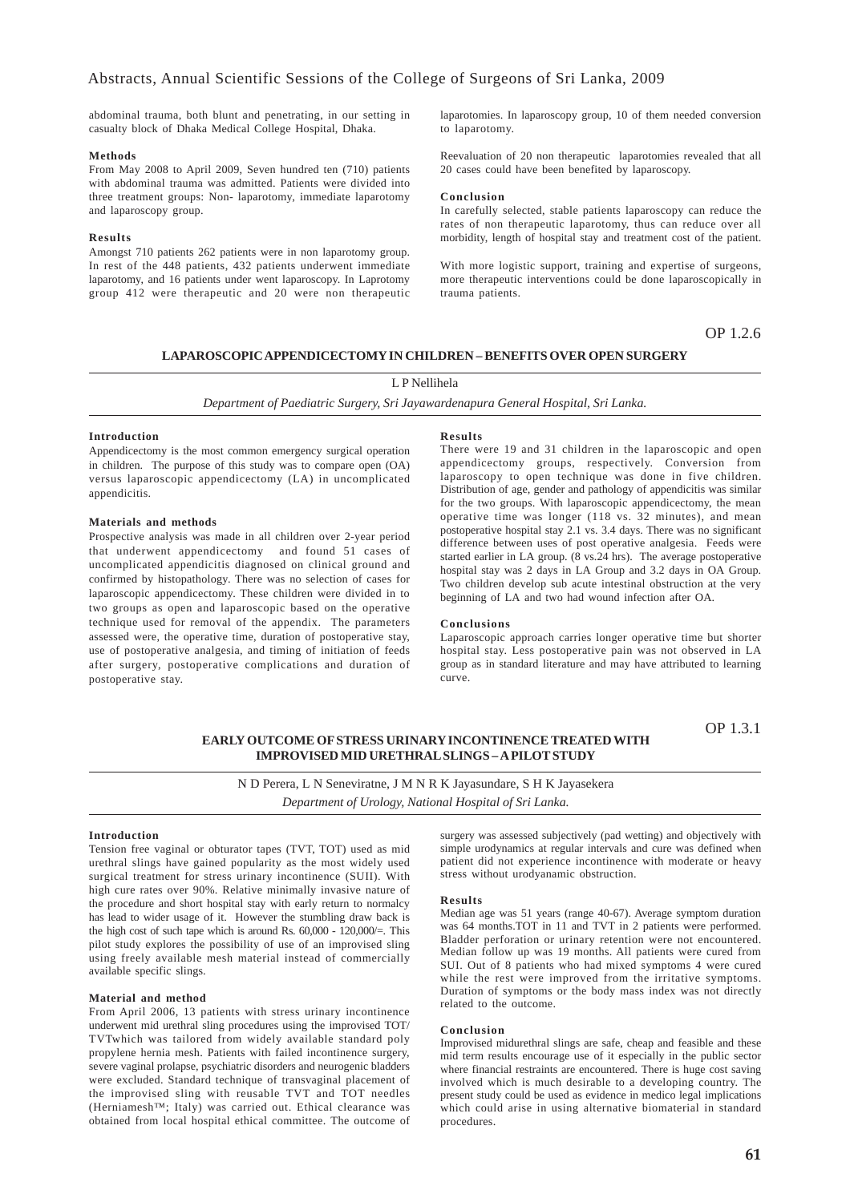abdominal trauma, both blunt and penetrating, in our setting in casualty block of Dhaka Medical College Hospital, Dhaka.

**Methods**

From May 2008 to April 2009, Seven hundred ten (710) patients with abdominal trauma was admitted. Patients were divided into three treatment groups: Non- laparotomy, immediate laparotomy and laparoscopy group.

**Results**

Amongst 710 patients 262 patients were in non laparotomy group. In rest of the 448 patients, 432 patients underwent immediate laparotomy, and 16 patients under went laparoscopy. In Laprotomy group 412 were therapeutic and 20 were non therapeutic laparotomies. In laparoscopy group, 10 of them needed conversion to laparotomy.

Reevaluation of 20 non therapeutic laparotomies revealed that all 20 cases could have been benefited by laparoscopy.

**Conclusion**

In carefully selected, stable patients laparoscopy can reduce the rates of non therapeutic laparotomy, thus can reduce over all morbidity, length of hospital stay and treatment cost of the patient.

With more logistic support, training and expertise of surgeons, more therapeutic interventions could be done laparoscopically in trauma patients.

OP 1.2.6

## LAPAROSCOPIC APPENDICECTOMY IN CHILDREN – BENEFITS OVER OPEN SURGERY

L P Nellihela

*Department of Paediatric Surgery, Sri Jayawardenapura General Hospital, Sri Lanka.*

**Introduction**

Appendicectomy is the most common emergency surgical operation in children. The purpose of this study was to compare open (OA) versus laparoscopic appendicectomy (LA) in uncomplicated appendicitis.

**Materials and methods**

Prospective analysis was made in all children over 2-year period that underwent appendicectomy and found 51 cases of uncomplicated appendicitis diagnosed on clinical ground and confirmed by histopathology. There was no selection of cases for laparoscopic appendicectomy. These children were divided in to two groups as open and laparoscopic based on the operative technique used for removal of the appendix. The parameters assessed were, the operative time, duration of postoperative stay, use of postoperative analgesia, and timing of initiation of feeds after surgery, postoperative complications and duration of postoperative stay.

**Results**

There were 19 and 31 children in the laparoscopic and open appendicectomy groups, respectively. Conversion from laparoscopy to open technique was done in five children. Distribution of age, gender and pathology of appendicitis was similar for the two groups. With laparoscopic appendicectomy, the mean operative time was longer (118 vs. 32 minutes), and mean postoperative hospital stay 2.1 vs. 3.4 days. There was no significant difference between uses of post operative analgesia. Feeds were started earlier in LA group. (8 vs.24 hrs). The average postoperative hospital stay was 2 days in LA Group and 3.2 days in OA Group. Two children develop sub acute intestinal obstruction at the very beginning of LA and two had wound infection after OA.

**Conclusions**

Laparoscopic approach carries longer operative time but shorter hospital stay. Less postoperative pain was not observed in LA group as in standard literature and may have attributed to learning curve.

OP 1.3.1

## EARLY OUTCOME OF STRESS URINARY INCONTINENCE TREATED WITH IMPROVISED MID URETHRAL SLINGS – A PILOT STUDY

N D Perera, L N Seneviratne, J M N R K Jayasundare, S H K Jayasekera

*Department of Urology, National Hospital of Sri Lanka.*

**Introduction**

Tension free vaginal or obturator tapes (TVT, TOT) used as mid urethral slings have gained popularity as the most widely used surgical treatment for stress urinary incontinence (SUII). With high cure rates over 90%. Relative minimally invasive nature of the procedure and short hospital stay with early return to normalcy has lead to wider usage of it. However the stumbling draw back is the high cost of such tape which is around Rs. 60,000 - 120,000/=. This pilot study explores the possibility of use of an improvised sling using freely available mesh material instead of commercially available specific slings.

**Material and method**

From April 2006, 13 patients with stress urinary incontinence underwent mid urethral sling procedures using the improvised TOT/ TVTwhich was tailored from widely available standard poly propylene hernia mesh. Patients with failed incontinence surgery, severe vaginal prolapse, psychiatric disorders and neurogenic bladders were excluded. Standard technique of transvaginal placement of the improvised sling with reusable TVT and TOT needles (Herniamesh™; Italy) was carried out. Ethical clearance was obtained from local hospital ethical committee. The outcome of surgery was assessed subjectively (pad wetting) and objectively with simple urodynamics at regular intervals and cure was defined when patient did not experience incontinence with moderate or heavy stress without urodyanamic obstruction.

**Results**

Median age was 51 years (range 40-67). Average symptom duration was 64 months.TOT in 11 and TVT in 2 patients were performed. Bladder perforation or urinary retention were not encountered. Median follow up was 19 months. All patients were cured from SUI. Out of 8 patients who had mixed symptoms 4 were cured while the rest were improved from the irritative symptoms. Duration of symptoms or the body mass index was not directly related to the outcome.

**Conclusion**

Improvised midurethral slings are safe, cheap and feasible and these mid term results encourage use of it especially in the public sector where financial restraints are encountered. There is huge cost saving involved which is much desirable to a developing country. The present study could be used as evidence in medico legal implications which could arise in using alternative biomaterial in standard procedures.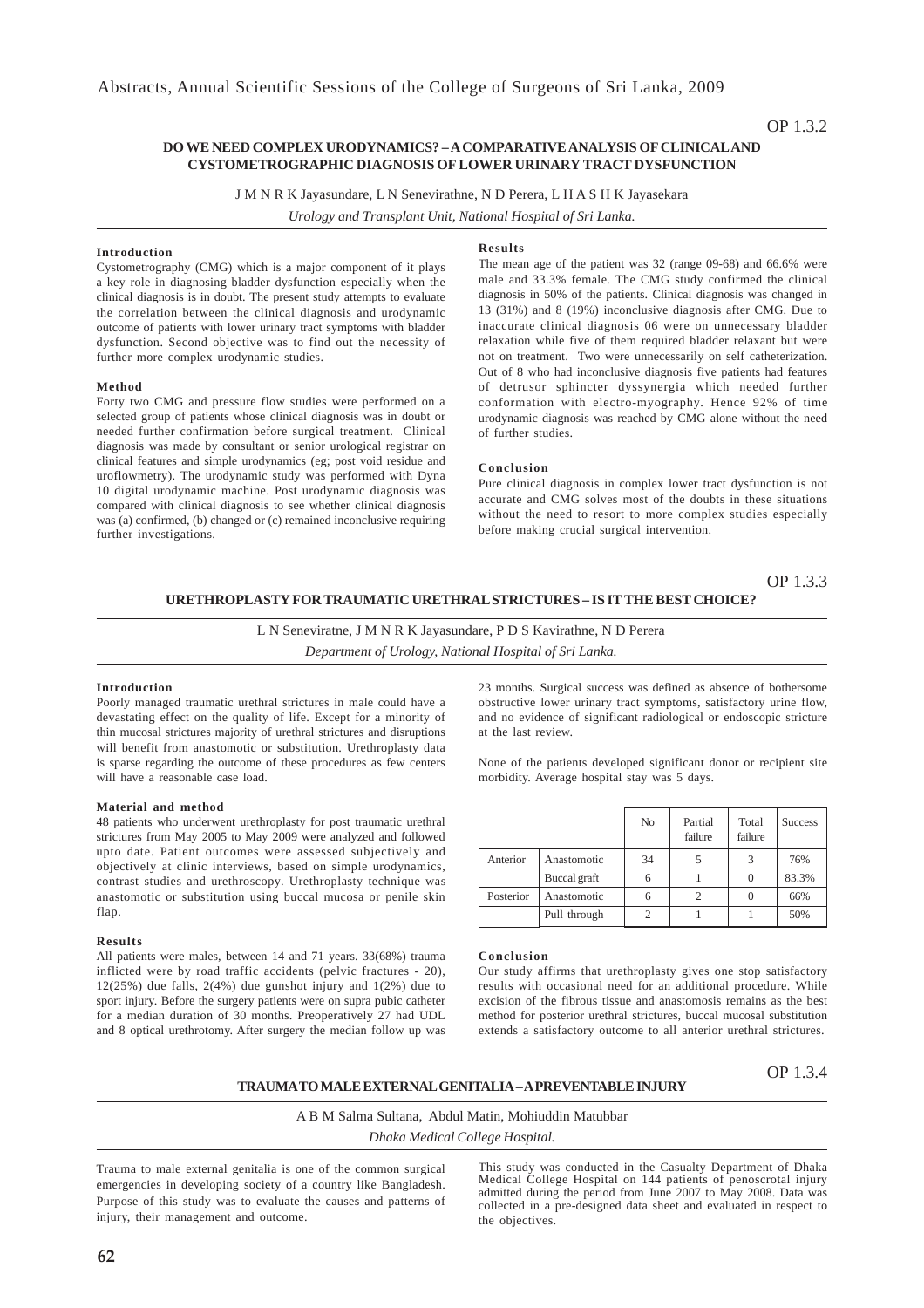OP 1.3.2

## DO WE NEED COMPLEX URODYNAMICS? – A COMPARATIVE ANALYSIS OF CLINICAL AND CYSTOMETROGRAPHIC DIAGNOSIS OF LOWER URINARY TRACT DYSFUNCTION

J M N R K Jayasundare, L N Senevirathne, N D Perera, L H A S H K Jayasekara

*Urology and Transplant Unit, National Hospital of Sri Lanka.*

### Introduction

Cystometrography (CMG) which is a major component of it plays a key role in diagnosing bladder dysfunction especially when the clinical diagnosis is in doubt. The present study attempts to evaluate the correlation between the clinical diagnosis and urodynamic outcome of patients with lower urinary tract symptoms with bladder dysfunction. Second objective was to find out the necessity of further more complex urodynamic studies.

### Method

Forty two CMG and pressure flow studies were performed on a selected group of patients whose clinical diagnosis was in doubt or needed further confirmation before surgical treatment. Clinical diagnosis was made by consultant or senior urological registrar on clinical features and simple urodynamics (eg; post void residue and uroflowmetry). The urodynamic study was performed with Dyna 10 digital urodynamic machine. Post urodynamic diagnosis was compared with clinical diagnosis to see whether clinical diagnosis was (a) confirmed, (b) changed or (c) remained inconclusive requiring further investigations.

### Results

The mean age of the patient was 32 (range 09-68) and 66.6% were male and 33.3% female. The CMG study confirmed the clinical diagnosis in 50% of the patients. Clinical diagnosis was changed in 13 (31%) and 8 (19%) inconclusive diagnosis after CMG. Due to inaccurate clinical diagnosis 06 were on unnecessary bladder relaxation while five of them required bladder relaxant but were not on treatment. Two were unnecessarily on self catheterization. Out of 8 who had inconclusive diagnosis five patients had features of detrusor sphincter dyssynergia which needed further conformation with electro-myography. Hence 92% of time urodynamic diagnosis was reached by CMG alone without the need of further studies.

### Conclusion

Pure clinical diagnosis in complex lower tract dysfunction is not accurate and CMG solves most of the doubts in these situations without the need to resort to more complex studies especially before making crucial surgical intervention.

OP 1.3.3

## URETHROPLASTY FOR TRAUMATIC URETHRAL STRICTURES – IS IT THE BEST CHOICE?

L N Seneviratne, J M N R K Jayasundare, P D S Kavirathne, N D Perera

*Department of Urology, National Hospital of Sri Lanka.*

### Introduction

Poorly managed traumatic urethral strictures in male could have a devastating effect on the quality of life. Except for a minority of thin mucosal strictures majority of urethral strictures and disruptions will benefit from anastomotic or substitution. Urethroplasty data is sparse regarding the outcome of these procedures as few centers will have a reasonable case load.

### Material and method

48 patients who underwent urethroplasty for post traumatic urethral strictures from May 2005 to May 2009 were analyzed and followed upto date. Patient outcomes were assessed subjectively and objectively at clinic interviews, based on simple urodynamics, contrast studies and urethroscopy. Urethroplasty technique was anastomotic or substitution using buccal mucosa or penile skin flap.

### Results

All patients were males, between 14 and 71 years. 33(68%) trauma inflicted were by road traffic accidents (pelvic fractures - 20), 12(25%) due falls, 2(4%) due gunshot injury and 1(2%) due to sport injury. Before the surgery patients were on supra pubic catheter for a median duration of 30 months. Preoperatively 27 had UDL and 8 optical urethrotomy. After surgery the median follow up was 23 months. Surgical success was defined as absence of bothersome obstructive lower urinary tract symptoms, satisfactory urine flow, and no evidence of significant radiological or endoscopic stricture at the last review.

None of the patients developed significant donor or recipient site morbidity. Average hospital stay was 5 days.

| | | No | Partial failure | Total failure | Success |
|---|---|---|---|---|---|
| Anterior | Anastomotic | 34 | 5 | 3 | 76% |
| | Buccal graft | 6 | 1 | 0 | 83.3% |
| Posterior | Anastomotic | 6 | 2 | 0 | 66% |
| | Pull through | 2 | 1 | 1 | 50% |

### Conclusion

Our study affirms that urethroplasty gives one stop satisfactory results with occasional need for an additional procedure. While excision of the fibrous tissue and anastomosis remains as the best method for posterior urethral strictures, buccal mucosal substitution extends a satisfactory outcome to all anterior urethral strictures.

OP 1.3.4

## TRAUMA TO MALE EXTERNAL GENITALIA – A PREVENTABLE INJURY

A B M Salma Sultana, Abdul Matin, Mohiuddin Matubbar

*Dhaka Medical College Hospital.*

Trauma to male external genitalia is one of the common surgical emergencies in developing society of a country like Bangladesh. Purpose of this study was to evaluate the causes and patterns of injury, their management and outcome.

This study was conducted in the Casualty Department of Dhaka Medical College Hospital on 144 patients of penoscrotal injury admitted during the period from June 2007 to May 2008. Data was collected in a pre-designed data sheet and evaluated in respect to the objectives.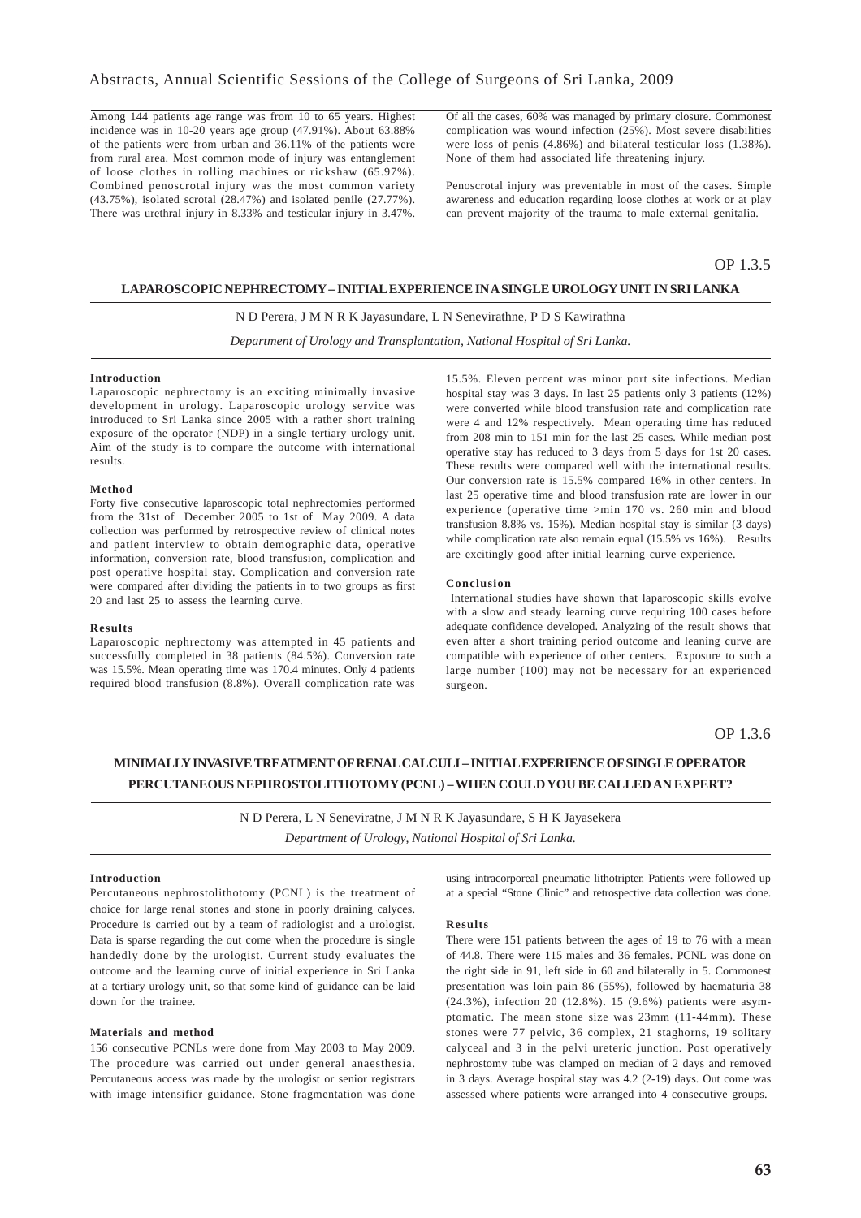Among 144 patients age range was from 10 to 65 years. Highest incidence was in 10-20 years age group (47.91%). About 63.88% of the patients were from urban and 36.11% of the patients were from rural area. Most common mode of injury was entanglement of loose clothes in rolling machines or rickshaw (65.97%). Combined penoscrotal injury was the most common variety (43.75%), isolated scrotal (28.47%) and isolated penile (27.77%). There was urethral injury in 8.33% and testicular injury in 3.47%.

Of all the cases, 60% was managed by primary closure. Commonest complication was wound infection (25%). Most severe disabilities were loss of penis (4.86%) and bilateral testicular loss (1.38%). None of them had associated life threatening injury.

Penoscrotal injury was preventable in most of the cases. Simple awareness and education regarding loose clothes at work or at play can prevent majority of the trauma to male external genitalia.

OP 1.3.5

## LAPAROSCOPIC NEPHRECTOMY – INITIAL EXPERIENCE IN A SINGLE UROLOGY UNIT IN SRI LANKA

N D Perera, J M N R K Jayasundare, L N Senevirathne, P D S Kawirathna

*Department of Urology and Transplantation, National Hospital of Sri Lanka.*

### Introduction

Laparoscopic nephrectomy is an exciting minimally invasive development in urology. Laparoscopic urology service was introduced to Sri Lanka since 2005 with a rather short training exposure of the operator (NDP) in a single tertiary urology unit. Aim of the study is to compare the outcome with international results.

### Method

Forty five consecutive laparoscopic total nephrectomies performed from the 31st of December 2005 to 1st of May 2009. A data collection was performed by retrospective review of clinical notes and patient interview to obtain demographic data, operative information, conversion rate, blood transfusion, complication and post operative hospital stay. Complication and conversion rate were compared after dividing the patients in to two groups as first 20 and last 25 to assess the learning curve.

### Results

Laparoscopic nephrectomy was attempted in 45 patients and successfully completed in 38 patients (84.5%). Conversion rate was 15.5%. Mean operating time was 170.4 minutes. Only 4 patients required blood transfusion (8.8%). Overall complication rate was 15.5%. Eleven percent was minor port site infections. Median hospital stay was 3 days. In last 25 patients only 3 patients (12%) were converted while blood transfusion rate and complication rate were 4 and 12% respectively. Mean operating time has reduced from 208 min to 151 min for the last 25 cases. While median post operative stay has reduced to 3 days from 5 days for 1st 20 cases. These results were compared well with the international results. Our conversion rate is 15.5% compared 16% in other centers. In last 25 operative time and blood transfusion rate are lower in our experience (operative time >min 170 vs. 260 min and blood transfusion 8.8% vs. 15%). Median hospital stay is similar (3 days) while complication rate also remain equal (15.5% vs 16%). Results are excitingly good after initial learning curve experience.

### Conclusion

International studies have shown that laparoscopic skills evolve with a slow and steady learning curve requiring 100 cases before adequate confidence developed. Analyzing of the result shows that even after a short training period outcome and leaning curve are compatible with experience of other centers. Exposure to such a large number (100) may not be necessary for an experienced surgeon.

OP 1.3.6

## MINIMALLY INVASIVE TREATMENT OF RENAL CALCULI – INITIAL EXPERIENCE OF SINGLE OPERATOR PERCUTANEOUS NEPHROSTOLITHOTOMY (PCNL) – WHEN COULD YOU BE CALLED AN EXPERT?

N D Perera, L N Seneviratne, J M N R K Jayasundare, S H K Jayasekera

*Department of Urology, National Hospital of Sri Lanka.*

### Introduction

Percutaneous nephrostolithotomy (PCNL) is the treatment of choice for large renal stones and stone in poorly draining calyces. Procedure is carried out by a team of radiologist and a urologist. Data is sparse regarding the out come when the procedure is single handedly done by the urologist. Current study evaluates the outcome and the learning curve of initial experience in Sri Lanka at a tertiary urology unit, so that some kind of guidance can be laid down for the trainee.

### Materials and method

156 consecutive PCNLs were done from May 2003 to May 2009. The procedure was carried out under general anaesthesia. Percutaneous access was made by the urologist or senior registrars with image intensifier guidance. Stone fragmentation was done using intracorporeal pneumatic lithotripter. Patients were followed up at a special "Stone Clinic" and retrospective data collection was done.

### Results

There were 151 patients between the ages of 19 to 76 with a mean of 44.8. There were 115 males and 36 females. PCNL was done on the right side in 91, left side in 60 and bilaterally in 5. Commonest presentation was loin pain 86 (55%), followed by haematuria 38 (24.3%), infection 20 (12.8%). 15 (9.6%) patients were asymptomatic. The mean stone size was 23mm (11-44mm). These stones were 77 pelvic, 36 complex, 21 staghorns, 19 solitary calyceal and 3 in the pelvi ureteric junction. Post operatively nephrostomy tube was clamped on median of 2 days and removed in 3 days. Average hospital stay was 4.2 (2-19) days. Out come was assessed where patients were arranged into 4 consecutive groups.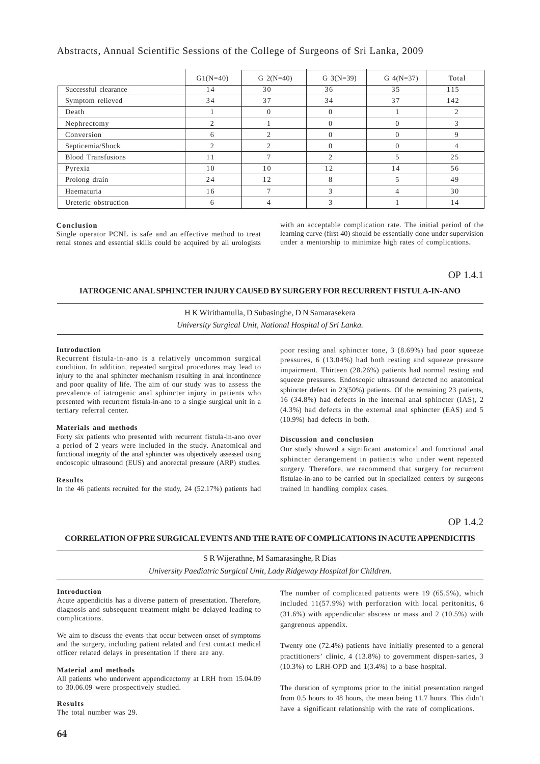| | G1(N=40) | G 2(N=40) | G 3(N=39) | G 4(N=37) | Total |
|---|---|---|---|---|---|
| Successful clearance | 14 | 30 | 36 | 35 | 115 |
| Symptom relieved | 34 | 37 | 34 | 37 | 142 |
| Death | 1 | 0 | 0 | 1 | 2 |
| Nephrectomy | 2 | 1 | 0 | 0 | 3 |
| Conversion | 6 | 2 | 0 | 0 | 9 |
| Septicemia/Shock | 2 | 2 | 0 | 0 | 4 |
| Blood Transfusions | 11 | 7 | 2 | 5 | 25 |
| Pyrexia | 10 | 10 | 12 | 14 | 56 |
| Prolong drain | 24 | 12 | 8 | 5 | 49 |
| Haematuria | 16 | 7 | 3 | 4 | 30 |
| Ureteric obstruction | 6 | 4 | 3 | 1 | 14 |

#### Conclusion

Single operator PCNL is safe and an effective method to treat renal stones and essential skills could be acquired by all urologists with an acceptable complication rate. The initial period of the learning curve (first 40) should be essentially done under supervision under a mentorship to minimize high rates of complications.

OP 1.4.1

## IATROGENIC ANAL SPHINCTER INJURY CAUSED BY SURGERY FOR RECURRENT FISTULA-IN-ANO

H K Wirithamulla, D Subasinghe, D N Samarasekera

*University Surgical Unit, National Hospital of Sri Lanka.*

#### Introduction

Recurrent fistula-in-ano is a relatively uncommon surgical condition. In addition, repeated surgical procedures may lead to injury to the anal sphincter mechanism resulting in anal incontinence and poor quality of life. The aim of our study was to assess the prevalence of iatrogenic anal sphincter injury in patients who presented with recurrent fistula-in-ano to a single surgical unit in a tertiary referral center.

#### Materials and methods

Forty six patients who presented with recurrent fistula-in-ano over a period of 2 years were included in the study. Anatomical and functional integrity of the anal sphincter was objectively assessed using endoscopic ultrasound (EUS) and anorectal pressure (ARP) studies.

#### Results

In the 46 patients recruited for the study, 24 (52.17%) patients had poor resting anal sphincter tone, 3 (8.69%) had poor squeeze pressures, 6 (13.04%) had both resting and squeeze pressure impairment. Thirteen (28.26%) patients had normal resting and squeeze pressures. Endoscopic ultrasound detected no anatomical sphincter defect in 23(50%) patients. Of the remaining 23 patients, 16 (34.8%) had defects in the internal anal sphincter (IAS), 2 (4.3%) had defects in the external anal sphincter (EAS) and 5 (10.9%) had defects in both.

#### Discussion and conclusion

Our study showed a significant anatomical and functional anal sphincter derangement in patients who under went repeated surgery. Therefore, we recommend that surgery for recurrent fistulae-in-ano to be carried out in specialized centers by surgeons trained in handling complex cases.

OP 1.4.2

## CORRELATION OF PRE SURGICAL EVENTS AND THE RATE OF COMPLICATIONS IN ACUTE APPENDICITIS

S R Wijerathne, M Samarasinghe, R Dias

*University Paediatric Surgical Unit, Lady Ridgeway Hospital for Children.*

#### Introduction

Acute appendicitis has a diverse pattern of presentation. Therefore, diagnosis and subsequent treatment might be delayed leading to complications.

We aim to discuss the events that occur between onset of symptoms and the surgery, including patient related and first contact medical officer related delays in presentation if there are any.

#### Material and methods

All patients who underwent appendicectomy at LRH from 15.04.09 to 30.06.09 were prospectively studied.

#### Results

The total number was 29.

The number of complicated patients were 19 (65.5%), which included 11(57.9%) with perforation with local peritonitis, 6 (31.6%) with appendicular abscess or mass and 2 (10.5%) with gangrenous appendix.

Twenty one (72.4%) patients have initially presented to a general practitioners' clinic, 4 (13.8%) to government dispen-saries, 3 (10.3%) to LRH-OPD and 1(3.4%) to a base hospital.

The duration of symptoms prior to the initial presentation ranged from 0.5 hours to 48 hours, the mean being 11.7 hours. This didn't have a significant relationship with the rate of complications.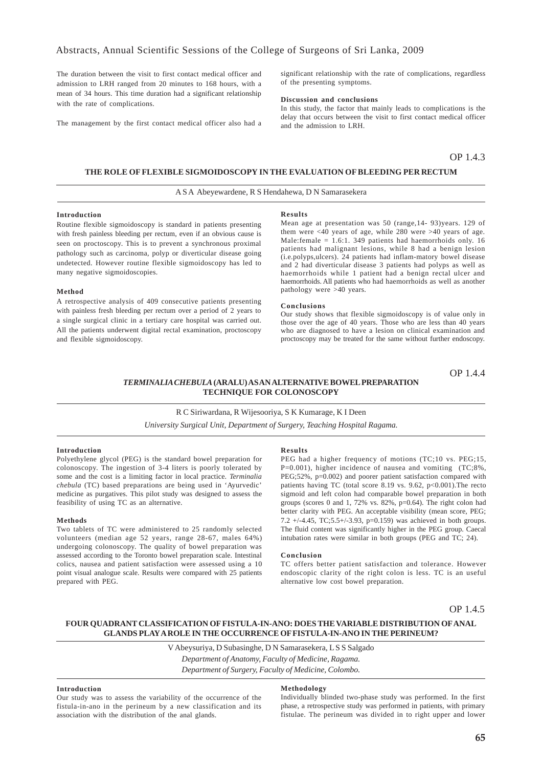The duration between the visit to first contact medical officer and admission to LRH ranged from 20 minutes to 168 hours, with a mean of 34 hours. This time duration had a significant relationship with the rate of complications.

The management by the first contact medical officer also had a significant relationship with the rate of complications, regardless of the presenting symptoms.

**Discussion and conclusions**

In this study, the factor that mainly leads to complications is the delay that occurs between the visit to first contact medical officer and the admission to LRH.

OP 1.4.3

## THE ROLE OF FLEXIBLE SIGMOIDOSCOPY IN THE EVALUATION OF BLEEDING PER RECTUM

A S A Abeyewardene, R S Hendahewa, D N Samarasekera

**Introduction**

Routine flexible sigmoidoscopy is standard in patients presenting with fresh painless bleeding per rectum, even if an obvious cause is seen on proctoscopy. This is to prevent a synchronous proximal pathology such as carcinoma, polyp or diverticular disease going undetected. However routine flexible sigmoidoscopy has led to many negative sigmoidoscopies.

**Method**

A retrospective analysis of 409 consecutive patients presenting with painless fresh bleeding per rectum over a period of 2 years to a single surgical clinic in a tertiary care hospital was carried out. All the patients underwent digital rectal examination, proctoscopy and flexible sigmoidoscopy.

**Results**

Mean age at presentation was 50 (range,14- 93)years. 129 of them were <40 years of age, while 280 were >40 years of age. Male:female = 1.6:1. 349 patients had haemorrhoids only. 16 patients had malignant lesions, while 8 had a benign lesion (i.e.polyps,ulcers). 24 patients had inflam-matory bowel disease and 2 had diverticular disease 3 patients had polyps as well as haemorrhoids while 1 patient had a benign rectal ulcer and haemorrhoids. All patients who had haemorrhoids as well as another pathology were >40 years.

**Conclusions**

Our study shows that flexible sigmoidoscopy is of value only in those over the age of 40 years. Those who are less than 40 years who are diagnosed to have a lesion on clinical examination and proctoscopy may be treated for the same without further endoscopy.

OP 1.4.4

## *TERMINALIA CHEBULA* (ARALU) AS AN ALTERNATIVE BOWEL PREPARATION TECHNIQUE FOR COLONOSCOPY

R C Siriwardana, R Wijesooriya, S K Kumarage, K I Deen

*University Surgical Unit, Department of Surgery, Teaching Hospital Ragama.*

**Introduction**

Polyethylene glycol (PEG) is the standard bowel preparation for colonoscopy. The ingestion of 3-4 liters is poorly tolerated by some and the cost is a limiting factor in local practice. *Terminalia chebula* (TC) based preparations are being used in 'Ayurvedic' medicine as purgatives. This pilot study was designed to assess the feasibility of using TC as an alternative.

**Methods**

Two tablets of TC were administered to 25 randomly selected volunteers (median age 52 years, range 28-67, males 64%) undergoing colonoscopy. The quality of bowel preparation was assessed according to the Toronto bowel preparation scale. Intestinal colics, nausea and patient satisfaction were assessed using a 10 point visual analogue scale. Results were compared with 25 patients prepared with PEG.

**Results**

PEG had a higher frequency of motions (TC;10 vs. PEG;15, P=0.001), higher incidence of nausea and vomiting (TC;8%, PEG;52%, p=0.002) and poorer patient satisfaction compared with patients having TC (total score 8.19 vs. 9.62, p<0.001).The recto sigmoid and left colon had comparable bowel preparation in both groups (scores 0 and 1, 72% vs. 82%, p=0.64). The right colon had better clarity with PEG. An acceptable visibility (mean score, PEG; 7.2 +/-4.45, TC;5.5+/-3.93, p=0.159) was achieved in both groups. The fluid content was significantly higher in the PEG group. Caecal intubation rates were similar in both groups (PEG and TC; 24).

**Conclusion**

TC offers better patient satisfaction and tolerance. However endoscopic clarity of the right colon is less. TC is an useful alternative low cost bowel preparation.

OP 1.4.5

## FOUR QUADRANT CLASSIFICATION OF FISTULA-IN-ANO: DOES THE VARIABLE DISTRIBUTION OF ANAL GLANDS PLAY A ROLE IN THE OCCURRENCE OF FISTULA-IN-ANO IN THE PERINEUM?

V Abeysuriya, D Subasinghe, D N Samarasekera, L S S Salgado

*Department of Anatomy, Faculty of Medicine, Ragama.*
*Department of Surgery, Faculty of Medicine, Colombo.*

**Introduction**

Our study was to assess the variability of the occurrence of the fistula-in-ano in the perineum by a new classification and its association with the distribution of the anal glands.

**Methodology**

Individually blinded two-phase study was performed. In the first phase, a retrospective study was performed in patients, with primary fistulae. The perineum was divided in to right upper and lower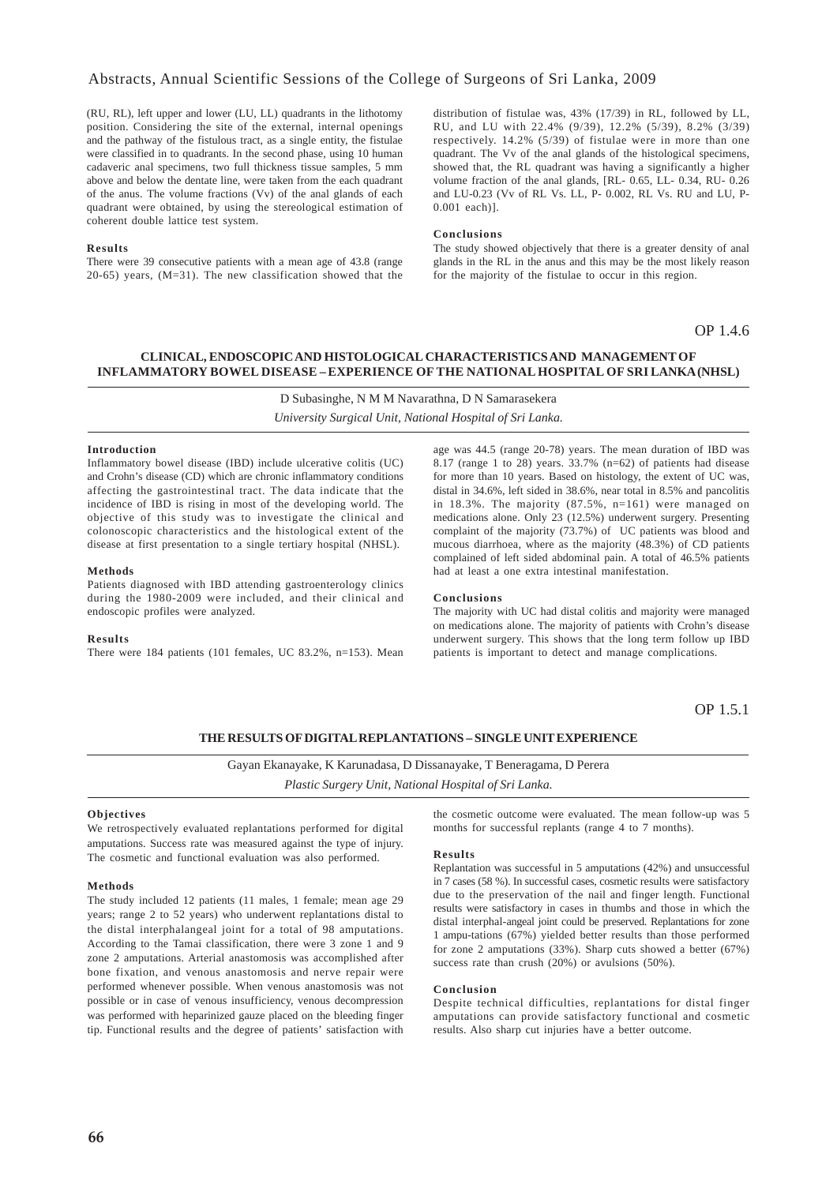(RU, RL), left upper and lower (LU, LL) quadrants in the lithotomy position. Considering the site of the external, internal openings and the pathway of the fistulous tract, as a single entity, the fistulae were classified in to quadrants. In the second phase, using 10 human cadaveric anal specimens, two full thickness tissue samples, 5 mm above and below the dentate line, were taken from the each quadrant of the anus. The volume fractions (Vv) of the anal glands of each quadrant were obtained, by using the stereological estimation of coherent double lattice test system.

#### Results

There were 39 consecutive patients with a mean age of 43.8 (range 20-65) years, (M=31). The new classification showed that the distribution of fistulae was, 43% (17/39) in RL, followed by LL, RU, and LU with 22.4% (9/39), 12.2% (5/39), 8.2% (3/39) respectively. 14.2% (5/39) of fistulae were in more than one quadrant. The Vv of the anal glands of the histological specimens, showed that, the RL quadrant was having a significantly a higher volume fraction of the anal glands, [RL- 0.65, LL- 0.34, RU- 0.26 and LU-0.23 (Vv of RL Vs. LL, P- 0.002, RL Vs. RU and LU, P- 0.001 each)].

#### Conclusions

The study showed objectively that there is a greater density of anal glands in the RL in the anus and this may be the most likely reason for the majority of the fistulae to occur in this region.

OP 1.4.6

## CLINICAL, ENDOSCOPIC AND HISTOLOGICAL CHARACTERISTICS AND MANAGEMENT OF INFLAMMATORY BOWEL DISEASE – EXPERIENCE OF THE NATIONAL HOSPITAL OF SRI LANKA (NHSL)

D Subasinghe, N M M Navarathna, D N Samarasekera

*University Surgical Unit, National Hospital of Sri Lanka.*

#### Introduction

Inflammatory bowel disease (IBD) include ulcerative colitis (UC) and Crohn's disease (CD) which are chronic inflammatory conditions affecting the gastrointestinal tract. The data indicate that the incidence of IBD is rising in most of the developing world. The objective of this study was to investigate the clinical and colonoscopic characteristics and the histological extent of the disease at first presentation to a single tertiary hospital (NHSL).

#### Methods

Patients diagnosed with IBD attending gastroenterology clinics during the 1980-2009 were included, and their clinical and endoscopic profiles were analyzed.

#### Results

There were 184 patients (101 females, UC 83.2%, n=153). Mean age was 44.5 (range 20-78) years. The mean duration of IBD was 8.17 (range 1 to 28) years. 33.7% (n=62) of patients had disease for more than 10 years. Based on histology, the extent of UC was, distal in 34.6%, left sided in 38.6%, near total in 8.5% and pancolitis in 18.3%. The majority (87.5%, n=161) were managed on medications alone. Only 23 (12.5%) underwent surgery. Presenting complaint of the majority (73.7%) of UC patients was blood and mucous diarrhoea, where as the majority (48.3%) of CD patients complained of left sided abdominal pain. A total of 46.5% patients had at least a one extra intestinal manifestation.

#### Conclusions

The majority with UC had distal colitis and majority were managed on medications alone. The majority of patients with Crohn's disease underwent surgery. This shows that the long term follow up IBD patients is important to detect and manage complications.

OP 1.5.1

## THE RESULTS OF DIGITAL REPLANTATIONS – SINGLE UNIT EXPERIENCE

Gayan Ekanayake, K Karunadasa, D Dissanayake, T Beneragama, D Perera

*Plastic Surgery Unit, National Hospital of Sri Lanka.*

#### Objectives

We retrospectively evaluated replantations performed for digital amputations. Success rate was measured against the type of injury. The cosmetic and functional evaluation was also performed.

#### Methods

The study included 12 patients (11 males, 1 female; mean age 29 years; range 2 to 52 years) who underwent replantations distal to the distal interphalangeal joint for a total of 98 amputations. According to the Tamai classification, there were 3 zone 1 and 9 zone 2 amputations. Arterial anastomosis was accomplished after bone fixation, and venous anastomosis and nerve repair were performed whenever possible. When venous anastomosis was not possible or in case of venous insufficiency, venous decompression was performed with heparinized gauze placed on the bleeding finger tip. Functional results and the degree of patients' satisfaction with the cosmetic outcome were evaluated. The mean follow-up was 5 months for successful replants (range 4 to 7 months).

#### Results

Replantation was successful in 5 amputations (42%) and unsuccessful in 7 cases (58 %). In successful cases, cosmetic results were satisfactory due to the preservation of the nail and finger length. Functional results were satisfactory in cases in thumbs and those in which the distal interphal-angeal joint could be preserved. Replantations for zone 1 ampu-tations (67%) yielded better results than those performed for zone 2 amputations (33%). Sharp cuts showed a better (67%) success rate than crush (20%) or avulsions (50%).

#### Conclusion

Despite technical difficulties, replantations for distal finger amputations can provide satisfactory functional and cosmetic results. Also sharp cut injuries have a better outcome.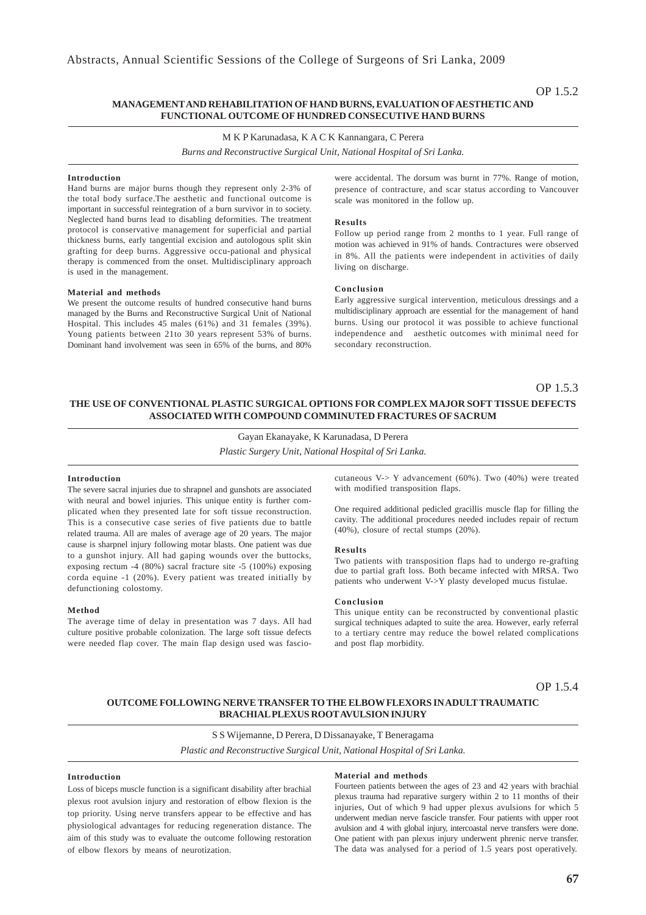OP 1.5.2

## MANAGEMENT AND REHABILITATION OF HAND BURNS, EVALUATION OF AESTHETIC AND FUNCTIONAL OUTCOME OF HUNDRED CONSECUTIVE HAND BURNS

M K P Karunadasa, K A C K Kannangara, C Perera

*Burns and Reconstructive Surgical Unit, National Hospital of Sri Lanka.*

### Introduction

Hand burns are major burns though they represent only 2-3% of the total body surface.The aesthetic and functional outcome is important in successful reintegration of a burn survivor in to society. Neglected hand burns lead to disabling deformities. The treatment protocol is conservative management for superficial and partial thickness burns, early tangential excision and autologous split skin grafting for deep burns. Aggressive occu-pational and physical therapy is commenced from the onset. Multidisciplinary approach is used in the management.

### Material and methods

We present the outcome results of hundred consecutive hand burns managed by the Burns and Reconstructive Surgical Unit of National Hospital. This includes 45 males (61%) and 31 females (39%). Young patients between 21to 30 years represent 53% of burns. Dominant hand involvement was seen in 65% of the burns, and 80% were accidental. The dorsum was burnt in 77%. Range of motion, presence of contracture, and scar status according to Vancouver scale was monitored in the follow up.

### Results

Follow up period range from 2 months to 1 year. Full range of motion was achieved in 91% of hands. Contractures were observed in 8%. All the patients were independent in activities of daily living on discharge.

### Conclusion

Early aggressive surgical intervention, meticulous dressings and a multidisciplinary approach are essential for the management of hand burns. Using our protocol it was possible to achieve functional independence and aesthetic outcomes with minimal need for secondary reconstruction.

OP 1.5.3

## THE USE OF CONVENTIONAL PLASTIC SURGICAL OPTIONS FOR COMPLEX MAJOR SOFT TISSUE DEFECTS ASSOCIATED WITH COMPOUND COMMINUTED FRACTURES OF SACRUM

Gayan Ekanayake, K Karunadasa, D Perera

*Plastic Surgery Unit, National Hospital of Sri Lanka.*

### Introduction

The severe sacral injuries due to shrapnel and gunshots are associated with neural and bowel injuries. This unique entity is further complicated when they presented late for soft tissue reconstruction. This is a consecutive case series of five patients due to battle related trauma. All are males of average age of 20 years. The major cause is sharpnel injury following motar blasts. One patient was due to a gunshot injury. All had gaping wounds over the buttocks, exposing rectum -4 (80%) sacral fracture site -5 (100%) exposing corda equine -1 (20%). Every patient was treated initially by defunctioning colostomy.

### Method

The average time of delay in presentation was 7 days. All had culture positive probable colonization. The large soft tissue defects were needed flap cover. The main flap design used was fascio-cutaneous V-> Y advancement (60%). Two (40%) were treated with modified transposition flaps.

One required additional pedicled gracillis muscle flap for filling the cavity. The additional procedures needed includes repair of rectum (40%), closure of rectal stumps (20%).

### Results

Two patients with transposition flaps had to undergo re-grafting due to partial graft loss. Both became infected with MRSA. Two patients who underwent V->Y plasty developed mucus fistulae.

### Conclusion

This unique entity can be reconstructed by conventional plastic surgical techniques adapted to suite the area. However, early referral to a tertiary centre may reduce the bowel related complications and post flap morbidity.

OP 1.5.4

## OUTCOME FOLLOWING NERVE TRANSFER TO THE ELBOW FLEXORS IN ADULT TRAUMATIC BRACHIAL PLEXUS ROOT AVULSION INJURY

S S Wijemanne, D Perera, D Dissanayake, T Beneragama

*Plastic and Reconstructive Surgical Unit, National Hospital of Sri Lanka.*

### Introduction

Loss of biceps muscle function is a significant disability after brachial plexus root avulsion injury and restoration of elbow flexion is the top priority. Using nerve transfers appear to be effective and has physiological advantages for reducing regeneration distance. The aim of this study was to evaluate the outcome following restoration of elbow flexors by means of neurotization.

### Material and methods

Fourteen patients between the ages of 23 and 42 years with brachial plexus trauma had reparative surgery within 2 to 11 months of their injuries, Out of which 9 had upper plexus avulsions for which 5 underwent median nerve fascicle transfer. Four patients with upper root avulsion and 4 with global injury, intercoastal nerve transfers were done. One patient with pan plexus injury underwent phrenic nerve transfer. The data was analysed for a period of 1.5 years post operatively.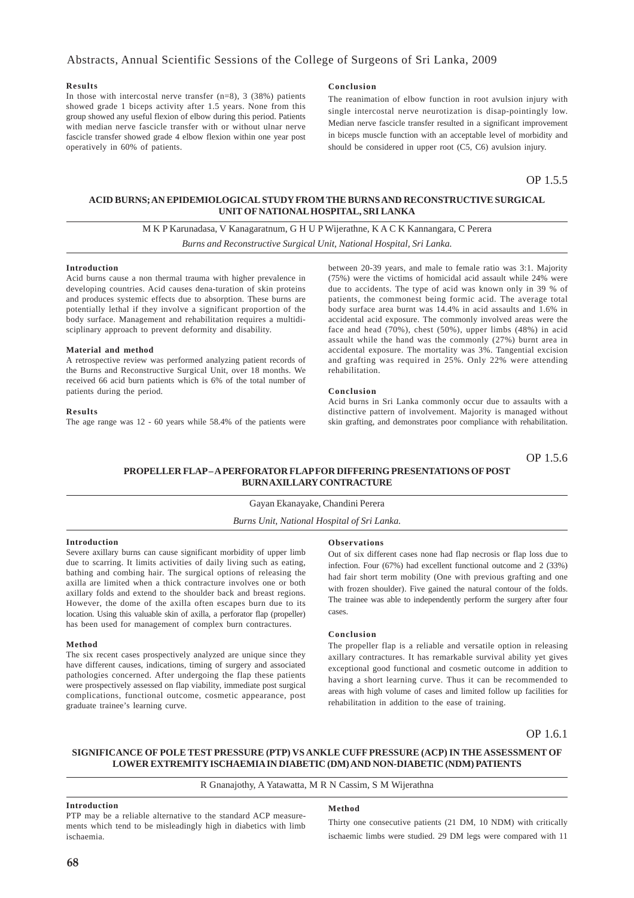#### Results

In those with intercostal nerve transfer (n=8), 3 (38%) patients showed grade 1 biceps activity after 1.5 years. None from this group showed any useful flexion of elbow during this period. Patients with median nerve fascicle transfer with or without ulnar nerve fascicle transfer showed grade 4 elbow flexion within one year post operatively in 60% of patients.

#### Conclusion

The reanimation of elbow function in root avulsion injury with single intercostal nerve neurotization is disap-pointingly low. Median nerve fascicle transfer resulted in a significant improvement in biceps muscle function with an acceptable level of morbidity and should be considered in upper root (C5, C6) avulsion injury.

OP 1.5.5

## ACID BURNS; AN EPIDEMIOLOGICAL STUDY FROM THE BURNS AND RECONSTRUCTIVE SURGICAL UNIT OF NATIONAL HOSPITAL, SRI LANKA

M K P Karunadasa, V Kanagaratnum, G H U P Wijerathne, K A C K Kannangara, C Perera

*Burns and Reconstructive Surgical Unit, National Hospital, Sri Lanka.*

#### Introduction

Acid burns cause a non thermal trauma with higher prevalence in developing countries. Acid causes dena-turation of skin proteins and produces systemic effects due to absorption. These burns are potentially lethal if they involve a significant proportion of the body surface. Management and rehabilitation requires a multidisciplinary approach to prevent deformity and disability.

#### Material and method

A retrospective review was performed analyzing patient records of the Burns and Reconstructive Surgical Unit, over 18 months. We received 66 acid burn patients which is 6% of the total number of patients during the period.

#### Results

The age range was 12 - 60 years while 58.4% of the patients were between 20-39 years, and male to female ratio was 3:1. Majority (75%) were the victims of homicidal acid assault while 24% were due to accidents. The type of acid was known only in 39 % of patients, the commonest being formic acid. The average total body surface area burnt was 14.4% in acid assaults and 1.6% in accidental acid exposure. The commonly involved areas were the face and head (70%), chest (50%), upper limbs (48%) in acid assault while the hand was the commonly (27%) burnt area in accidental exposure. The mortality was 3%. Tangential excision and grafting was required in 25%. Only 22% were attending rehabilitation.

#### Conclusion

Acid burns in Sri Lanka commonly occur due to assaults with a distinctive pattern of involvement. Majority is managed without skin grafting, and demonstrates poor compliance with rehabilitation.

OP 1.5.6

## PROPELLER FLAP – A PERFORATOR FLAP FOR DIFFERING PRESENTATIONS OF POST BURN AXILLARY CONTRACTURE

Gayan Ekanayake, Chandini Perera

*Burns Unit, National Hospital of Sri Lanka.*

#### Introduction

Severe axillary burns can cause significant morbidity of upper limb due to scarring. It limits activities of daily living such as eating, bathing and combing hair. The surgical options of releasing the axilla are limited when a thick contracture involves one or both axillary folds and extend to the shoulder back and breast regions. However, the dome of the axilla often escapes burn due to its location. Using this valuable skin of axilla, a perforator flap (propeller) has been used for management of complex burn contractures.

#### Method

The six recent cases prospectively analyzed are unique since they have different causes, indications, timing of surgery and associated pathologies concerned. After undergoing the flap these patients were prospectively assessed on flap viability, immediate post surgical complications, functional outcome, cosmetic appearance, post graduate trainee's learning curve.

#### Observations

Out of six different cases none had flap necrosis or flap loss due to infection. Four (67%) had excellent functional outcome and 2 (33%) had fair short term mobility (One with previous grafting and one with frozen shoulder). Five gained the natural contour of the folds. The trainee was able to independently perform the surgery after four cases.

#### Conclusion

The propeller flap is a reliable and versatile option in releasing axillary contractures. It has remarkable survival ability yet gives exceptional good functional and cosmetic outcome in addition to having a short learning curve. Thus it can be recommended to areas with high volume of cases and limited follow up facilities for rehabilitation in addition to the ease of training.

OP 1.6.1

## SIGNIFICANCE OF POLE TEST PRESSURE (PTP) VS ANKLE CUFF PRESSURE (ACP) IN THE ASSESSMENT OF LOWER EXTREMITY ISCHAEMIA IN DIABETIC (DM) AND NON-DIABETIC (NDM) PATIENTS

R Gnanajothy, A Yatawatta, M R N Cassim, S M Wijerathna

#### Introduction

PTP may be a reliable alternative to the standard ACP measurements which tend to be misleadingly high in diabetics with limb ischaemia.

#### Method

Thirty one consecutive patients (21 DM, 10 NDM) with critically ischaemic limbs were studied. 29 DM legs were compared with 11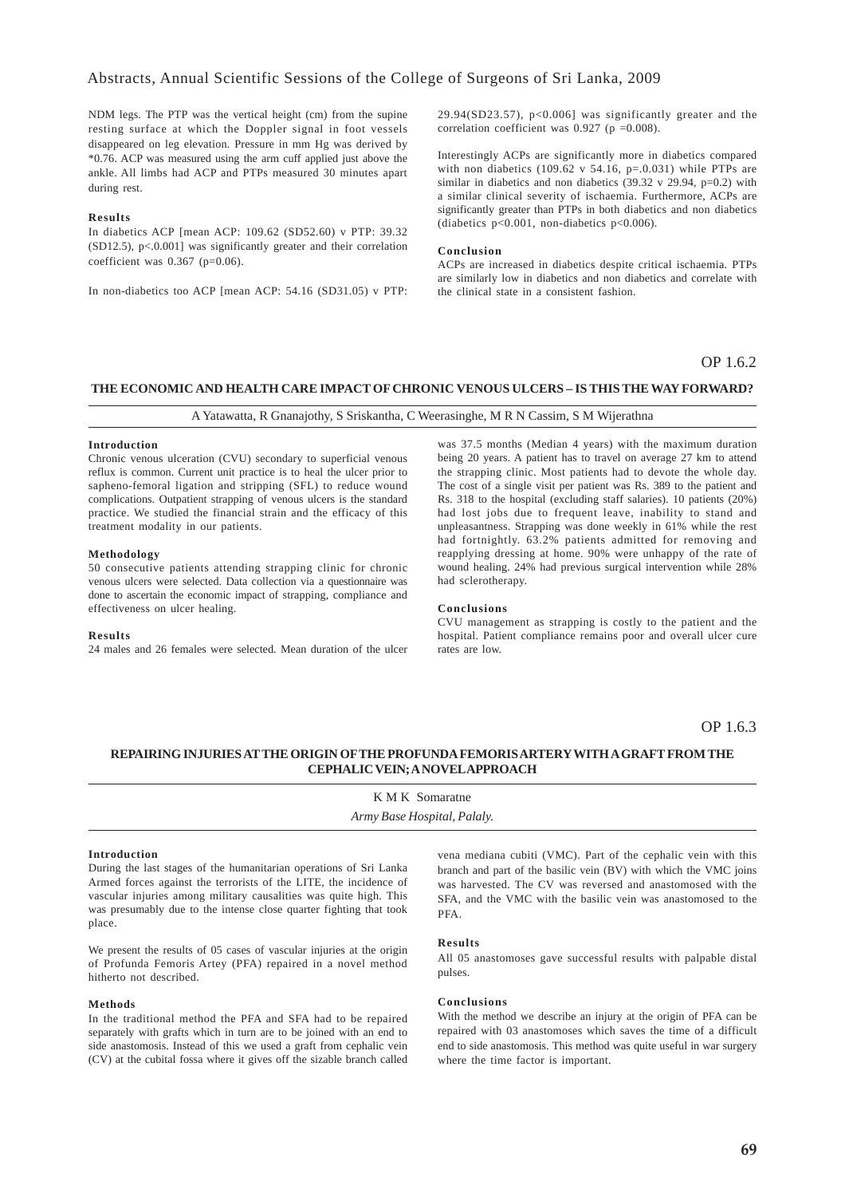NDM legs. The PTP was the vertical height (cm) from the supine resting surface at which the Doppler signal in foot vessels disappeared on leg elevation. Pressure in mm Hg was derived by *0.76. ACP was measured using the arm cuff applied just above the ankle. All limbs had ACP and PTPs measured 30 minutes apart during rest.

#### Results

In diabetics ACP [mean ACP: 109.62 (SD52.60) v PTP: 39.32 (SD12.5), $p<.0.001$] was significantly greater and their correlation coefficient was 0.367 ($p=0.06$).

In non-diabetics too ACP [mean ACP: 54.16 (SD31.05) v PTP: 29.94(SD23.57), $p<0.006$] was significantly greater and the correlation coefficient was 0.927 ($p = 0.008$).

Interestingly ACPs are significantly more in diabetics compared with non diabetics (109.62 v 54.16, $p=.0.031$) while PTPs are similar in diabetics and non diabetics (39.32 v 29.94, $p=0.2$) with a similar clinical severity of ischaemia. Furthermore, ACPs are significantly greater than PTPs in both diabetics and non diabetics (diabetics $p<0.001$, non-diabetics $p<0.006$).

#### Conclusion

ACPs are increased in diabetics despite critical ischaemia. PTPs are similarly low in diabetics and non diabetics and correlate with the clinical state in a consistent fashion.

OP 1.6.2

## THE ECONOMIC AND HEALTH CARE IMPACT OF CHRONIC VENOUS ULCERS – IS THIS THE WAY FORWARD?

A Yatawatta, R Gnanajothy, S Sriskantha, C Weerasinghe, M R N Cassim, S M Wijerathna

#### Introduction

Chronic venous ulceration (CVU) secondary to superficial venous reflux is common. Current unit practice is to heal the ulcer prior to sapheno-femoral ligation and stripping (SFL) to reduce wound complications. Outpatient strapping of venous ulcers is the standard practice. We studied the financial strain and the efficacy of this treatment modality in our patients.

#### Methodology

50 consecutive patients attending strapping clinic for chronic venous ulcers were selected. Data collection via a questionnaire was done to ascertain the economic impact of strapping, compliance and effectiveness on ulcer healing.

#### Results

24 males and 26 females were selected. Mean duration of the ulcer was 37.5 months (Median 4 years) with the maximum duration being 20 years. A patient has to travel on average 27 km to attend the strapping clinic. Most patients had to devote the whole day. The cost of a single visit per patient was Rs. 389 to the patient and Rs. 318 to the hospital (excluding staff salaries). 10 patients (20%) had lost jobs due to frequent leave, inability to stand and unpleasantness. Strapping was done weekly in 61% while the rest had fortnightly. 63.2% patients admitted for removing and reapplying dressing at home. 90% were unhappy of the rate of wound healing. 24% had previous surgical intervention while 28% had sclerotherapy.

#### Conclusions

CVU management as strapping is costly to the patient and the hospital. Patient compliance remains poor and overall ulcer cure rates are low.

OP 1.6.3

## REPAIRING INJURIES AT THE ORIGIN OF THE PROFUNDA FEMORIS ARTERY WITH A GRAFT FROM THE CEPHALIC VEIN; A NOVEL APPROACH

K M K Somaratne

*Army Base Hospital, Palaly.*

#### Introduction

During the last stages of the humanitarian operations of Sri Lanka Armed forces against the terrorists of the LITE, the incidence of vascular injuries among military causalities was quite high. This was presumably due to the intense close quarter fighting that took place.

We present the results of 05 cases of vascular injuries at the origin of Profunda Femoris Artey (PFA) repaired in a novel method hitherto not described.

#### Methods

In the traditional method the PFA and SFA had to be repaired separately with grafts which in turn are to be joined with an end to side anastomosis. Instead of this we used a graft from cephalic vein (CV) at the cubital fossa where it gives off the sizable branch called vena mediana cubiti (VMC). Part of the cephalic vein with this branch and part of the basilic vein (BV) with which the VMC joins was harvested. The CV was reversed and anastomosed with the SFA, and the VMC with the basilic vein was anastomosed to the PFA.

#### Results

All 05 anastomoses gave successful results with palpable distal pulses.

#### Conclusions

With the method we describe an injury at the origin of PFA can be repaired with 03 anastomoses which saves the time of a difficult end to side anastomosis. This method was quite useful in war surgery where the time factor is important.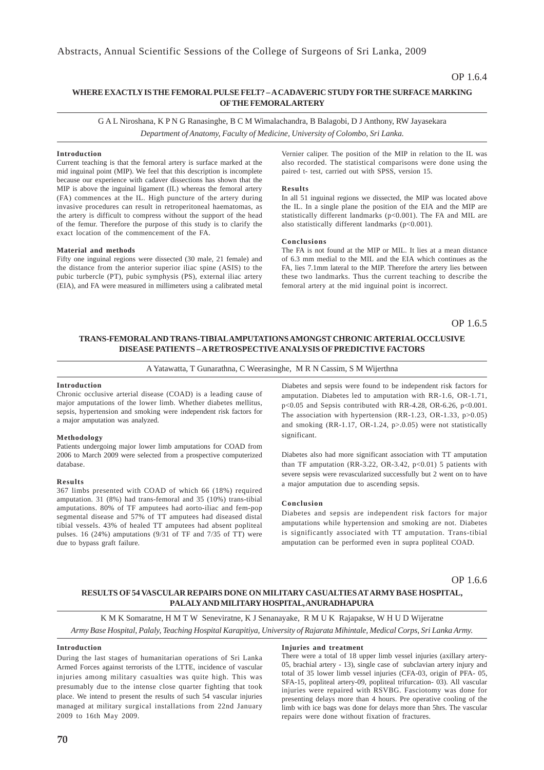OP 1.6.4

## WHERE EXACTLY IS THE FEMORAL PULSE FELT? – A CADAVERIC STUDY FOR THE SURFACE MARKING OF THE FEMORAL ARTERY

G A L Niroshana, K P N G Ranasinghe, B C M Wimalachandra, B Balagobi, D J Anthony, RW Jayasekara

*Department of Anatomy, Faculty of Medicine, University of Colombo, Sri Lanka.*

**Introduction**

Current teaching is that the femoral artery is surface marked at the mid inguinal point (MIP). We feel that this description is incomplete because our experience with cadaver dissections has shown that the MIP is above the inguinal ligament (IL) whereas the femoral artery (FA) commences at the IL. High puncture of the artery during invasive procedures can result in retroperitoneal haematomas, as the artery is difficult to compress without the support of the head of the femur. Therefore the purpose of this study is to clarify the exact location of the commencement of the FA.

**Material and methods**

Fifty one inguinal regions were dissected (30 male, 21 female) and the distance from the anterior superior iliac spine (ASIS) to the pubic turbercle (PT), pubic symphysis (PS), external iliac artery (EIA), and FA were measured in millimeters using a calibrated metal Vernier caliper. The position of the MIP in relation to the IL was also recorded. The statistical comparisons were done using the paired t- test, carried out with SPSS, version 15.

**Results**

In all 51 inguinal regions we dissected, the MIP was located above the IL. In a single plane the position of the EIA and the MIP are statistically different landmarks ($p<0.001$). The FA and MIL are also statistically different landmarks ($p<0.001$).

**Conclusions**

The FA is not found at the MIP or MIL. It lies at a mean distance of 6.3 mm medial to the MIL and the EIA which continues as the FA, lies 7.1mm lateral to the MIP. Therefore the artery lies between these two landmarks. Thus the current teaching to describe the femoral artery at the mid inguinal point is incorrect.

OP 1.6.5

## TRANS-FEMORAL AND TRANS-TIBIAL AMPUTATIONS AMONGST CHRONIC ARTERIAL OCCLUSIVE DISEASE PATIENTS – A RETROSPECTIVE ANALYSIS OF PREDICTIVE FACTORS

A Yatawatta, T Gunarathna, C Weerasinghe, M R N Cassim, S M Wijerthna

**Introduction**

Chronic occlusive arterial disease (COAD) is a leading cause of major amputations of the lower limb. Whether diabetes mellitus, sepsis, hypertension and smoking were independent risk factors for a major amputation was analyzed.

**Methodology**

Patients undergoing major lower limb amputations for COAD from 2006 to March 2009 were selected from a prospective computerized database.

**Results**

367 limbs presented with COAD of which 66 (18%) required amputation. 31 (8%) had trans-femoral and 35 (10%) trans-tibial amputations. 80% of TF amputees had aorto-iliac and fem-pop segmental disease and 57% of TT amputees had diseased distal tibial vessels. 43% of healed TT amputees had absent popliteal pulses. 16 (24%) amputations (9/31 of TF and 7/35 of TT) were due to bypass graft failure.

Diabetes and sepsis were found to be independent risk factors for amputation. Diabetes led to amputation with RR-1.6, OR-1.71, $p<0.05$ and Sepsis contributed with RR-4.28, OR-6.26, $p<0.001$. The association with hypertension (RR-1.23, OR-1.33, $p>0.05$) and smoking (RR-1.17, OR-1.24, $p>.0.05$) were not statistically significant.

Diabetes also had more significant association with TT amputation than TF amputation (RR-3.22, OR-3.42, $p<0.01$) 5 patients with severe sepsis were revascularized successfully but 2 went on to have a major amputation due to ascending sepsis.

**Conclusion**

Diabetes and sepsis are independent risk factors for major amputations while hypertension and smoking are not. Diabetes is significantly associated with TT amputation. Trans-tibial amputation can be performed even in supra popliteal COAD.

OP 1.6.6

## RESULTS OF 54 VASCULAR REPAIRS DONE ON MILITARY CASUALTIES AT ARMY BASE HOSPITAL, PALALY AND MILITARY HOSPITAL, ANURADHAPURA

K M K Somaratne, H M T W Seneviratne, K J Senanayake, R M U K Rajapakse, W H U D Wijeratne

*Army Base Hospital, Palaly, Teaching Hospital Karapitiya, University of Rajarata Mihintale, Medical Corps, Sri Lanka Army.*

**Introduction**

During the last stages of humanitarian operations of Sri Lanka Armed Forces against terrorists of the LTTE, incidence of vascular injuries among military casualties was quite high. This was presumably due to the intense close quarter fighting that took place. We intend to present the results of such 54 vascular injuries managed at military surgical installations from 22nd January 2009 to 16th May 2009.

**Injuries and treatment**

There were a total of 18 upper limb vessel injuries (axillary artery- 05, brachial artery - 13), single case of subclavian artery injury and total of 35 lower limb vessel injuries (CFA-03, origin of PFA- 05, SFA-15, popliteal artery-09, popliteal trifurcation- 03). All vascular injuries were repaired with RSVBG. Fasciotomy was done for presenting delays more than 4 hours. Pre operative cooling of the limb with ice bags was done for delays more than 5hrs. The vascular repairs were done without fixation of fractures.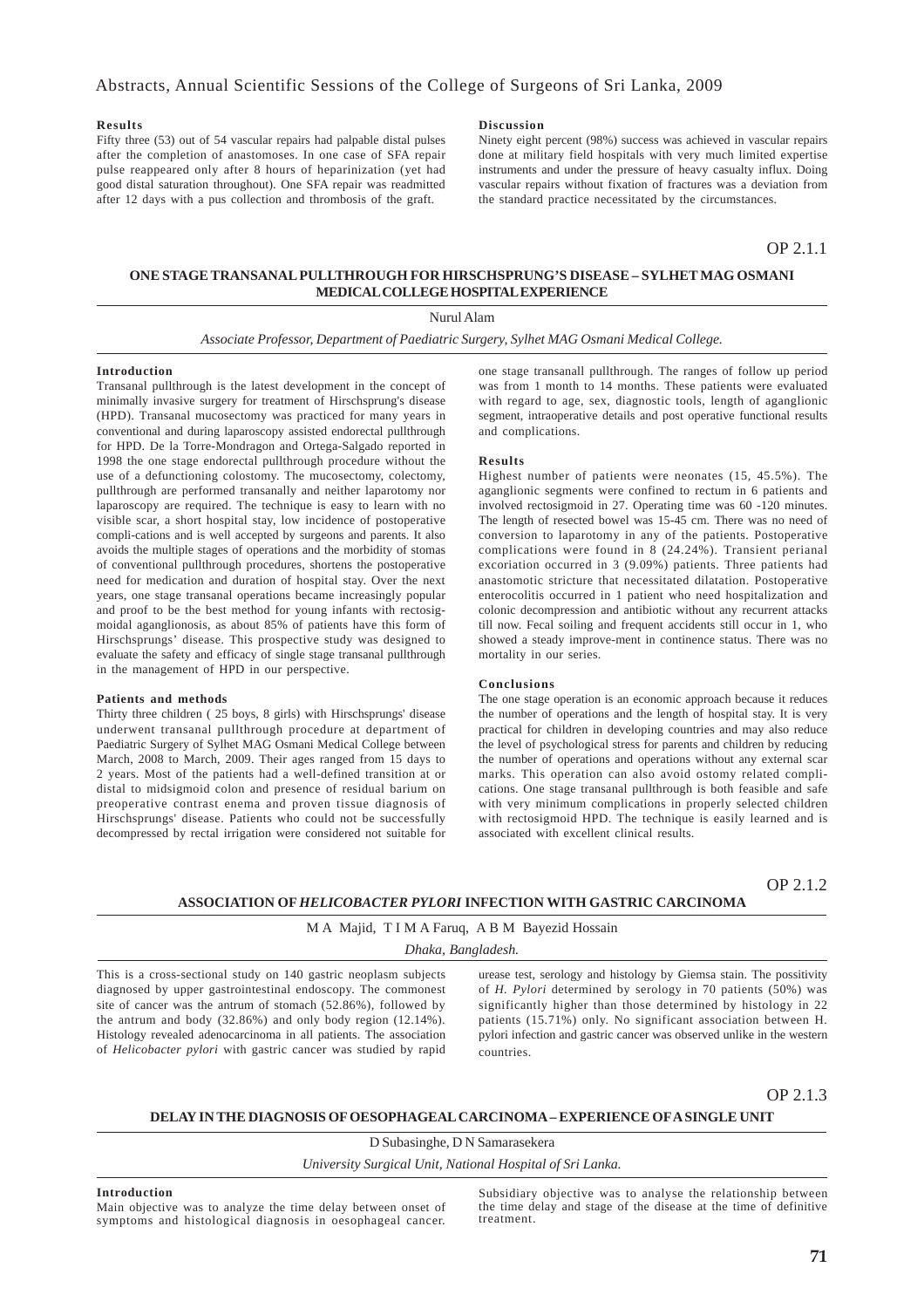#### Results

Fifty three (53) out of 54 vascular repairs had palpable distal pulses after the completion of anastomoses. In one case of SFA repair pulse reappeared only after 8 hours of heparinization (yet had good distal saturation throughout). One SFA repair was readmitted after 12 days with a pus collection and thrombosis of the graft.

#### Discussion

Ninety eight percent (98%) success was achieved in vascular repairs done at military field hospitals with very much limited expertise instruments and under the pressure of heavy casualty influx. Doing vascular repairs without fixation of fractures was a deviation from the standard practice necessitated by the circumstances.

OP 2.1.1

## ONE STAGE TRANSANAL PULLTHROUGH FOR HIRSCHSPRUNG'S DISEASE – SYLHET MAG OSMANI MEDICAL COLLEGE HOSPITAL EXPERIENCE

Nurul Alam

*Associate Professor, Department of Paediatric Surgery, Sylhet MAG Osmani Medical College.*

#### Introduction

Transanal pullthrough is the latest development in the concept of minimally invasive surgery for treatment of Hirschsprung's disease (HPD). Transanal mucosectomy was practiced for many years in conventional and during laparoscopy assisted endorectal pullthrough for HPD. De la Torre-Mondragon and Ortega-Salgado reported in 1998 the one stage endorectal pullthrough procedure without the use of a defunctioning colostomy. The mucosectomy, colectomy, pullthrough are performed transanally and neither laparotomy nor laparoscopy are required. The technique is easy to learn with no visible scar, a short hospital stay, low incidence of postoperative compli-cations and is well accepted by surgeons and parents. It also avoids the multiple stages of operations and the morbidity of stomas of conventional pullthrough procedures, shortens the postoperative need for medication and duration of hospital stay. Over the next years, one stage transanal operations became increasingly popular and proof to be the best method for young infants with rectosig-moidal aganglionosis, as about 85% of patients have this form of Hirschsprungs' disease. This prospective study was designed to evaluate the safety and efficacy of single stage transanal pullthrough in the management of HPD in our perspective.

#### Patients and methods

Thirty three children ( 25 boys, 8 girls) with Hirschsprungs' disease underwent transanal pullthrough procedure at department of Paediatric Surgery of Sylhet MAG Osmani Medical College between March, 2008 to March, 2009. Their ages ranged from 15 days to 2 years. Most of the patients had a well-defined transition at or distal to midsigmoid colon and presence of residual barium on preoperative contrast enema and proven tissue diagnosis of Hirschsprungs' disease. Patients who could not be successfully decompressed by rectal irrigation were considered not suitable for one stage transanall pullthrough. The ranges of follow up period was from 1 month to 14 months. These patients were evaluated with regard to age, sex, diagnostic tools, length of aganglionic segment, intraoperative details and post operative functional results and complications.

#### Results

Highest number of patients were neonates (15, 45.5%). The aganglionic segments were confined to rectum in 6 patients and involved rectosigmoid in 27. Operating time was 60 -120 minutes. The length of resected bowel was 15-45 cm. There was no need of conversion to laparotomy in any of the patients. Postoperative complications were found in 8 (24.24%). Transient perianal excoriation occurred in 3 (9.09%) patients. Three patients had anastomotic stricture that necessitated dilatation. Postoperative enterocolitis occurred in 1 patient who need hospitalization and colonic decompression and antibiotic without any recurrent attacks till now. Fecal soiling and frequent accidents still occur in 1, who showed a steady improve-ment in continence status. There was no mortality in our series.

#### Conclusions

The one stage operation is an economic approach because it reduces the number of operations and the length of hospital stay. It is very practical for children in developing countries and may also reduce the level of psychological stress for parents and children by reducing the number of operations and operations without any external scar marks. This operation can also avoid ostomy related compli-cations. One stage transanal pullthrough is both feasible and safe with very minimum complications in properly selected children with rectosigmoid HPD. The technique is easily learned and is associated with excellent clinical results.

OP 2.1.2

## ASSOCIATION OF *HELICOBACTER PYLORI* INFECTION WITH GASTRIC CARCINOMA

M A Majid, T I M A Faruq, A B M Bayezid Hossain

*Dhaka, Bangladesh.*

This is a cross-sectional study on 140 gastric neoplasm subjects diagnosed by upper gastrointestinal endoscopy. The commonest site of cancer was the antrum of stomach (52.86%), followed by the antrum and body (32.86%) and only body region (12.14%). Histology revealed adenocarcinoma in all patients. The association of *Helicobacter pylori* with gastric cancer was studied by rapid urease test, serology and histology by Giemsa stain. The possitivity of *H. Pylori* determined by serology in 70 patients (50%) was significantly higher than those determined by histology in 22 patients (15.71%) only. No significant association between H. pylori infection and gastric cancer was observed unlike in the western countries.

OP 2.1.3

## DELAY IN THE DIAGNOSIS OF OESOPHAGEAL CARCINOMA – EXPERIENCE OF A SINGLE UNIT

D Subasinghe, D N Samarasekera

*University Surgical Unit, National Hospital of Sri Lanka.*

#### Introduction

Main objective was to analyze the time delay between onset of symptoms and histological diagnosis in oesophageal cancer. Subsidiary objective was to analyse the relationship between the time delay and stage of the disease at the time of definitive treatment.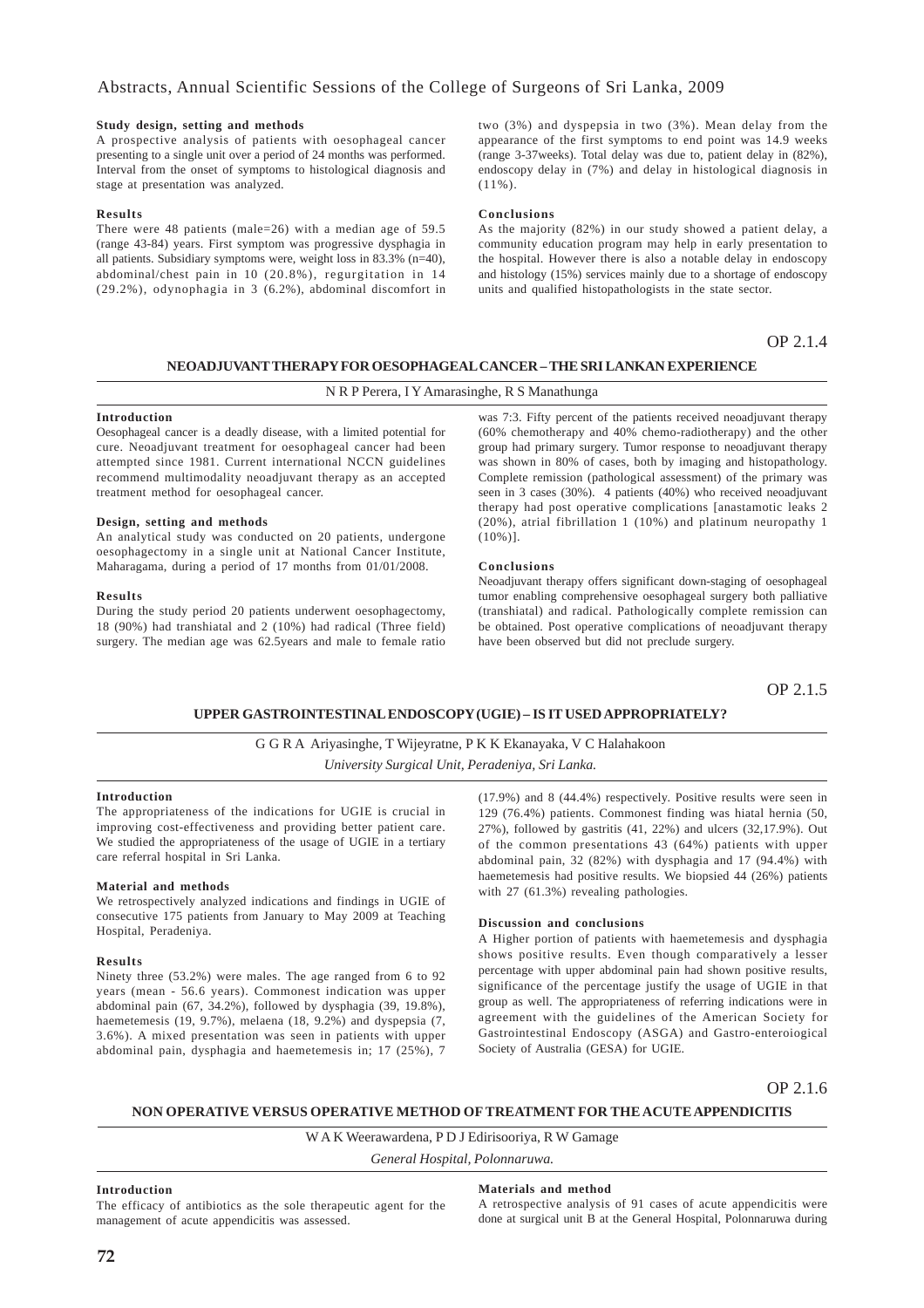#### Study design, setting and methods

A prospective analysis of patients with oesophageal cancer presenting to a single unit over a period of 24 months was performed. Interval from the onset of symptoms to histological diagnosis and stage at presentation was analyzed.

#### Results

There were 48 patients (male=26) with a median age of 59.5 (range 43-84) years. First symptom was progressive dysphagia in all patients. Subsidiary symptoms were, weight loss in 83.3% (n=40), abdominal/chest pain in 10 (20.8%), regurgitation in 14 (29.2%), odynophagia in 3 (6.2%), abdominal discomfort in two (3%) and dyspepsia in two (3%). Mean delay from the appearance of the first symptoms to end point was 14.9 weeks (range 3-37weeks). Total delay was due to, patient delay in (82%), endoscopy delay in (7%) and delay in histological diagnosis in (11%).

#### Conclusions

As the majority (82%) in our study showed a patient delay, a community education program may help in early presentation to the hospital. However there is also a notable delay in endoscopy and histology (15%) services mainly due to a shortage of endoscopy units and qualified histopathologists in the state sector.

OP 2.1.4

## NEOADJUVANT THERAPY FOR OESOPHAGEAL CANCER – THE SRI LANKAN EXPERIENCE

N R P Perera, I Y Amarasinghe, R S Manathunga

#### Introduction

Oesophageal cancer is a deadly disease, with a limited potential for cure. Neoadjuvant treatment for oesophageal cancer had been attempted since 1981. Current international NCCN guidelines recommend multimodality neoadjuvant therapy as an accepted treatment method for oesophageal cancer.

#### Design, setting and methods

An analytical study was conducted on 20 patients, undergone oesophagectomy in a single unit at National Cancer Institute, Maharagama, during a period of 17 months from 01/01/2008.

#### Results

During the study period 20 patients underwent oesophagectomy, 18 (90%) had transhiatal and 2 (10%) had radical (Three field) surgery. The median age was 62.5years and male to female ratio was 7:3. Fifty percent of the patients received neoadjuvant therapy (60% chemotherapy and 40% chemo-radiotherapy) and the other group had primary surgery. Tumor response to neoadjuvant therapy was shown in 80% of cases, both by imaging and histopathology. Complete remission (pathological assessment) of the primary was seen in 3 cases (30%). 4 patients (40%) who received neoadjuvant therapy had post operative complications [anastamotic leaks 2 (20%), atrial fibrillation 1 (10%) and platinum neuropathy 1 (10%)].

#### Conclusions

Neoadjuvant therapy offers significant down-staging of oesophageal tumor enabling comprehensive oesophageal surgery both palliative (transhiatal) and radical. Pathologically complete remission can be obtained. Post operative complications of neoadjuvant therapy have been observed but did not preclude surgery.

OP 2.1.5

## UPPER GASTROINTESTINAL ENDOSCOPY (UGIE) – IS IT USED APPROPRIATELY?

G G R A Ariyasinghe, T Wijeyratne, P K K Ekanayaka, V C Halahakoon

*University Surgical Unit, Peradeniya, Sri Lanka.*

#### Introduction

The appropriateness of the indications for UGIE is crucial in improving cost-effectiveness and providing better patient care. We studied the appropriateness of the usage of UGIE in a tertiary care referral hospital in Sri Lanka.

#### Material and methods

We retrospectively analyzed indications and findings in UGIE of consecutive 175 patients from January to May 2009 at Teaching Hospital, Peradeniya.

#### Results

Ninety three (53.2%) were males. The age ranged from 6 to 92 years (mean - 56.6 years). Commonest indication was upper abdominal pain (67, 34.2%), followed by dysphagia (39, 19.8%), haemetemesis (19, 9.7%), melaena (18, 9.2%) and dyspepsia (7, 3.6%). A mixed presentation was seen in patients with upper abdominal pain, dysphagia and haemetemesis in; 17 (25%), 7 (17.9%) and 8 (44.4%) respectively. Positive results were seen in 129 (76.4%) patients. Commonest finding was hiatal hernia (50, 27%), followed by gastritis (41, 22%) and ulcers (32,17.9%). Out of the common presentations 43 (64%) patients with upper abdominal pain, 32 (82%) with dysphagia and 17 (94.4%) with haemetemesis had positive results. We biopsied 44 (26%) patients with 27 (61.3%) revealing pathologies.

#### Discussion and conclusions

A Higher portion of patients with haemetemesis and dysphagia shows positive results. Even though comparatively a lesser percentage with upper abdominal pain had shown positive results, significance of the percentage justify the usage of UGIE in that group as well. The appropriateness of referring indications were in agreement with the guidelines of the American Society for Gastrointestinal Endoscopy (ASGA) and Gastro-enteroiogical Society of Australia (GESA) for UGIE.

OP 2.1.6

## NON OPERATIVE VERSUS OPERATIVE METHOD OF TREATMENT FOR THE ACUTE APPENDICITIS

W A K Weerawardena, P D J Edirisooriya, R W Gamage

*General Hospital, Polonnaruwa.*

#### Introduction

The efficacy of antibiotics as the sole therapeutic agent for the management of acute appendicitis was assessed.

#### Materials and method

A retrospective analysis of 91 cases of acute appendicitis were done at surgical unit B at the General Hospital, Polonnaruwa during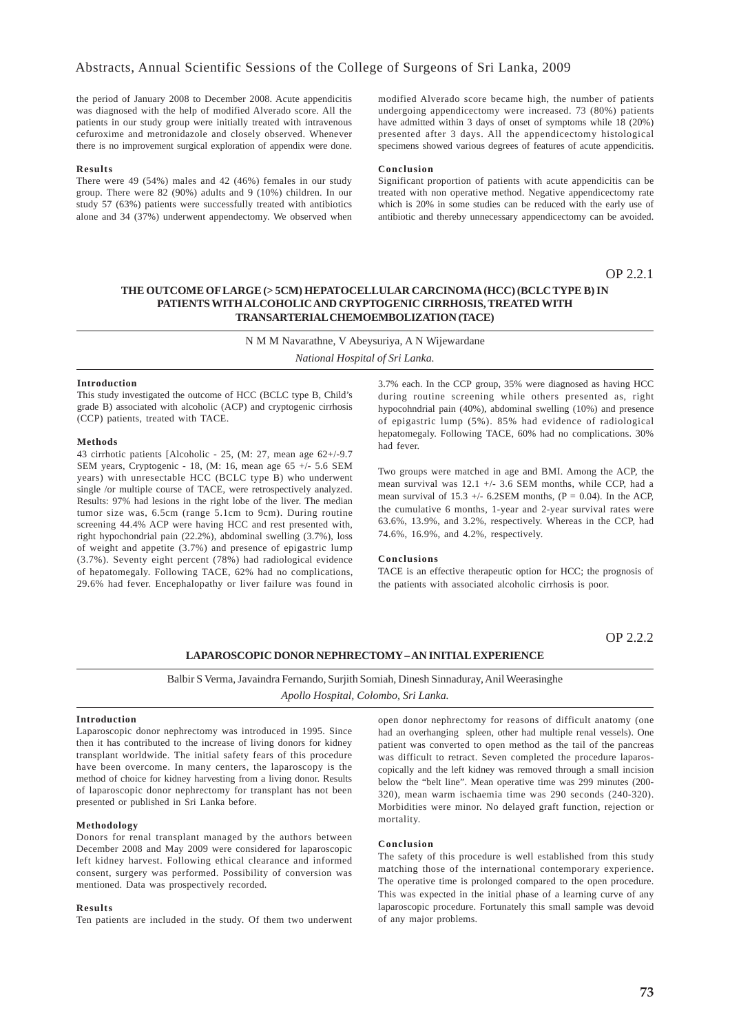the period of January 2008 to December 2008. Acute appendicitis was diagnosed with the help of modified Alverado score. All the patients in our study group were initially treated with intravenous cefuroxime and metronidazole and closely observed. Whenever there is no improvement surgical exploration of appendix were done.

**Results**

There were 49 (54%) males and 42 (46%) females in our study group. There were 82 (90%) adults and 9 (10%) children. In our study 57 (63%) patients were successfully treated with antibiotics alone and 34 (37%) underwent appendectomy. We observed when modified Alverado score became high, the number of patients undergoing appendicectomy were increased. 73 (80%) patients have admitted within 3 days of onset of symptoms while 18 (20%) presented after 3 days. All the appendicectomy histological specimens showed various degrees of features of acute appendicitis.

**Conclusion**

Significant proportion of patients with acute appendicitis can be treated with non operative method. Negative appendicectomy rate which is 20% in some studies can be reduced with the early use of antibiotic and thereby unnecessary appendicectomy can be avoided.

OP 2.2.1

## THE OUTCOME OF LARGE (> 5CM) HEPATOCELLULAR CARCINOMA (HCC) (BCLC TYPE B) IN PATIENTS WITH ALCOHOLIC AND CRYPTOGENIC CIRRHOSIS, TREATED WITH TRANSARTERIAL CHEMOEMBOLIZATION (TACE)

N M M Navarathne, V Abeysuriya, A N Wijewardane

*National Hospital of Sri Lanka.*

**Introduction**

This study investigated the outcome of HCC (BCLC type B, Child's grade B) associated with alcoholic (ACP) and cryptogenic cirrhosis (CCP) patients, treated with TACE.

**Methods**

43 cirrhotic patients [Alcoholic - 25, (M: 27, mean age 62+/-9.7 SEM years, Cryptogenic - 18, (M: 16, mean age 65 +/- 5.6 SEM years) with unresectable HCC (BCLC type B) who underwent single /or multiple course of TACE, were retrospectively analyzed. Results: 97% had lesions in the right lobe of the liver. The median tumor size was, 6.5cm (range 5.1cm to 9cm). During routine screening 44.4% ACP were having HCC and rest presented with, right hypochondrial pain (22.2%), abdominal swelling (3.7%), loss of weight and appetite (3.7%) and presence of epigastric lump (3.7%). Seventy eight percent (78%) had radiological evidence of hepatomegaly. Following TACE, 62% had no complications, 29.6% had fever. Encephalopathy or liver failure was found in 3.7% each. In the CCP group, 35% were diagnosed as having HCC during routine screening while others presented as, right hypocohndrial pain (40%), abdominal swelling (10%) and presence of epigastric lump (5%). 85% had evidence of radiological hepatomegaly. Following TACE, 60% had no complications. 30% had fever.

Two groups were matched in age and BMI. Among the ACP, the mean survival was 12.1 +/- 3.6 SEM months, while CCP, had a mean survival of 15.3 +/- 6.2SEM months, (P = 0.04). In the ACP, the cumulative 6 months, 1-year and 2-year survival rates were 63.6%, 13.9%, and 3.2%, respectively. Whereas in the CCP, had 74.6%, 16.9%, and 4.2%, respectively.

**Conclusions**

TACE is an effective therapeutic option for HCC; the prognosis of the patients with associated alcoholic cirrhosis is poor.

OP 2.2.2

## LAPAROSCOPIC DONOR NEPHRECTOMY – AN INITIAL EXPERIENCE

Balbir S Verma, Javaindra Fernando, Surjith Somiah, Dinesh Sinnaduray, Anil Weerasinghe

*Apollo Hospital, Colombo, Sri Lanka.*

**Introduction**

Laparoscopic donor nephrectomy was introduced in 1995. Since then it has contributed to the increase of living donors for kidney transplant worldwide. The initial safety fears of this procedure have been overcome. In many centers, the laparoscopy is the method of choice for kidney harvesting from a living donor. Results of laparoscopic donor nephrectomy for transplant has not been presented or published in Sri Lanka before.

**Methodology**

Donors for renal transplant managed by the authors between December 2008 and May 2009 were considered for laparoscopic left kidney harvest. Following ethical clearance and informed consent, surgery was performed. Possibility of conversion was mentioned. Data was prospectively recorded.

**Results**

Ten patients are included in the study. Of them two underwent open donor nephrectomy for reasons of difficult anatomy (one had an overhanging spleen, other had multiple renal vessels). One patient was converted to open method as the tail of the pancreas was difficult to retract. Seven completed the procedure laparoscopically and the left kidney was removed through a small incision below the "belt line". Mean operative time was 299 minutes (200-320), mean warm ischaemia time was 290 seconds (240-320). Morbidities were minor. No delayed graft function, rejection or mortality.

**Conclusion**

The safety of this procedure is well established from this study matching those of the international contemporary experience. The operative time is prolonged compared to the open procedure. This was expected in the initial phase of a learning curve of any laparoscopic procedure. Fortunately this small sample was devoid of any major problems.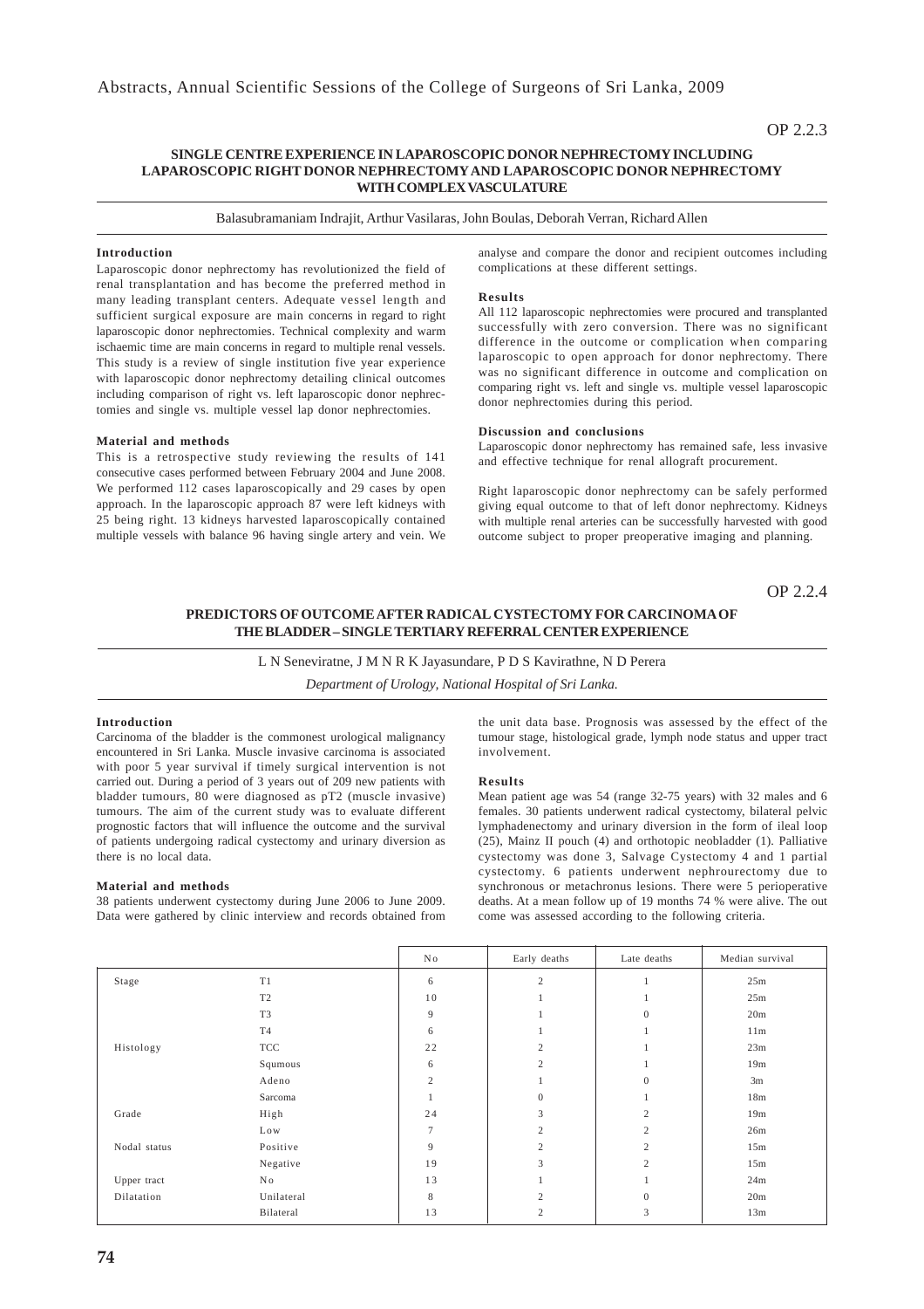OP 2.2.3

### SINGLE CENTRE EXPERIENCE IN LAPAROSCOPIC DONOR NEPHRECTOMY INCLUDING LAPAROSCOPIC RIGHT DONOR NEPHRECTOMY AND LAPAROSCOPIC DONOR NEPHRECTOMY WITH COMPLEX VASCULATURE

Balasubramaniam Indrajit, Arthur Vasilaras, John Boulas, Deborah Verran, Richard Allen

**Introduction**

Laparoscopic donor nephrectomy has revolutionized the field of renal transplantation and has become the preferred method in many leading transplant centers. Adequate vessel length and sufficient surgical exposure are main concerns in regard to right laparoscopic donor nephrectomies. Technical complexity and warm ischaemic time are main concerns in regard to multiple renal vessels. This study is a review of single institution five year experience with laparoscopic donor nephrectomy detailing clinical outcomes including comparison of right vs. left laparoscopic donor nephrectomies and single vs. multiple vessel lap donor nephrectomies.

**Material and methods**

This is a retrospective study reviewing the results of 141 consecutive cases performed between February 2004 and June 2008. We performed 112 cases laparoscopically and 29 cases by open approach. In the laparoscopic approach 87 were left kidneys with 25 being right. 13 kidneys harvested laparoscopically contained multiple vessels with balance 96 having single artery and vein. We analyse and compare the donor and recipient outcomes including complications at these different settings.

**Results**

All 112 laparoscopic nephrectomies were procured and transplanted successfully with zero conversion. There was no significant difference in the outcome or complication when comparing laparoscopic to open approach for donor nephrectomy. There was no significant difference in outcome and complication on comparing right vs. left and single vs. multiple vessel laparoscopic donor nephrectomies during this period.

**Discussion and conclusions**

Laparoscopic donor nephrectomy has remained safe, less invasive and effective technique for renal allograft procurement.

Right laparoscopic donor nephrectomy can be safely performed giving equal outcome to that of left donor nephrectomy. Kidneys with multiple renal arteries can be successfully harvested with good outcome subject to proper preoperative imaging and planning.

OP 2.2.4

### PREDICTORS OF OUTCOME AFTER RADICAL CYSTECTOMY FOR CARCINOMA OF THE BLADDER – SINGLE TERTIARY REFERRAL CENTER EXPERIENCE

L N Seneviratne, J M N R K Jayasundare, P D S Kavirathne, N D Perera

*Department of Urology, National Hospital of Sri Lanka.*

**Introduction**

Carcinoma of the bladder is the commonest urological malignancy encountered in Sri Lanka. Muscle invasive carcinoma is associated with poor 5 year survival if timely surgical intervention is not carried out. During a period of 3 years out of 209 new patients with bladder tumours, 80 were diagnosed as pT2 (muscle invasive) tumours. The aim of the current study was to evaluate different prognostic factors that will influence the outcome and the survival of patients undergoing radical cystectomy and urinary diversion as there is no local data.

**Material and methods**

38 patients underwent cystectomy during June 2006 to June 2009. Data were gathered by clinic interview and records obtained from the unit data base. Prognosis was assessed by the effect of the tumour stage, histological grade, lymph node status and upper tract involvement.

**Results**

Mean patient age was 54 (range 32-75 years) with 32 males and 6 females. 30 patients underwent radical cystectomy, bilateral pelvic lymphadenectomy and urinary diversion in the form of ileal loop (25), Mainz II pouch (4) and orthotopic neobladder (1). Palliative cystectomy was done 3, Salvage Cystectomy 4 and 1 partial cystectomy. 6 patients underwent nephrourectomy due to synchronous or metachronus lesions. There were 5 perioperative deaths. At a mean follow up of 19 months 74 % were alive. The out come was assessed according to the following criteria.

| | | No | Early deaths | Late deaths | Median survival |
|---|---|---|---|---|---|
| Stage | T1 | 6 | 2 | 1 | 25m |
| | T2 | 10 | 1 | 1 | 25m |
| | T3 | 9 | 1 | 0 | 20m |
| | T4 | 6 | 1 | 1 | 11m |
| Histology | TCC | 22 | 2 | 1 | 23m |
| | Squmous | 6 | 2 | 1 | 19m |
| | Adeno | 2 | 1 | 0 | 3m |
| | Sarcoma | 1 | 0 | 1 | 18m |
| Grade | High | 24 | 3 | 2 | 19m |
| | Low | 7 | 2 | 2 | 26m |
| Nodal status | Positive | 9 | 2 | 2 | 15m |
| | Negative | 19 | 3 | 2 | 15m |
| Upper tract | No | 13 | 1 | 1 | 24m |
| Dilatation | Unilateral | 8 | 2 | 0 | 20m |
| | Bilateral | 13 | 2 | 3 | 13m |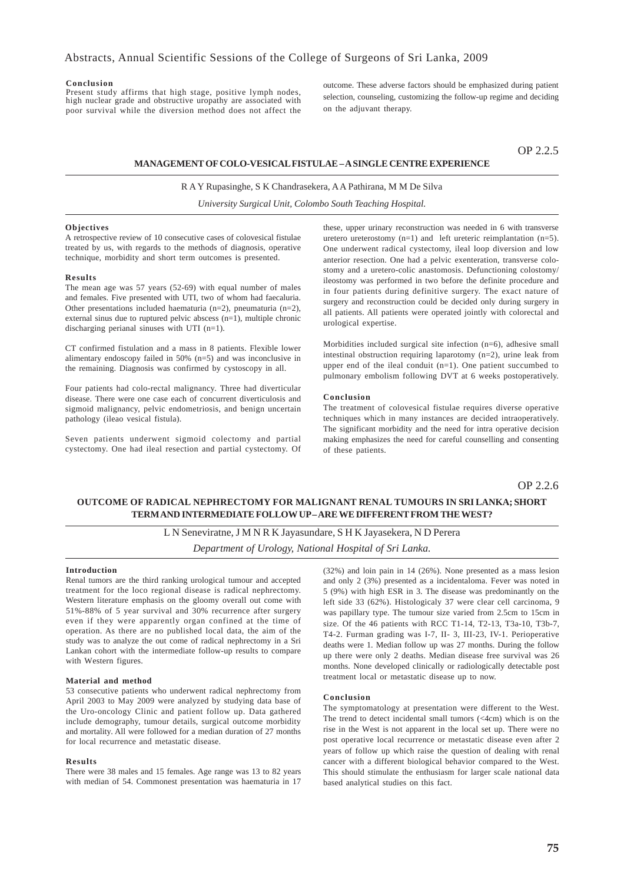### Conclusion

Present study affirms that high stage, positive lymph nodes, high nuclear grade and obstructive uropathy are associated with poor survival while the diversion method does not affect the outcome. These adverse factors should be emphasized during patient selection, counseling, customizing the follow-up regime and deciding on the adjuvant therapy.

OP 2.2.5

## MANAGEMENT OF COLO-VESICAL FISTULAE – A SINGLE CENTRE EXPERIENCE

R A Y Rupasinghe, S K Chandrasekera, A A Pathirana, M M De Silva

*University Surgical Unit, Colombo South Teaching Hospital.*

### Objectives

A retrospective review of 10 consecutive cases of colovesical fistulae treated by us, with regards to the methods of diagnosis, operative technique, morbidity and short term outcomes is presented.

### Results

The mean age was 57 years (52-69) with equal number of males and females. Five presented with UTI, two of whom had faecaluria. Other presentations included haematuria (n=2), pneumaturia (n=2), external sinus due to ruptured pelvic abscess (n=1), multiple chronic discharging perianal sinuses with UTI (n=1).

CT confirmed fistulation and a mass in 8 patients. Flexible lower alimentary endoscopy failed in 50% (n=5) and was inconclusive in the remaining. Diagnosis was confirmed by cystoscopy in all.

Four patients had colo-rectal malignancy. Three had diverticular disease. There were one case each of concurrent diverticulosis and sigmoid malignancy, pelvic endometriosis, and benign uncertain pathology (ileao vesical fistula).

Seven patients underwent sigmoid colectomy and partial cystectomy. One had ileal resection and partial cystectomy. Of these, upper urinary reconstruction was needed in 6 with transverse uretero ureterostomy (n=1) and left ureteric reimplantation (n=5). One underwent radical cystectomy, ileal loop diversion and low anterior resection. One had a pelvic exenteration, transverse colostomy and a uretero-colic anastomosis. Defunctioning colostomy/ ileostomy was performed in two before the definite procedure and in four patients during definitive surgery. The exact nature of surgery and reconstruction could be decided only during surgery in all patients. All patients were operated jointly with colorectal and urological expertise.

Morbidities included surgical site infection (n=6), adhesive small intestinal obstruction requiring laparotomy (n=2), urine leak from upper end of the ileal conduit (n=1). One patient succumbed to pulmonary embolism following DVT at 6 weeks postoperatively.

### Conclusion

The treatment of colovesical fistulae requires diverse operative techniques which in many instances are decided intraoperatively. The significant morbidity and the need for intra operative decision making emphasizes the need for careful counselling and consenting of these patients.

OP 2.2.6

## OUTCOME OF RADICAL NEPHRECTOMY FOR MALIGNANT RENAL TUMOURS IN SRI LANKA; SHORT TERM AND INTERMEDIATE FOLLOW UP – ARE WE DIFFERENT FROM THE WEST?

L N Seneviratne, J M N R K Jayasundare, S H K Jayasekera, N D Perera

*Department of Urology, National Hospital of Sri Lanka.*

### Introduction

Renal tumors are the third ranking urological tumour and accepted treatment for the loco regional disease is radical nephrectomy. Western literature emphasis on the gloomy overall out come with 51%-88% of 5 year survival and 30% recurrence after surgery even if they were apparently organ confined at the time of operation. As there are no published local data, the aim of the study was to analyze the out come of radical nephrectomy in a Sri Lankan cohort with the intermediate follow-up results to compare with Western figures.

### Material and method

53 consecutive patients who underwent radical nephrectomy from April 2003 to May 2009 were analyzed by studying data base of the Uro-oncology Clinic and patient follow up. Data gathered include demography, tumour details, surgical outcome morbidity and mortality. All were followed for a median duration of 27 months for local recurrence and metastatic disease.

### Results

There were 38 males and 15 females. Age range was 13 to 82 years with median of 54. Commonest presentation was haematuria in 17 (32%) and loin pain in 14 (26%). None presented as a mass lesion and only 2 (3%) presented as a incidentaloma. Fever was noted in 5 (9%) with high ESR in 3. The disease was predominantly on the left side 33 (62%). Histologicaly 37 were clear cell carcinoma, 9 was papillary type. The tumour size varied from 2.5cm to 15cm in size. Of the 46 patients with RCC T1-14, T2-13, T3a-10, T3b-7, T4-2. Furman grading was I-7, II- 3, III-23, IV-1. Perioperative deaths were 1. Median follow up was 27 months. During the follow up there were only 2 deaths. Median disease free survival was 26 months. None developed clinically or radiologically detectable post treatment local or metastatic disease up to now.

### Conclusion

The symptomatology at presentation were different to the West. The trend to detect incidental small tumors (<4cm) which is on the rise in the West is not apparent in the local set up. There were no post operative local recurrence or metastatic disease even after 2 years of follow up which raise the question of dealing with renal cancer with a different biological behavior compared to the West. This should stimulate the enthusiasm for larger scale national data based analytical studies on this fact.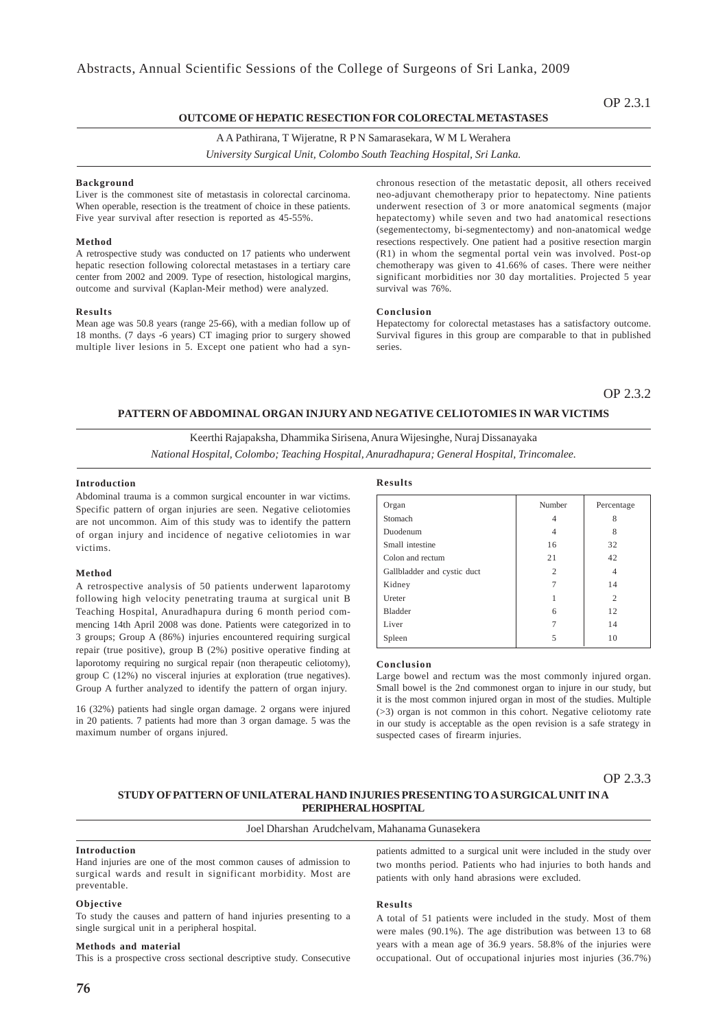OP 2.3.1

## OUTCOME OF HEPATIC RESECTION FOR COLORECTAL METASTASES

A A Pathirana, T Wijeratne, R P N Samarasekara, W M L Werahera

*University Surgical Unit, Colombo South Teaching Hospital, Sri Lanka.*

### Background

Liver is the commonest site of metastasis in colorectal carcinoma. When operable, resection is the treatment of choice in these patients. Five year survival after resection is reported as 45-55%.

### Method

A retrospective study was conducted on 17 patients who underwent hepatic resection following colorectal metastases in a tertiary care center from 2002 and 2009. Type of resection, histological margins, outcome and survival (Kaplan-Meir method) were analyzed.

### Results

Mean age was 50.8 years (range 25-66), with a median follow up of 18 months. (7 days -6 years) CT imaging prior to surgery showed multiple liver lesions in 5. Except one patient who had a synchronous resection of the metastatic deposit, all others received neo-adjuvant chemotherapy prior to hepatectomy. Nine patients underwent resection of 3 or more anatomical segments (major hepatectomy) while seven and two had anatomical resections (segementectomy, bi-segmentectomy) and non-anatomical wedge resections respectively. One patient had a positive resection margin (R1) in whom the segmental portal vein was involved. Post-op chemotherapy was given to 41.66% of cases. There were neither significant morbidities nor 30 day mortalities. Projected 5 year survival was 76%.

### Conclusion

Hepatectomy for colorectal metastases has a satisfactory outcome. Survival figures in this group are comparable to that in published series.

OP 2.3.2

## PATTERN OF ABDOMINAL ORGAN INJURY AND NEGATIVE CELIOTOMIES IN WAR VICTIMS

Keerthi Rajapaksha, Dhammika Sirisena, Anura Wijesinghe, Nuraj Dissanayaka

*National Hospital, Colombo; Teaching Hospital, Anuradhapura; General Hospital, Trincomalee.*

### Introduction

Abdominal trauma is a common surgical encounter in war victims. Specific pattern of organ injuries are seen. Negative celiotomies are not uncommon. Aim of this study was to identify the pattern of organ injury and incidence of negative celiotomies in war victims.

### Method

A retrospective analysis of 50 patients underwent laparotomy following high velocity penetrating trauma at surgical unit B Teaching Hospital, Anuradhapura during 6 month period commencing 14th April 2008 was done. Patients were categorized in to 3 groups; Group A (86%) injuries encountered requiring surgical repair (true positive), group B (2%) positive operative finding at laporotomy requiring no surgical repair (non therapeutic celiotomy), group C (12%) no visceral injuries at exploration (true negatives). Group A further analyzed to identify the pattern of organ injury.

16 (32%) patients had single organ damage. 2 organs were injured in 20 patients. 7 patients had more than 3 organ damage. 5 was the maximum number of organs injured.

### Results

| Organ | Number | Percentage |
|---|---|---|
| Stomach | 4 | 8 |
| Duodenum | 4 | 8 |
| Small intestine | 16 | 32 |
| Colon and rectum | 21 | 42 |
| Gallbladder and cystic duct | 2 | 4 |
| Kidney | 7 | 14 |
| Ureter | 1 | 2 |
| Bladder | 6 | 12 |
| Liver | 7 | 14 |
| Spleen | 5 | 10 |

### Conclusion

Large bowel and rectum was the most commonly injured organ. Small bowel is the 2nd commonest organ to injure in our study, but it is the most common injured organ in most of the studies. Multiple (>3) organ is not common in this cohort. Negative celiotomy rate in our study is acceptable as the open revision is a safe strategy in suspected cases of firearm injuries.

OP 2.3.3

## STUDY OF PATTERN OF UNILATERAL HAND INJURIES PRESENTING TO A SURGICAL UNIT IN A PERIPHERAL HOSPITAL

Joel Dharshan Arudchelvam, Mahanama Gunasekera

### Introduction

Hand injuries are one of the most common causes of admission to surgical wards and result in significant morbidity. Most are preventable.

### Objective

To study the causes and pattern of hand injuries presenting to a single surgical unit in a peripheral hospital.

### Methods and material

This is a prospective cross sectional descriptive study. Consecutive patients admitted to a surgical unit were included in the study over two months period. Patients who had injuries to both hands and patients with only hand abrasions were excluded.

### Results

A total of 51 patients were included in the study. Most of them were males (90.1%). The age distribution was between 13 to 68 years with a mean age of 36.9 years. 58.8% of the injuries were occupational. Out of occupational injuries most injuries (36.7%)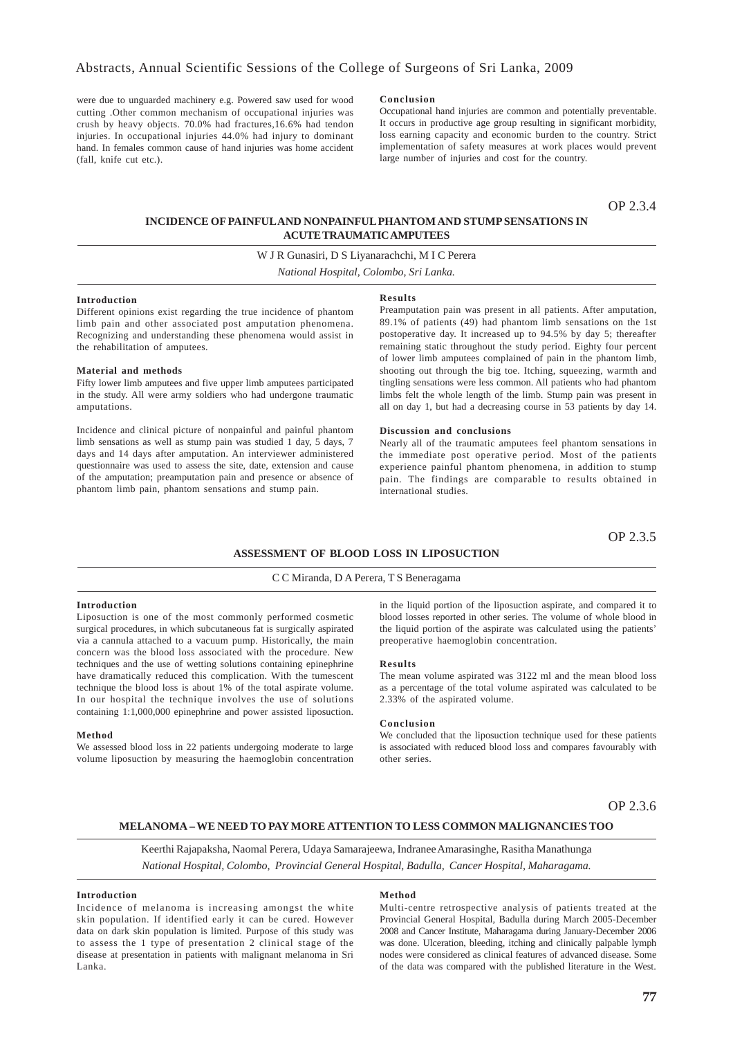were due to unguarded machinery e.g. Powered saw used for wood cutting .Other common mechanism of occupational injuries was crush by heavy objects. 70.0% had fractures,16.6% had tendon injuries. In occupational injuries 44.0% had injury to dominant hand. In females common cause of hand injuries was home accident (fall, knife cut etc.).

**Conclusion**

Occupational hand injuries are common and potentially preventable. It occurs in productive age group resulting in significant morbidity, loss earning capacity and economic burden to the country. Strict implementation of safety measures at work places would prevent large number of injuries and cost for the country.

OP 2.3.4

## INCIDENCE OF PAINFUL AND NONPAINFUL PHANTOM AND STUMP SENSATIONS IN ACUTE TRAUMATIC AMPUTEES

W J R Gunasiri, D S Liyanarachchi, M I C Perera

*National Hospital, Colombo, Sri Lanka.*

**Introduction**

Different opinions exist regarding the true incidence of phantom limb pain and other associated post amputation phenomena. Recognizing and understanding these phenomena would assist in the rehabilitation of amputees.

**Material and methods**

Fifty lower limb amputees and five upper limb amputees participated in the study. All were army soldiers who had undergone traumatic amputations.

Incidence and clinical picture of nonpainful and painful phantom limb sensations as well as stump pain was studied 1 day, 5 days, 7 days and 14 days after amputation. An interviewer administered questionnaire was used to assess the site, date, extension and cause of the amputation; preamputation pain and presence or absence of phantom limb pain, phantom sensations and stump pain.

**Results**

Preamputation pain was present in all patients. After amputation, 89.1% of patients (49) had phantom limb sensations on the 1st postoperative day. It increased up to 94.5% by day 5; thereafter remaining static throughout the study period. Eighty four percent of lower limb amputees complained of pain in the phantom limb, shooting out through the big toe. Itching, squeezing, warmth and tingling sensations were less common. All patients who had phantom limbs felt the whole length of the limb. Stump pain was present in all on day 1, but had a decreasing course in 53 patients by day 14.

**Discussion and conclusions**

Nearly all of the traumatic amputees feel phantom sensations in the immediate post operative period. Most of the patients experience painful phantom phenomena, in addition to stump pain. The findings are comparable to results obtained in international studies.

OP 2.3.5

## ASSESSMENT OF BLOOD LOSS IN LIPOSUCTION

C C Miranda, D A Perera, T S Beneragama

**Introduction**

Liposuction is one of the most commonly performed cosmetic surgical procedures, in which subcutaneous fat is surgically aspirated via a cannula attached to a vacuum pump. Historically, the main concern was the blood loss associated with the procedure. New techniques and the use of wetting solutions containing epinephrine have dramatically reduced this complication. With the tumescent technique the blood loss is about 1% of the total aspirate volume. In our hospital the technique involves the use of solutions containing 1:1,000,000 epinephrine and power assisted liposuction.

**Method**

We assessed blood loss in 22 patients undergoing moderate to large volume liposuction by measuring the haemoglobin concentration in the liquid portion of the liposuction aspirate, and compared it to blood losses reported in other series. The volume of whole blood in the liquid portion of the aspirate was calculated using the patients' preoperative haemoglobin concentration.

**Results**

The mean volume aspirated was 3122 ml and the mean blood loss as a percentage of the total volume aspirated was calculated to be 2.33% of the aspirated volume.

**Conclusion**

We concluded that the liposuction technique used for these patients is associated with reduced blood loss and compares favourably with other series.

OP 2.3.6

## MELANOMA – WE NEED TO PAY MORE ATTENTION TO LESS COMMON MALIGNANCIES TOO

Keerthi Rajapaksha, Naomal Perera, Udaya Samarajeewa, Indranee Amarasinghe, Rasitha Manathunga

*National Hospital, Colombo, Provincial General Hospital, Badulla, Cancer Hospital, Maharagama.*

**Introduction**

Incidence of melanoma is increasing amongst the white skin population. If identified early it can be cured. However data on dark skin population is limited. Purpose of this study was to assess the 1 type of presentation 2 clinical stage of the disease at presentation in patients with malignant melanoma in Sri Lanka.

**Method**

Multi-centre retrospective analysis of patients treated at the Provincial General Hospital, Badulla during March 2005-December 2008 and Cancer Institute, Maharagama during January-December 2006 was done. Ulceration, bleeding, itching and clinically palpable lymph nodes were considered as clinical features of advanced disease. Some of the data was compared with the published literature in the West.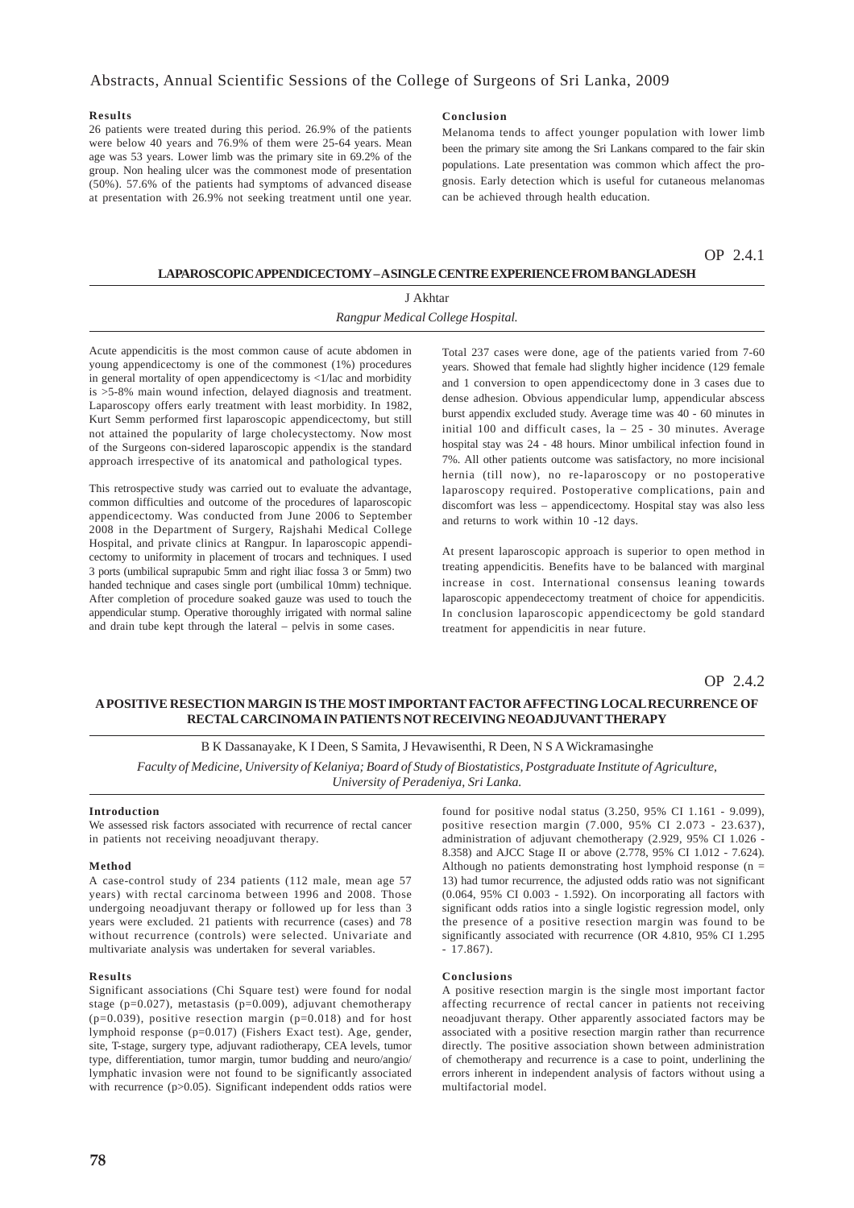**Results**

26 patients were treated during this period. 26.9% of the patients were below 40 years and 76.9% of them were 25-64 years. Mean age was 53 years. Lower limb was the primary site in 69.2% of the group. Non healing ulcer was the commonest mode of presentation (50%). 57.6% of the patients had symptoms of advanced disease at presentation with 26.9% not seeking treatment until one year.

**Conclusion**

Melanoma tends to affect younger population with lower limb been the primary site among the Sri Lankans compared to the fair skin populations. Late presentation was common which affect the prognosis. Early detection which is useful for cutaneous melanomas can be achieved through health education.

OP 2.4.1

## LAPAROSCOPIC APPENDICECTOMY – A SINGLE CENTRE EXPERIENCE FROM BANGLADESH

J Akhtar

*Rangpur Medical College Hospital.*

Acute appendicitis is the most common cause of acute abdomen in young appendicectomy is one of the commonest (1%) procedures in general mortality of open appendicectomy is <1/lac and morbidity is >5-8% main wound infection, delayed diagnosis and treatment. Laparoscopy offers early treatment with least morbidity. In 1982, Kurt Semm performed first laparoscopic appendicectomy, but still not attained the popularity of large cholecystectomy. Now most of the Surgeons con-sidered laparoscopic appendix is the standard approach irrespective of its anatomical and pathological types.

This retrospective study was carried out to evaluate the advantage, common difficulties and outcome of the procedures of laparoscopic appendicectomy. Was conducted from June 2006 to September 2008 in the Department of Surgery, Rajshahi Medical College Hospital, and private clinics at Rangpur. In laparoscopic appendicectomy to uniformity in placement of trocars and techniques. I used 3 ports (umbilical suprapubic 5mm and right iliac fossa 3 or 5mm) two handed technique and cases single port (umbilical 10mm) technique. After completion of procedure soaked gauze was used to touch the appendicular stump. Operative thoroughly irrigated with normal saline and drain tube kept through the lateral – pelvis in some cases.

Total 237 cases were done, age of the patients varied from 7-60 years. Showed that female had slightly higher incidence (129 female and 1 conversion to open appendicectomy done in 3 cases due to dense adhesion. Obvious appendicular lump, appendicular abscess burst appendix excluded study. Average time was 40 - 60 minutes in initial 100 and difficult cases, la – 25 - 30 minutes. Average hospital stay was 24 - 48 hours. Minor umbilical infection found in 7%. All other patients outcome was satisfactory, no more incisional hernia (till now), no re-laparoscopy or no postoperative laparoscopy required. Postoperative complications, pain and discomfort was less – appendicectomy. Hospital stay was also less and returns to work within 10 -12 days.

At present laparoscopic approach is superior to open method in treating appendicitis. Benefits have to be balanced with marginal increase in cost. International consensus leaning towards laparoscopic appendecectomy treatment of choice for appendicitis. In conclusion laparoscopic appendicectomy be gold standard treatment for appendicitis in near future.

OP 2.4.2

## A POSITIVE RESECTION MARGIN IS THE MOST IMPORTANT FACTOR AFFECTING LOCAL RECURRENCE OF RECTAL CARCINOMA IN PATIENTS NOT RECEIVING NEOADJUVANT THERAPY

B K Dassanayake, K I Deen, S Samita, J Hevawisenthi, R Deen, N S A Wickramasinghe

*Faculty of Medicine, University of Kelaniya; Board of Study of Biostatistics, Postgraduate Institute of Agriculture, University of Peradeniya, Sri Lanka.*

**Introduction**

We assessed risk factors associated with recurrence of rectal cancer in patients not receiving neoadjuvant therapy.

**Method**

A case-control study of 234 patients (112 male, mean age 57 years) with rectal carcinoma between 1996 and 2008. Those undergoing neoadjuvant therapy or followed up for less than 3 years were excluded. 21 patients with recurrence (cases) and 78 without recurrence (controls) were selected. Univariate and multivariate analysis was undertaken for several variables.

**Results**

Significant associations (Chi Square test) were found for nodal stage (p=0.027), metastasis (p=0.009), adjuvant chemotherapy (p=0.039), positive resection margin (p=0.018) and for host lymphoid response (p=0.017) (Fishers Exact test). Age, gender, site, T-stage, surgery type, adjuvant radiotherapy, CEA levels, tumor type, differentiation, tumor margin, tumor budding and neuro/angio/lymphatic invasion were not found to be significantly associated with recurrence (p>0.05). Significant independent odds ratios were found for positive nodal status (3.250, 95% CI 1.161 - 9.099), positive resection margin (7.000, 95% CI 2.073 - 23.637), administration of adjuvant chemotherapy (2.929, 95% CI 1.026 - 8.358) and AJCC Stage II or above (2.778, 95% CI 1.012 - 7.624). Although no patients demonstrating host lymphoid response (n = 13) had tumor recurrence, the adjusted odds ratio was not significant (0.064, 95% CI 0.003 - 1.592). On incorporating all factors with significant odds ratios into a single logistic regression model, only the presence of a positive resection margin was found to be significantly associated with recurrence (OR 4.810, 95% CI 1.295 - 17.867).

**Conclusions**

A positive resection margin is the single most important factor affecting recurrence of rectal cancer in patients not receiving neoadjuvant therapy. Other apparently associated factors may be associated with a positive resection margin rather than recurrence directly. The positive association shown between administration of chemotherapy and recurrence is a case to point, underlining the errors inherent in independent analysis of factors without using a multifactorial model.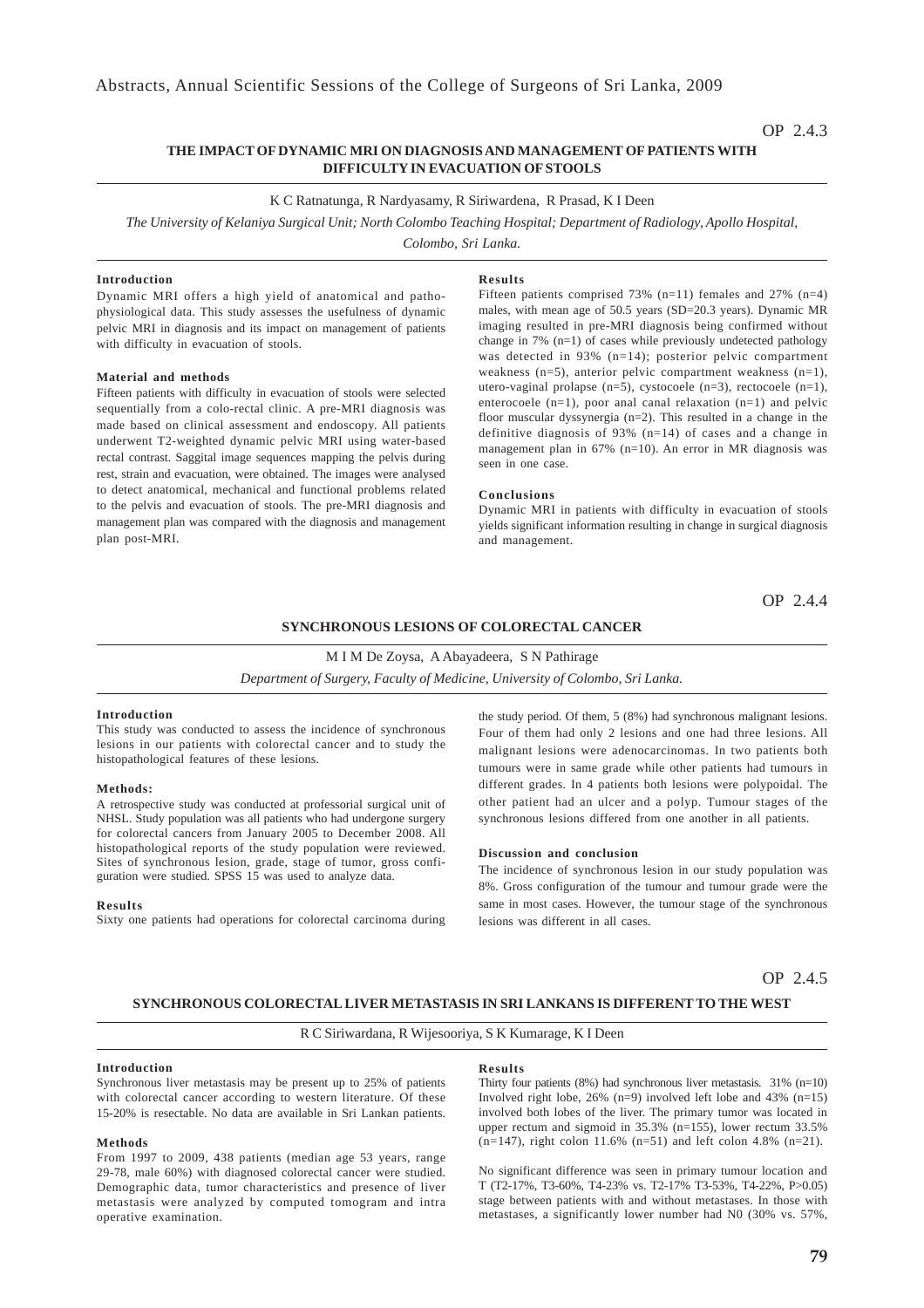OP 2.4.3

## THE IMPACT OF DYNAMIC MRI ON DIAGNOSIS AND MANAGEMENT OF PATIENTS WITH DIFFICULTY IN EVACUATION OF STOOLS

K C Ratnatunga, R Nardyasamy, R Siriwardena, R Prasad, K I Deen

*The University of Kelaniya Surgical Unit; North Colombo Teaching Hospital; Department of Radiology, Apollo Hospital, Colombo, Sri Lanka.*

### Introduction

Dynamic MRI offers a high yield of anatomical and pathophysiological data. This study assesses the usefulness of dynamic pelvic MRI in diagnosis and its impact on management of patients with difficulty in evacuation of stools.

### Material and methods

Fifteen patients with difficulty in evacuation of stools were selected sequentially from a colo-rectal clinic. A pre-MRI diagnosis was made based on clinical assessment and endoscopy. All patients underwent T2-weighted dynamic pelvic MRI using water-based rectal contrast. Saggital image sequences mapping the pelvis during rest, strain and evacuation, were obtained. The images were analysed to detect anatomical, mechanical and functional problems related to the pelvis and evacuation of stools. The pre-MRI diagnosis and management plan was compared with the diagnosis and management plan post-MRI.

### Results

Fifteen patients comprised 73% (n=11) females and 27% (n=4) males, with mean age of 50.5 years (SD=20.3 years). Dynamic MR imaging resulted in pre-MRI diagnosis being confirmed without change in 7% (n=1) of cases while previously undetected pathology was detected in 93% (n=14); posterior pelvic compartment weakness (n=5), anterior pelvic compartment weakness (n=1), utero-vaginal prolapse (n=5), cystocoele (n=3), rectocoele (n=1), enterocoele (n=1), poor anal canal relaxation (n=1) and pelvic floor muscular dyssynergia (n=2). This resulted in a change in the definitive diagnosis of 93% (n=14) of cases and a change in management plan in 67% (n=10). An error in MR diagnosis was seen in one case.

### Conclusions

Dynamic MRI in patients with difficulty in evacuation of stools yields significant information resulting in change in surgical diagnosis and management.

OP 2.4.4

## SYNCHRONOUS LESIONS OF COLORECTAL CANCER

M I M De Zoysa, A Abayadeera, S N Pathirage

*Department of Surgery, Faculty of Medicine, University of Colombo, Sri Lanka.*

### Introduction

This study was conducted to assess the incidence of synchronous lesions in our patients with colorectal cancer and to study the histopathological features of these lesions.

### Methods:

A retrospective study was conducted at professorial surgical unit of NHSL. Study population was all patients who had undergone surgery for colorectal cancers from January 2005 to December 2008. All histopathological reports of the study population were reviewed. Sites of synchronous lesion, grade, stage of tumor, gross configuration were studied. SPSS 15 was used to analyze data.

### Results

Sixty one patients had operations for colorectal carcinoma during the study period. Of them, 5 (8%) had synchronous malignant lesions. Four of them had only 2 lesions and one had three lesions. All malignant lesions were adenocarcinomas. In two patients both tumours were in same grade while other patients had tumours in different grades. In 4 patients both lesions were polypoidal. The other patient had an ulcer and a polyp. Tumour stages of the synchronous lesions differed from one another in all patients.

### Discussion and conclusion

The incidence of synchronous lesion in our study population was 8%. Gross configuration of the tumour and tumour grade were the same in most cases. However, the tumour stage of the synchronous lesions was different in all cases.

OP 2.4.5

## SYNCHRONOUS COLORECTAL LIVER METASTASIS IN SRI LANKANS IS DIFFERENT TO THE WEST

R C Siriwardana, R Wijesooriya, S K Kumarage, K I Deen

### Introduction

Synchronous liver metastasis may be present up to 25% of patients with colorectal cancer according to western literature. Of these 15-20% is resectable. No data are available in Sri Lankan patients.

### Methods

From 1997 to 2009, 438 patients (median age 53 years, range 29-78, male 60%) with diagnosed colorectal cancer were studied. Demographic data, tumor characteristics and presence of liver metastasis were analyzed by computed tomogram and intra operative examination.

### Results

Thirty four patients (8%) had synchronous liver metastasis. 31% (n=10) Involved right lobe, 26% (n=9) involved left lobe and 43% (n=15) involved both lobes of the liver. The primary tumor was located in upper rectum and sigmoid in 35.3% (n=155), lower rectum 33.5% (n=147), right colon 11.6% (n=51) and left colon 4.8% (n=21).

No significant difference was seen in primary tumour location and T (T2-17%, T3-60%, T4-23% vs. T2-17% T3-53%, T4-22%, P>0.05) stage between patients with and without metastases. In those with metastases, a significantly lower number had N0 (30% vs. 57%,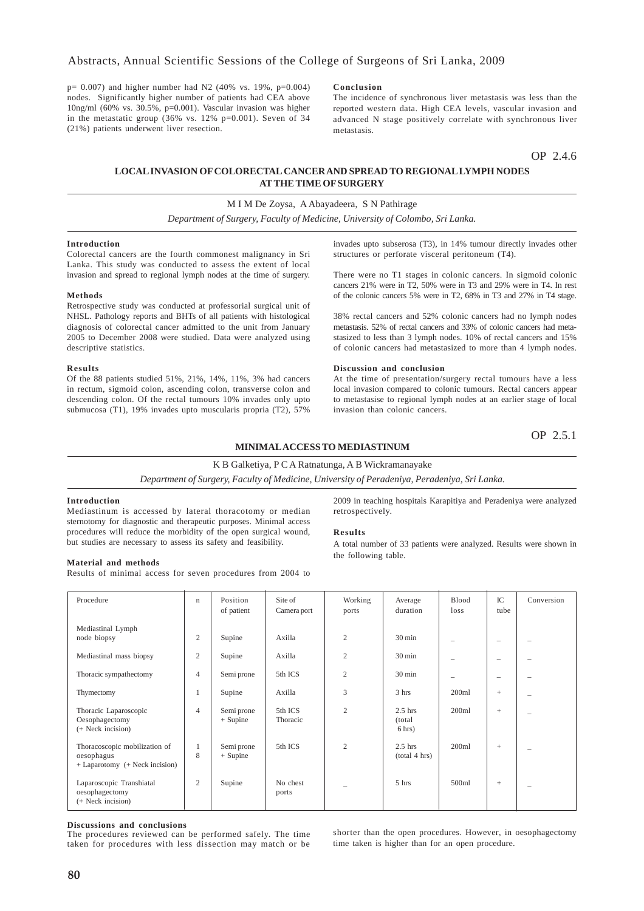p= 0.007) and higher number had N2 (40% vs. 19%, p=0.004) nodes. Significantly higher number of patients had CEA above 10ng/ml (60% vs. 30.5%, p=0.001). Vascular invasion was higher in the metastatic group (36% vs. 12% p=0.001). Seven of 34 (21%) patients underwent liver resection.

**Conclusion**

The incidence of synchronous liver metastasis was less than the reported western data. High CEA levels, vascular invasion and advanced N stage positively correlate with synchronous liver metastasis.

OP 2.4.6

## LOCAL INVASION OF COLORECTAL CANCER AND SPREAD TO REGIONAL LYMPH NODES AT THE TIME OF SURGERY

M I M De Zoysa, A Abayadeera, S N Pathirage

*Department of Surgery, Faculty of Medicine, University of Colombo, Sri Lanka.*

**Introduction**

Colorectal cancers are the fourth commonest malignancy in Sri Lanka. This study was conducted to assess the extent of local invasion and spread to regional lymph nodes at the time of surgery.

**Methods**

Retrospective study was conducted at professorial surgical unit of NHSL. Pathology reports and BHTs of all patients with histological diagnosis of colorectal cancer admitted to the unit from January 2005 to December 2008 were studied. Data were analyzed using descriptive statistics.

**Results**

Of the 88 patients studied 51%, 21%, 14%, 11%, 3% had cancers in rectum, sigmoid colon, ascending colon, transverse colon and descending colon. Of the rectal tumours 10% invades only upto submucosa (T1), 19% invades upto muscularis propria (T2), 57% invades upto subserosa (T3), in 14% tumour directly invades other structures or perforate visceral peritoneum (T4).

There were no T1 stages in colonic cancers. In sigmoid colonic cancers 21% were in T2, 50% were in T3 and 29% were in T4. In rest of the colonic cancers 5% were in T2, 68% in T3 and 27% in T4 stage.

38% rectal cancers and 52% colonic cancers had no lymph nodes metastasis. 52% of rectal cancers and 33% of colonic cancers had metastasized to less than 3 lymph nodes. 10% of rectal cancers and 15% of colonic cancers had metastasized to more than 4 lymph nodes.

**Discussion and conclusion**

At the time of presentation/surgery rectal tumours have a less local invasion compared to colonic tumours. Rectal cancers appear to metastasise to regional lymph nodes at an earlier stage of local invasion than colonic cancers.

OP 2.5.1

## MINIMAL ACCESS TO MEDIASTINUM

K B Galketiya, P C A Ratnatunga, A B Wickramanayake

*Department of Surgery, Faculty of Medicine, University of Peradeniya, Peradeniya, Sri Lanka.*

**Introduction**

Mediastinum is accessed by lateral thoracotomy or median sternotomy for diagnostic and therapeutic purposes. Minimal access procedures will reduce the morbidity of the open surgical wound, but studies are necessary to assess its safety and feasibility.

**Material and methods**

Results of minimal access for seven procedures from 2004 to 2009 in teaching hospitals Karapitiya and Peradeniya were analyzed retrospectively.

**Results**

A total number of 33 patients were analyzed. Results were shown in the following table.

| Procedure | n | Position of patient | Site of Camera port | Working ports | Average duration | Blood loss | IC tube | Conversion |
|---|---|---|---|---|---|---|---|---|
| Mediastinal Lymph node biopsy | 2 | Supine | Axilla | 2 | 30 min | – | – | – |
| Mediastinal mass biopsy | 2 | Supine | Axilla | 2 | 30 min | – | – | – |
| Thoracic sympathectomy | 4 | Semi prone | 5th ICS | 2 | 30 min | – | – | – |
| Thymectomy | 1 | Supine | Axilla | 3 | 3 hrs | 200ml | + | – |
| Thoracic Laparoscopic Oesophagectomy (+ Neck incision) | 4 | Semi prone + Supine | 5th ICS Thoracic | 2 | 2.5 hrs (total 6 hrs) | 200ml | + | – |
| Thoracoscopic mobilization of oesophagus + Laparotomy (+ Neck incision) | 1 8 | Semi prone + Supine | 5th ICS | 2 | 2.5 hrs (total 4 hrs) | 200ml | + | – |
| Laparoscopic Transhiatal oesophagectomy (+ Neck incision) | 2 | Supine | No chest ports | – | 5 hrs | 500ml | + | – |

**Discussions and conclusions**

The procedures reviewed can be performed safely. The time taken for procedures with less dissection may match or be shorter than the open procedures. However, in oesophagectomy time taken is higher than for an open procedure.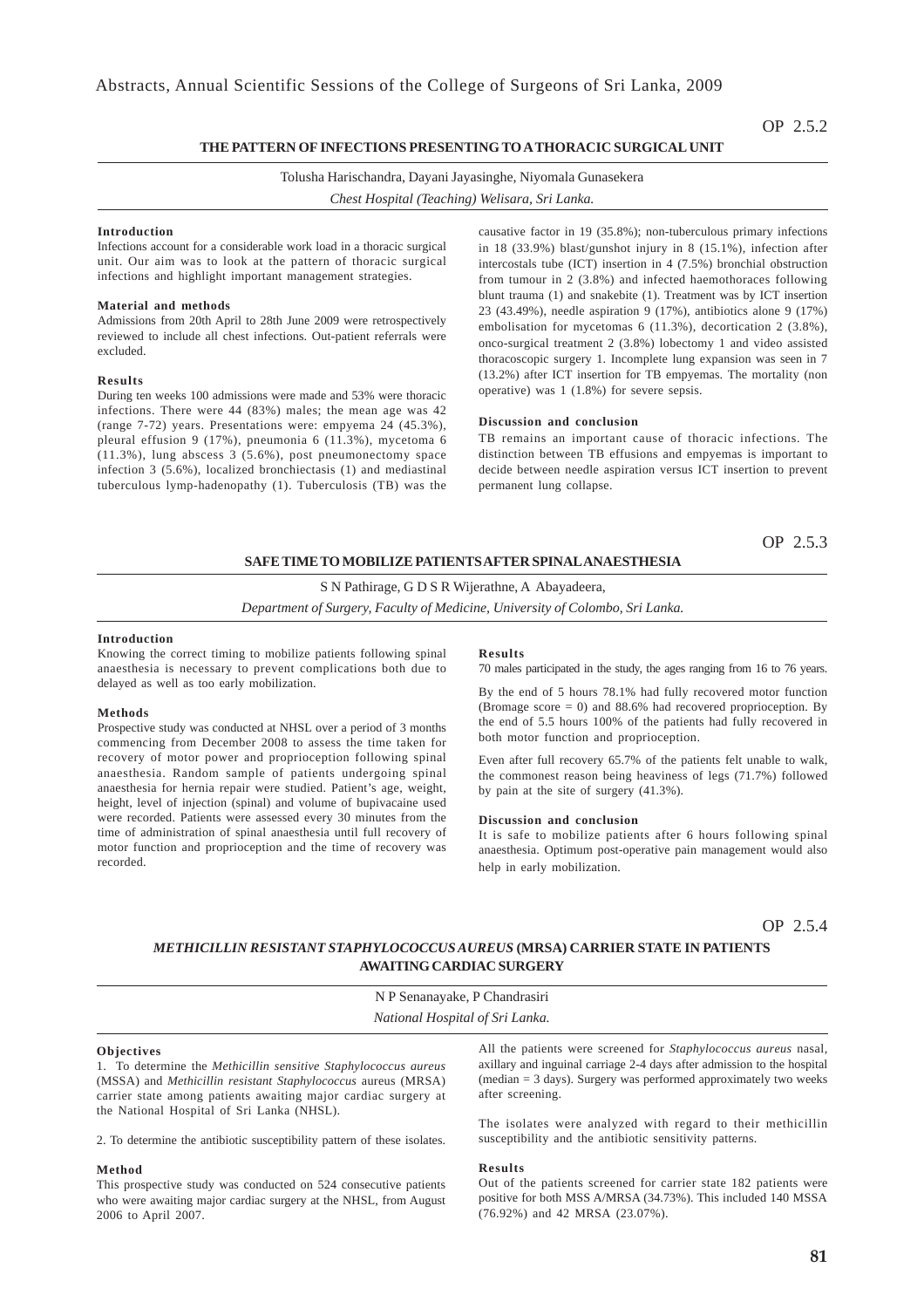OP 2.5.2

## THE PATTERN OF INFECTIONS PRESENTING TO A THORACIC SURGICAL UNIT

Tolusha Harischandra, Dayani Jayasinghe, Niyomala Gunasekera

*Chest Hospital (Teaching) Welisara, Sri Lanka.*

**Introduction**

Infections account for a considerable work load in a thoracic surgical unit. Our aim was to look at the pattern of thoracic surgical infections and highlight important management strategies.

**Material and methods**

Admissions from 20th April to 28th June 2009 were retrospectively reviewed to include all chest infections. Out-patient referrals were excluded.

**Results**

During ten weeks 100 admissions were made and 53% were thoracic infections. There were 44 (83%) males; the mean age was 42 (range 7-72) years. Presentations were: empyema 24 (45.3%), pleural effusion 9 (17%), pneumonia 6 (11.3%), mycetoma 6 (11.3%), lung abscess 3 (5.6%), post pneumonectomy space infection 3 (5.6%), localized bronchiectasis (1) and mediastinal tuberculous lymp-hadenopathy (1). Tuberculosis (TB) was the causative factor in 19 (35.8%); non-tuberculous primary infections in 18 (33.9%) blast/gunshot injury in 8 (15.1%), infection after intercostals tube (ICT) insertion in 4 (7.5%) bronchial obstruction from tumour in 2 (3.8%) and infected haemothoraces following blunt trauma (1) and snakebite (1). Treatment was by ICT insertion 23 (43.49%), needle aspiration 9 (17%), antibiotics alone 9 (17%) embolisation for mycetomas 6 (11.3%), decortication 2 (3.8%), onco-surgical treatment 2 (3.8%) lobectomy 1 and video assisted thoracoscopic surgery 1. Incomplete lung expansion was seen in 7 (13.2%) after ICT insertion for TB empyemas. The mortality (non operative) was 1 (1.8%) for severe sepsis.

**Discussion and conclusion**

TB remains an important cause of thoracic infections. The distinction between TB effusions and empyemas is important to decide between needle aspiration versus ICT insertion to prevent permanent lung collapse.

OP 2.5.3

## SAFE TIME TO MOBILIZE PATIENTS AFTER SPINAL ANAESTHESIA

S N Pathirage, G D S R Wijerathne, A Abayadeera,

*Department of Surgery, Faculty of Medicine, University of Colombo, Sri Lanka.*

**Introduction**

Knowing the correct timing to mobilize patients following spinal anaesthesia is necessary to prevent complications both due to delayed as well as too early mobilization.

**Methods**

Prospective study was conducted at NHSL over a period of 3 months commencing from December 2008 to assess the time taken for recovery of motor power and proprioception following spinal anaesthesia. Random sample of patients undergoing spinal anaesthesia for hernia repair were studied. Patient's age, weight, height, level of injection (spinal) and volume of bupivacaine used were recorded. Patients were assessed every 30 minutes from the time of administration of spinal anaesthesia until full recovery of motor function and proprioception and the time of recovery was recorded.

**Results**

70 males participated in the study, the ages ranging from 16 to 76 years.

By the end of 5 hours 78.1% had fully recovered motor function (Bromage score = 0) and 88.6% had recovered proprioception. By the end of 5.5 hours 100% of the patients had fully recovered in both motor function and proprioception.

Even after full recovery 65.7% of the patients felt unable to walk, the commonest reason being heaviness of legs (71.7%) followed by pain at the site of surgery (41.3%).

**Discussion and conclusion**

It is safe to mobilize patients after 6 hours following spinal anaesthesia. Optimum post-operative pain management would also help in early mobilization.

OP 2.5.4

## *METHICILLIN RESISTANT STAPHYLOCOCCUS AUREUS* (MRSA) CARRIER STATE IN PATIENTS AWAITING CARDIAC SURGERY

N P Senanayake, P Chandrasiri

*National Hospital of Sri Lanka.*

**Objectives**

1. To determine the *Methicillin sensitive Staphylococcus aureus* (MSSA) and *Methicillin resistant Staphylococcus* aureus (MRSA) carrier state among patients awaiting major cardiac surgery at the National Hospital of Sri Lanka (NHSL).

2. To determine the antibiotic susceptibility pattern of these isolates.

**Method**

This prospective study was conducted on 524 consecutive patients who were awaiting major cardiac surgery at the NHSL, from August 2006 to April 2007.

All the patients were screened for *Staphylococcus aureus* nasal, axillary and inguinal carriage 2-4 days after admission to the hospital (median = 3 days). Surgery was performed approximately two weeks after screening.

The isolates were analyzed with regard to their methicillin susceptibility and the antibiotic sensitivity patterns.

**Results**

Out of the patients screened for carrier state 182 patients were positive for both MSS A/MRSA (34.73%). This included 140 MSSA (76.92%) and 42 MRSA (23.07%).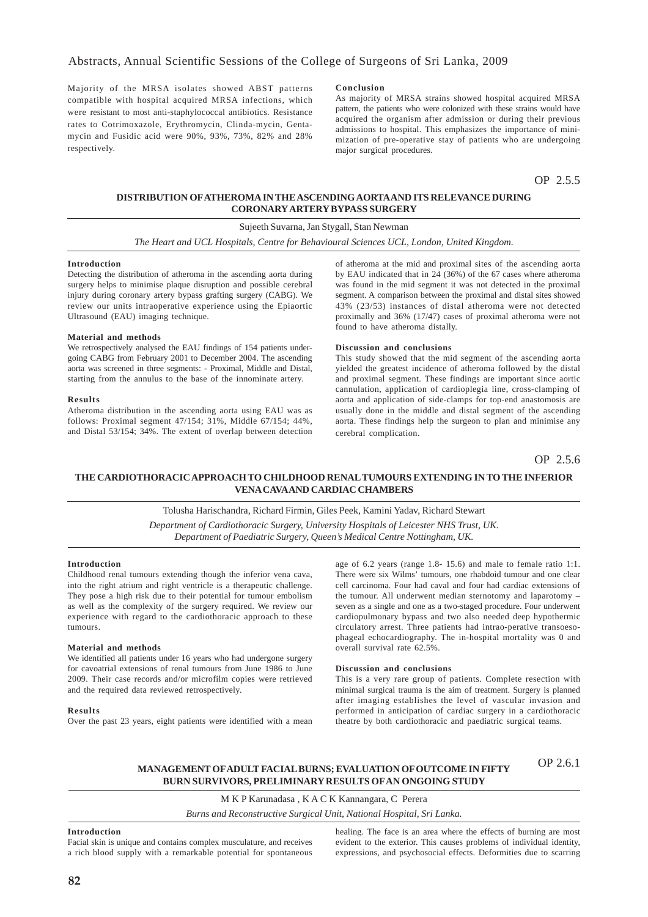Majority of the MRSA isolates showed ABST patterns compatible with hospital acquired MRSA infections, which were resistant to most anti-staphylococcal antibiotics. Resistance rates to Cotrimoxazole, Erythromycin, Clinda-mycin, Gentamycin and Fusidic acid were 90%, 93%, 73%, 82% and 28% respectively.

#### Conclusion

As majority of MRSA strains showed hospital acquired MRSA pattern, the patients who were colonized with these strains would have acquired the organism after admission or during their previous admissions to hospital. This emphasizes the importance of minimization of pre-operative stay of patients who are undergoing major surgical procedures.

OP 2.5.5

## DISTRIBUTION OF ATHEROMA IN THE ASCENDING AORTA AND ITS RELEVANCE DURING CORONARY ARTERY BYPASS SURGERY

Sujeeth Suvarna, Jan Stygall, Stan Newman

*The Heart and UCL Hospitals, Centre for Behavioural Sciences UCL, London, United Kingdom.*

#### Introduction

Detecting the distribution of atheroma in the ascending aorta during surgery helps to minimise plaque disruption and possible cerebral injury during coronary artery bypass grafting surgery (CABG). We review our units intraoperative experience using the Epiaortic Ultrasound (EAU) imaging technique.

#### Material and methods

We retrospectively analysed the EAU findings of 154 patients undergoing CABG from February 2001 to December 2004. The ascending aorta was screened in three segments: - Proximal, Middle and Distal, starting from the annulus to the base of the innominate artery.

#### Results

Atheroma distribution in the ascending aorta using EAU was as follows: Proximal segment 47/154; 31%, Middle 67/154; 44%, and Distal 53/154; 34%. The extent of overlap between detection of atheroma at the mid and proximal sites of the ascending aorta by EAU indicated that in 24 (36%) of the 67 cases where atheroma was found in the mid segment it was not detected in the proximal segment. A comparison between the proximal and distal sites showed 43% (23/53) instances of distal atheroma were not detected proximally and 36% (17/47) cases of proximal atheroma were not found to have atheroma distally.

#### Discussion and conclusions

This study showed that the mid segment of the ascending aorta yielded the greatest incidence of atheroma followed by the distal and proximal segment. These findings are important since aortic cannulation, application of cardioplegia line, cross-clamping of aorta and application of side-clamps for top-end anastomosis are usually done in the middle and distal segment of the ascending aorta. These findings help the surgeon to plan and minimise any cerebral complication.

OP 2.5.6

## THE CARDIOTHORACIC APPROACH TO CHILDHOOD RENAL TUMOURS EXTENDING IN TO THE INFERIOR VENA CAVA AND CARDIAC CHAMBERS

Tolusha Harischandra, Richard Firmin, Giles Peek, Kamini Yadav, Richard Stewart

*Department of Cardiothoracic Surgery, University Hospitals of Leicester NHS Trust, UK.*
*Department of Paediatric Surgery, Queen's Medical Centre Nottingham, UK.*

#### Introduction

Childhood renal tumours extending though the inferior vena cava, into the right atrium and right ventricle is a therapeutic challenge. They pose a high risk due to their potential for tumour embolism as well as the complexity of the surgery required. We review our experience with regard to the cardiothoracic approach to these tumours.

#### Material and methods

We identified all patients under 16 years who had undergone surgery for cavoatrial extensions of renal tumours from June 1986 to June 2009. Their case records and/or microfilm copies were retrieved and the required data reviewed retrospectively.

#### Results

Over the past 23 years, eight patients were identified with a mean age of 6.2 years (range 1.8- 15.6) and male to female ratio 1:1. There were six Wilms' tumours, one rhabdoid tumour and one clear cell carcinoma. Four had caval and four had cardiac extensions of the tumour. All underwent median sternotomy and laparotomy – seven as a single and one as a two-staged procedure. Four underwent cardiopulmonary bypass and two also needed deep hypothermic circulatory arrest. Three patients had intrao-perative transoesophageal echocardiography. The in-hospital mortality was 0 and overall survival rate 62.5%.

#### Discussion and conclusions

This is a very rare group of patients. Complete resection with minimal surgical trauma is the aim of treatment. Surgery is planned after imaging establishes the level of vascular invasion and performed in anticipation of cardiac surgery in a cardiothoracic theatre by both cardiothoracic and paediatric surgical teams.

OP 2.6.1

## MANAGEMENT OF ADULT FACIAL BURNS; EVALUATION OF OUTCOME IN FIFTY BURN SURVIVORS, PRELIMINARY RESULTS OF AN ONGOING STUDY

M K P Karunadasa , K A C K Kannangara, C Perera

*Burns and Reconstructive Surgical Unit, National Hospital, Sri Lanka.*

#### Introduction

Facial skin is unique and contains complex musculature, and receives a rich blood supply with a remarkable potential for spontaneous healing. The face is an area where the effects of burning are most evident to the exterior. This causes problems of individual identity, expressions, and psychosocial effects. Deformities due to scarring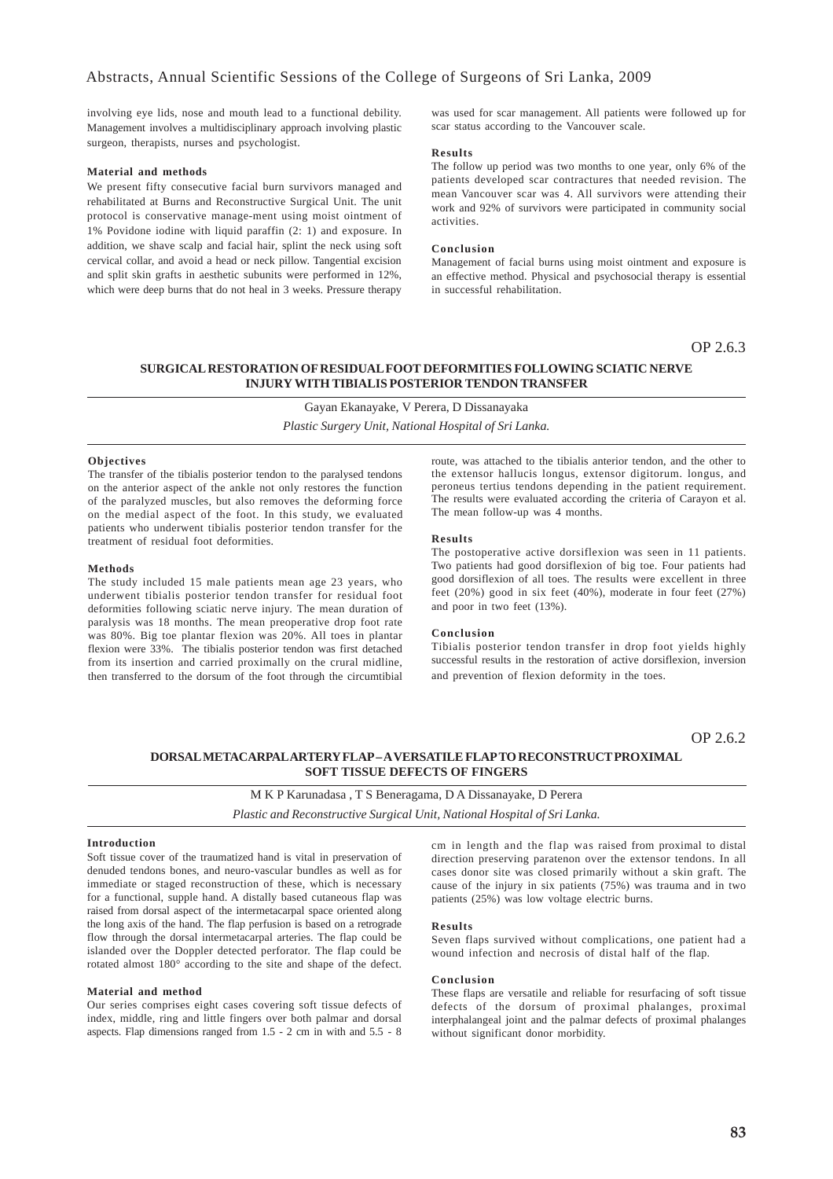involving eye lids, nose and mouth lead to a functional debility. Management involves a multidisciplinary approach involving plastic surgeon, therapists, nurses and psychologist.

#### Material and methods

We present fifty consecutive facial burn survivors managed and rehabilitated at Burns and Reconstructive Surgical Unit. The unit protocol is conservative manage-ment using moist ointment of 1% Povidone iodine with liquid paraffin (2: 1) and exposure. In addition, we shave scalp and facial hair, splint the neck using soft cervical collar, and avoid a head or neck pillow. Tangential excision and split skin grafts in aesthetic subunits were performed in 12%, which were deep burns that do not heal in 3 weeks. Pressure therapy was used for scar management. All patients were followed up for scar status according to the Vancouver scale.

#### Results

The follow up period was two months to one year, only 6% of the patients developed scar contractures that needed revision. The mean Vancouver scar was 4. All survivors were attending their work and 92% of survivors were participated in community social activities.

#### Conclusion

Management of facial burns using moist ointment and exposure is an effective method. Physical and psychosocial therapy is essential in successful rehabilitation.

OP 2.6.3

## SURGICAL RESTORATION OF RESIDUAL FOOT DEFORMITIES FOLLOWING SCIATIC NERVE INJURY WITH TIBIALIS POSTERIOR TENDON TRANSFER

Gayan Ekanayake, V Perera, D Dissanayaka

*Plastic Surgery Unit, National Hospital of Sri Lanka.*

#### Objectives

The transfer of the tibialis posterior tendon to the paralysed tendons on the anterior aspect of the ankle not only restores the function of the paralyzed muscles, but also removes the deforming force on the medial aspect of the foot. In this study, we evaluated patients who underwent tibialis posterior tendon transfer for the treatment of residual foot deformities.

#### Methods

The study included 15 male patients mean age 23 years, who underwent tibialis posterior tendon transfer for residual foot deformities following sciatic nerve injury. The mean duration of paralysis was 18 months. The mean preoperative drop foot rate was 80%. Big toe plantar flexion was 20%. All toes in plantar flexion were 33%. The tibialis posterior tendon was first detached from its insertion and carried proximally on the crural midline, then transferred to the dorsum of the foot through the circumtibial route, was attached to the tibialis anterior tendon, and the other to the extensor hallucis longus, extensor digitorum. longus, and peroneus tertius tendons depending in the patient requirement. The results were evaluated according the criteria of Carayon et al. The mean follow-up was 4 months.

#### Results

The postoperative active dorsiflexion was seen in 11 patients. Two patients had good dorsiflexion of big toe. Four patients had good dorsiflexion of all toes. The results were excellent in three feet (20%) good in six feet (40%), moderate in four feet (27%) and poor in two feet (13%).

#### Conclusion

Tibialis posterior tendon transfer in drop foot yields highly successful results in the restoration of active dorsiflexion, inversion and prevention of flexion deformity in the toes.

OP 2.6.2

## DORSAL METACARPAL ARTERY FLAP – A VERSATILE FLAP TO RECONSTRUCT PROXIMAL SOFT TISSUE DEFECTS OF FINGERS

M K P Karunadasa , T S Beneragama, D A Dissanayake, D Perera

*Plastic and Reconstructive Surgical Unit, National Hospital of Sri Lanka.*

#### Introduction

Soft tissue cover of the traumatized hand is vital in preservation of denuded tendons bones, and neuro-vascular bundles as well as for immediate or staged reconstruction of these, which is necessary for a functional, supple hand. A distally based cutaneous flap was raised from dorsal aspect of the intermetacarpal space oriented along the long axis of the hand. The flap perfusion is based on a retrograde flow through the dorsal intermetacarpal arteries. The flap could be islanded over the Doppler detected perforator. The flap could be rotated almost 180° according to the site and shape of the defect.

#### Material and method

Our series comprises eight cases covering soft tissue defects of index, middle, ring and little fingers over both palmar and dorsal aspects. Flap dimensions ranged from 1.5 - 2 cm in with and 5.5 - 8 cm in length and the flap was raised from proximal to distal direction preserving paratenon over the extensor tendons. In all cases donor site was closed primarily without a skin graft. The cause of the injury in six patients (75%) was trauma and in two patients (25%) was low voltage electric burns.

#### Results

Seven flaps survived without complications, one patient had a wound infection and necrosis of distal half of the flap.

#### Conclusion

These flaps are versatile and reliable for resurfacing of soft tissue defects of the dorsum of proximal phalanges, proximal interphalangeal joint and the palmar defects of proximal phalanges without significant donor morbidity.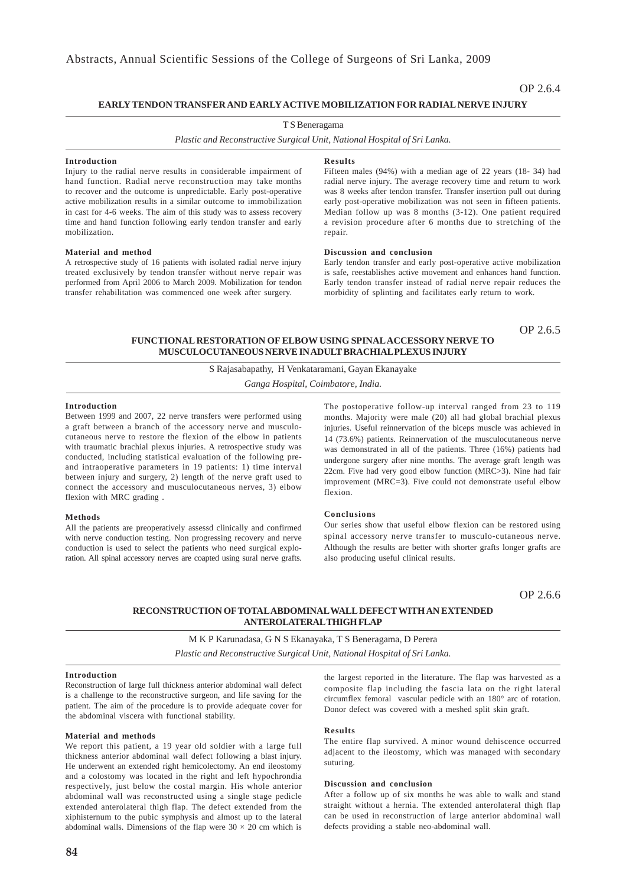OP 2.6.4

## EARLY TENDON TRANSFER AND EARLY ACTIVE MOBILIZATION FOR RADIAL NERVE INJURY

T S Beneragama

*Plastic and Reconstructive Surgical Unit, National Hospital of Sri Lanka.*

### Introduction

Injury to the radial nerve results in considerable impairment of hand function. Radial nerve reconstruction may take months to recover and the outcome is unpredictable. Early post-operative active mobilization results in a similar outcome to immobilization in cast for 4-6 weeks. The aim of this study was to assess recovery time and hand function following early tendon transfer and early mobilization.

### Material and method

A retrospective study of 16 patients with isolated radial nerve injury treated exclusively by tendon transfer without nerve repair was performed from April 2006 to March 2009. Mobilization for tendon transfer rehabilitation was commenced one week after surgery.

### Results

Fifteen males (94%) with a median age of 22 years (18- 34) had radial nerve injury. The average recovery time and return to work was 8 weeks after tendon transfer. Transfer insertion pull out during early post-operative mobilization was not seen in fifteen patients. Median follow up was 8 months (3-12). One patient required a revision procedure after 6 months due to stretching of the repair.

### Discussion and conclusion

Early tendon transfer and early post-operative active mobilization is safe, reestablishes active movement and enhances hand function. Early tendon transfer instead of radial nerve repair reduces the morbidity of splinting and facilitates early return to work.

OP 2.6.5

## FUNCTIONAL RESTORATION OF ELBOW USING SPINAL ACCESSORY NERVE TO MUSCULOCUTANEOUS NERVE IN ADULT BRACHIAL PLEXUS INJURY

S Rajasabapathy, H Venkataramani, Gayan Ekanayake

*Ganga Hospital, Coimbatore, India.*

### Introduction

Between 1999 and 2007, 22 nerve transfers were performed using a graft between a branch of the accessory nerve and musculocutaneous nerve to restore the flexion of the elbow in patients with traumatic brachial plexus injuries. A retrospective study was conducted, including statistical evaluation of the following pre- and intraoperative parameters in 19 patients: 1) time interval between injury and surgery, 2) length of the nerve graft used to connect the accessory and musculocutaneous nerves, 3) elbow flexion with MRC grading .

### Methods

All the patients are preoperatively assessd clinically and confirmed with nerve conduction testing. Non progressing recovery and nerve conduction is used to select the patients who need surgical exploration. All spinal accessory nerves are coapted using sural nerve grafts.

The postoperative follow-up interval ranged from 23 to 119 months. Majority were male (20) all had global brachial plexus injuries. Useful reinnervation of the biceps muscle was achieved in 14 (73.6%) patients. Reinnervation of the musculocutaneous nerve was demonstrated in all of the patients. Three (16%) patients had undergone surgery after nine months. The average graft length was 22cm. Five had very good elbow function (MRC>3). Nine had fair improvement (MRC=3). Five could not demonstrate useful elbow flexion.

### Conclusions

Our series show that useful elbow flexion can be restored using spinal accessory nerve transfer to musculo-cutaneous nerve. Although the results are better with shorter grafts longer grafts are also producing useful clinical results.

OP 2.6.6

## RECONSTRUCTION OF TOTAL ABDOMINAL WALL DEFECT WITH AN EXTENDED ANTEROLATERAL THIGH FLAP

M K P Karunadasa, G N S Ekanayaka, T S Beneragama, D Perera

*Plastic and Reconstructive Surgical Unit, National Hospital of Sri Lanka.*

### Introduction

Reconstruction of large full thickness anterior abdominal wall defect is a challenge to the reconstructive surgeon, and life saving for the patient. The aim of the procedure is to provide adequate cover for the abdominal viscera with functional stability.

### Material and methods

We report this patient, a 19 year old soldier with a large full thickness anterior abdominal wall defect following a blast injury. He underwent an extended right hemicolectomy. An end ileostomy and a colostomy was located in the right and left hypochrondia respectively, just below the costal margin. His whole anterior abdominal wall was reconstructed using a single stage pedicle extended anterolateral thigh flap. The defect extended from the xiphisternum to the pubic symphysis and almost up to the lateral abdominal walls. Dimensions of the flap were $30 \times 20$ cm which is the largest reported in the literature. The flap was harvested as a composite flap including the fascia lata on the right lateral circumflex femoral vascular pedicle with an 180° arc of rotation. Donor defect was covered with a meshed split skin graft.

### Results

The entire flap survived. A minor wound dehiscence occurred adjacent to the ileostomy, which was managed with secondary suturing.

### Discussion and conclusion

After a follow up of six months he was able to walk and stand straight without a hernia. The extended anterolateral thigh flap can be used in reconstruction of large anterior abdominal wall defects providing a stable neo-abdominal wall.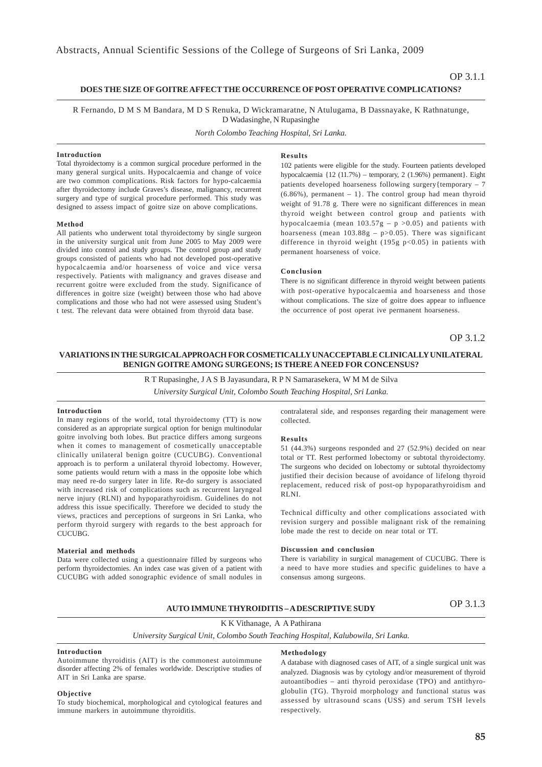OP 3.1.1

## DOES THE SIZE OF GOITRE AFFECT THE OCCURRENCE OF POST OPERATIVE COMPLICATIONS?

R Fernando, D M S M Bandara, M D S Renuka, D Wickramaratne, N Atulugama, B Dassnayake, K Rathnatunge, D Wadasinghe, N Rupasinghe

*North Colombo Teaching Hospital, Sri Lanka.*

### Introduction

Total thyroidectomy is a common surgical procedure performed in the many general surgical units. Hypocalcaemia and change of voice are two common complications. Risk factors for hypo-calcaemia after thyroidectomy include Graves's disease, malignancy, recurrent surgery and type of surgical procedure performed. This study was designed to assess impact of goitre size on above complications.

### Method

All patients who underwent total thyroidectomy by single surgeon in the university surgical unit from June 2005 to May 2009 were divided into control and study groups. The control group and study groups consisted of patients who had not developed post-operative hypocalcaemia and/or hoarseness of voice and vice versa respectively. Patients with malignancy and graves disease and recurrent goitre were excluded from the study. Significance of differences in goitre size (weight) between those who had above complications and those who had not were assessed using Student's t test. The relevant data were obtained from thyroid data base.

### Results

102 patients were eligible for the study. Fourteen patients developed hypocalcaemia {12 (11.7%) – temporary, 2 (1.96%) permanent}. Eight patients developed hoarseness following surgery{temporary – 7 (6.86%), permanent – 1}. The control group had mean thyroid weight of 91.78 g. There were no significant differences in mean thyroid weight between control group and patients with hypocalcaemia (mean 103.57g – $p > 0.05$) and patients with hoarseness (mean 103.88g – $p > 0.05$). There was significant difference in thyroid weight (195g $p < 0.05$) in patients with permanent hoarseness of voice.

### Conclusion

There is no significant difference in thyroid weight between patients with post-operative hypocalcaemia and hoarseness and those without complications. The size of goitre does appear to influence the occurrence of post operat ive permanent hoarseness.

OP 3.1.2

## VARIATIONS IN THE SURGICAL APPROACH FOR COSMETICALLY UNACCEPTABLE CLINICALLY UNILATERAL BENIGN GOITRE AMONG SURGEONS; IS THERE A NEED FOR CONCENSUS?

R T Rupasinghe, J A S B Jayasundara, R P N Samarasekera, W M M de Silva

*University Surgical Unit, Colombo South Teaching Hospital, Sri Lanka.*

### Introduction

In many regions of the world, total thyroidectomy (TT) is now considered as an appropriate surgical option for benign multinodular goitre involving both lobes. But practice differs among surgeons when it comes to management of cosmetically unacceptable clinically unilateral benign goitre (CUCUBG). Conventional approach is to perform a unilateral thyroid lobectomy. However, some patients would return with a mass in the opposite lobe which may need re-do surgery later in life. Re-do surgery is associated with increased risk of complications such as recurrent laryngeal nerve injury (RLNI) and hypoparathyroidism. Guidelines do not address this issue specifically. Therefore we decided to study the views, practices and perceptions of surgeons in Sri Lanka, who perform thyroid surgery with regards to the best approach for CUCUBG.

### Material and methods

Data were collected using a questionnaire filled by surgeons who perform thyroidectomies. An index case was given of a patient with CUCUBG with added sonographic evidence of small nodules in contralateral side, and responses regarding their management were collected.

### Results

51 (44.3%) surgeons responded and 27 (52.9%) decided on near total or TT. Rest performed lobectomy or subtotal thyroidectomy. The surgeons who decided on lobectomy or subtotal thyroidectomy justified their decision because of avoidance of lifelong thyroid replacement, reduced risk of post-op hypoparathyroidism and RLNI.

Technical difficulty and other complications associated with revision surgery and possible malignant risk of the remaining lobe made the rest to decide on near total or TT.

### Discussion and conclusion

There is variability in surgical management of CUCUBG. There is a need to have more studies and specific guidelines to have a consensus among surgeons.

OP 3.1.3

## AUTO IMMUNE THYROIDITIS – A DESCRIPTIVE SUDY

K K Vithanage, A A Pathirana

*University Surgical Unit, Colombo South Teaching Hospital, Kalubowila, Sri Lanka.*

### Introduction

Autoimmune thyroiditis (AIT) is the commonest autoimmune disorder affecting 2% of females worldwide. Descriptive studies of AIT in Sri Lanka are sparse.

### Objective

To study biochemical, morphological and cytological features and immune markers in autoimmune thyroiditis.

### Methodology

A database with diagnosed cases of AIT, of a single surgical unit was analyzed. Diagnosis was by cytology and/or measurement of thyroid autoantibodies – anti thyroid peroxidase (TPO) and antithyroglobulin (TG). Thyroid morphology and functional status was assessed by ultrasound scans (USS) and serum TSH levels respectively.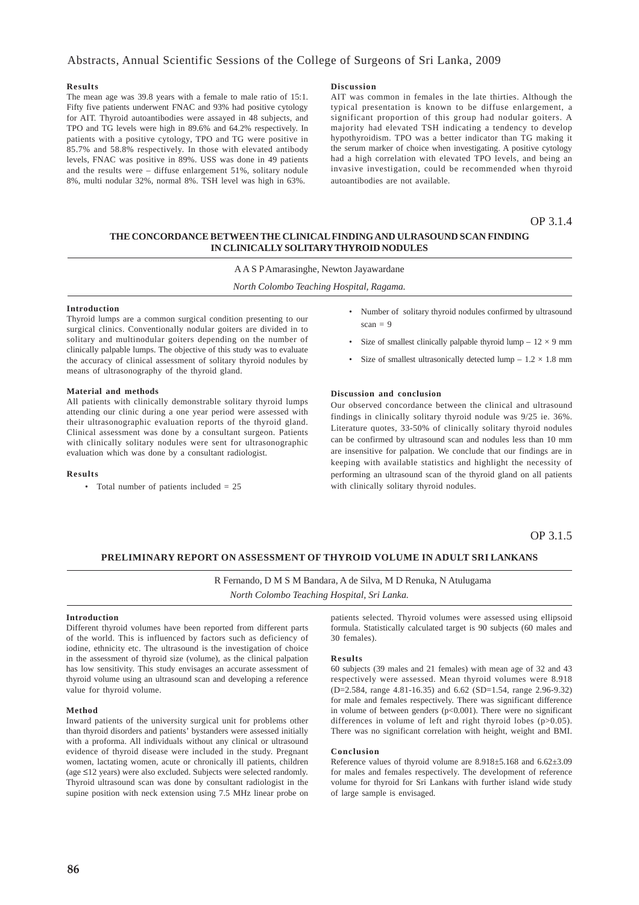#### Results

The mean age was 39.8 years with a female to male ratio of 15:1. Fifty five patients underwent FNAC and 93% had positive cytology for AIT. Thyroid autoantibodies were assayed in 48 subjects, and TPO and TG levels were high in 89.6% and 64.2% respectively. In patients with a positive cytology, TPO and TG were positive in 85.7% and 58.8% respectively. In those with elevated antibody levels, FNAC was positive in 89%. USS was done in 49 patients and the results were – diffuse enlargement 51%, solitary nodule 8%, multi nodular 32%, normal 8%. TSH level was high in 63%.

#### Discussion

AIT was common in females in the late thirties. Although the typical presentation is known to be diffuse enlargement, a significant proportion of this group had nodular goiters. A majority had elevated TSH indicating a tendency to develop hypothyroidism. TPO was a better indicator than TG making it the serum marker of choice when investigating. A positive cytology had a high correlation with elevated TPO levels, and being an invasive investigation, could be recommended when thyroid autoantibodies are not available.

OP 3.1.4

## THE CONCORDANCE BETWEEN THE CLINICAL FINDING AND ULRASOUND SCAN FINDING IN CLINICALLY SOLITARY THYROID NODULES

A A S P Amarasinghe, Newton Jayawardane

*North Colombo Teaching Hospital, Ragama.*

#### Introduction

Thyroid lumps are a common surgical condition presenting to our surgical clinics. Conventionally nodular goiters are divided in to solitary and multinodular goiters depending on the number of clinically palpable lumps. The objective of this study was to evaluate the accuracy of clinical assessment of solitary thyroid nodules by means of ultrasonography of the thyroid gland.

#### Material and methods

All patients with clinically demonstrable solitary thyroid lumps attending our clinic during a one year period were assessed with their ultrasonographic evaluation reports of the thyroid gland. Clinical assessment was done by a consultant surgeon. Patients with clinically solitary nodules were sent for ultrasonographic evaluation which was done by a consultant radiologist.

#### Results

- Total number of patients included = 25
- Number of solitary thyroid nodules confirmed by ultrasound scan = 9
- Size of smallest clinically palpable thyroid lump – 12 × 9 mm
- Size of smallest ultrasonically detected lump – 1.2 × 1.8 mm

#### Discussion and conclusion

Our observed concordance between the clinical and ultrasound findings in clinically solitary thyroid nodule was 9/25 ie. 36%. Literature quotes, 33-50% of clinically solitary thyroid nodules can be confirmed by ultrasound scan and nodules less than 10 mm are insensitive for palpation. We conclude that our findings are in keeping with available statistics and highlight the necessity of performing an ultrasound scan of the thyroid gland on all patients with clinically solitary thyroid nodules.

OP 3.1.5

## PRELIMINARY REPORT ON ASSESSMENT OF THYROID VOLUME IN ADULT SRI LANKANS

R Fernando, D M S M Bandara, A de Silva, M D Renuka, N Atulugama

*North Colombo Teaching Hospital, Sri Lanka.*

#### Introduction

Different thyroid volumes have been reported from different parts of the world. This is influenced by factors such as deficiency of iodine, ethnicity etc. The ultrasound is the investigation of choice in the assessment of thyroid size (volume), as the clinical palpation has low sensitivity. This study envisages an accurate assessment of thyroid volume using an ultrasound scan and developing a reference value for thyroid volume.

#### Method

Inward patients of the university surgical unit for problems other than thyroid disorders and patients' bystanders were assessed initially with a proforma. All individuals without any clinical or ultrasound evidence of thyroid disease were included in the study. Pregnant women, lactating women, acute or chronically ill patients, children (age ≤12 years) were also excluded. Subjects were selected randomly. Thyroid ultrasound scan was done by consultant radiologist in the supine position with neck extension using 7.5 MHz linear probe on patients selected. Thyroid volumes were assessed using ellipsoid formula. Statistically calculated target is 90 subjects (60 males and 30 females).

#### Results

60 subjects (39 males and 21 females) with mean age of 32 and 43 respectively were assessed. Mean thyroid volumes were 8.918 (D=2.584, range 4.81-16.35) and 6.62 (SD=1.54, range 2.96-9.32) for male and females respectively. There was significant difference in volume of between genders ($p<0.001$). There were no significant differences in volume of left and right thyroid lobes ($p>0.05$). There was no significant correlation with height, weight and BMI.

#### Conclusion

Reference values of thyroid volume are 8.918±5.168 and 6.62±3.09 for males and females respectively. The development of reference volume for thyroid for Sri Lankans with further island wide study of large sample is envisaged.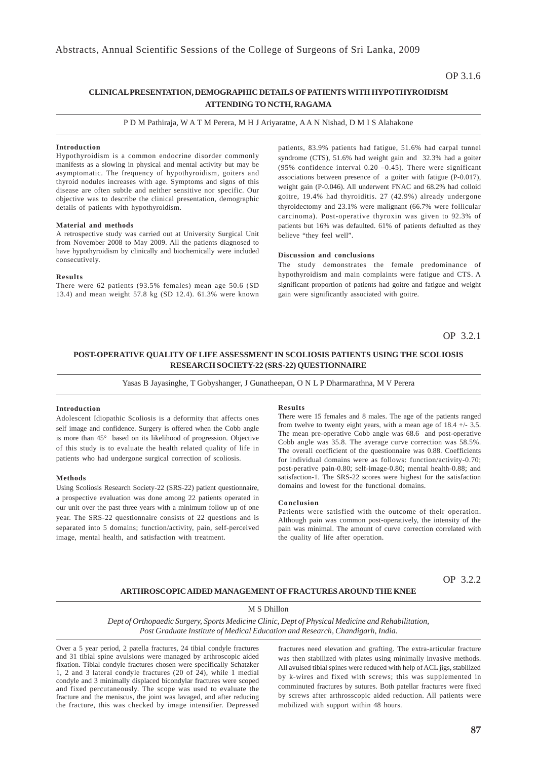OP 3.1.6

## CLINICAL PRESENTATION, DEMOGRAPHIC DETAILS OF PATIENTS WITH HYPOTHYROIDISM ATTENDING TO NCTH, RAGAMA

P D M Pathiraja, W A T M Perera, M H J Ariyaratne, A A N Nishad, D M I S Alahakone

### Introduction

Hypothyroidism is a common endocrine disorder commonly manifests as a slowing in physical and mental activity but may be asymptomatic. The frequency of hypothyroidism, goiters and thyroid nodules increases with age. Symptoms and signs of this disease are often subtle and neither sensitive nor specific. Our objective was to describe the clinical presentation, demographic details of patients with hypothyroidism.

### Material and methods

A retrospective study was carried out at University Surgical Unit from November 2008 to May 2009. All the patients diagnosed to have hypothyroidism by clinically and biochemically were included consecutively.

### Results

There were 62 patients (93.5% females) mean age 50.6 (SD 13.4) and mean weight 57.8 kg (SD 12.4). 61.3% were known patients, 83.9% patients had fatigue, 51.6% had carpal tunnel syndrome (CTS), 51.6% had weight gain and 32.3% had a goiter (95% confidence interval 0.20 –0.45). There were significant associations between presence of a goiter with fatigue (P-0.017), weight gain (P-0.046). All underwent FNAC and 68.2% had colloid goitre, 19.4% had thyroiditis. 27 (42.9%) already undergone thyroidectomy and 23.1% were malignant (66.7% were follicular carcinoma). Post-operative thyroxin was given to 92.3% of patients but 16% was defaulted. 61% of patients defaulted as they believe "they feel well".

### Discussion and conclusions

The study demonstrates the female predominance of hypothyroidism and main complaints were fatigue and CTS. A significant proportion of patients had goitre and fatigue and weight gain were significantly associated with goitre.

OP 3.2.1

## POST-OPERATIVE QUALITY OF LIFE ASSESSMENT IN SCOLIOSIS PATIENTS USING THE SCOLIOSIS RESEARCH SOCIETY-22 (SRS-22) QUESTIONNAIRE

Yasas B Jayasinghe, T Gobyshanger, J Gunatheepan, O N L P Dharmarathna, M V Perera

### Introduction

Adolescent Idiopathic Scoliosis is a deformity that affects ones self image and confidence. Surgery is offered when the Cobb angle is more than 45° based on its likelihood of progression. Objective of this study is to evaluate the health related quality of life in patients who had undergone surgical correction of scoliosis.

### Methods

Using Scoliosis Research Society-22 (SRS-22) patient questionnaire, a prospective evaluation was done among 22 patients operated in our unit over the past three years with a minimum follow up of one year. The SRS-22 questionnaire consists of 22 questions and is separated into 5 domains; function/activity, pain, self-perceived image, mental health, and satisfaction with treatment.

### Results

There were 15 females and 8 males. The age of the patients ranged from twelve to twenty eight years, with a mean age of 18.4 +/- 3.5. The mean pre-operative Cobb angle was 68.6 and post-operative Cobb angle was 35.8. The average curve correction was 58.5%. The overall coefficient of the questionnaire was 0.88. Coefficients for individual domains were as follows: function/activity-0.70; post-perative pain-0.80; self-image-0.80; mental health-0.88; and satisfaction-1. The SRS-22 scores were highest for the satisfaction domains and lowest for the functional domains.

### Conclusion

Patients were satisfied with the outcome of their operation. Although pain was common post-operatively, the intensity of the pain was minimal. The amount of curve correction correlated with the quality of life after operation.

OP 3.2.2

## ARTHROSCOPIC AIDED MANAGEMENT OF FRACTURES AROUND THE KNEE

M S Dhillon

*Dept of Orthopaedic Surgery, Sports Medicine Clinic, Dept of Physical Medicine and Rehabilitation, Post Graduate Institute of Medical Education and Research, Chandigarh, India.*

Over a 5 year period, 2 patella fractures, 24 tibial condyle fractures and 31 tibial spine avulsions were managed by arthroscopic aided fixation. Tibial condyle fractures chosen were specifically Schatzker 1, 2 and 3 lateral condyle fractures (20 of 24), while 1 medial condyle and 3 minimally displaced bicondylar fractures were scoped and fixed percutaneously. The scope was used to evaluate the fracture and the meniscus, the joint was lavaged, and after reducing the fracture, this was checked by image intensifier. Depressed fractures need elevation and grafting. The extra-articular fracture was then stabilized with plates using minimally invasive methods. All avulsed tibial spines were reduced with help of ACL jigs, stabilized by k-wires and fixed with screws; this was supplemented in comminuted fractures by sutures. Both patellar fractures were fixed by screws after arthrosscopic aided reduction. All patients were mobilized with support within 48 hours.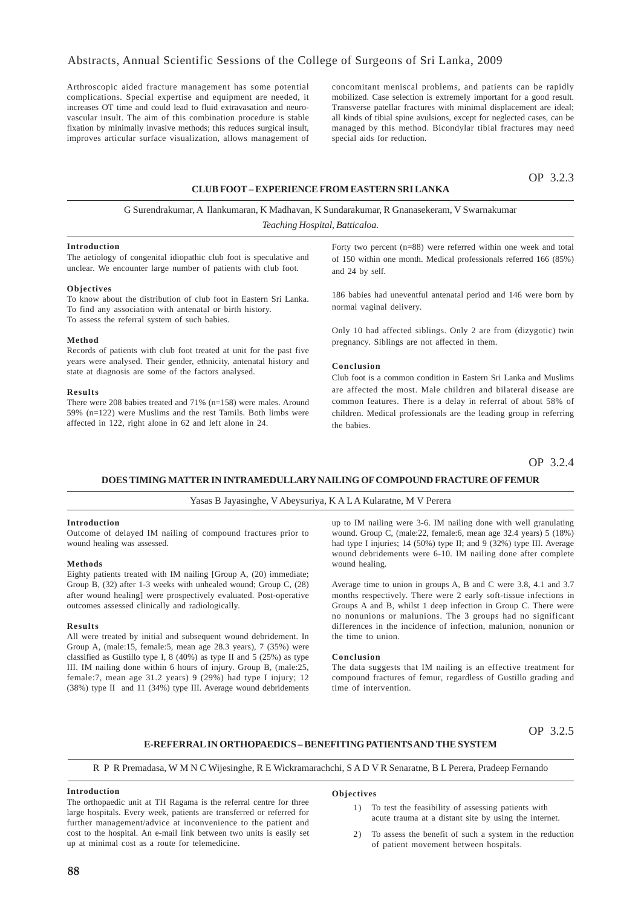Arthroscopic aided fracture management has some potential complications. Special expertise and equipment are needed, it increases OT time and could lead to fluid extravasation and neuro-vascular insult. The aim of this combination procedure is stable fixation by minimally invasive methods; this reduces surgical insult, improves articular surface visualization, allows management of concomitant meniscal problems, and patients can be rapidly mobilized. Case selection is extremely important for a good result. Transverse patellar fractures with minimal displacement are ideal; all kinds of tibial spine avulsions, except for neglected cases, can be managed by this method. Bicondylar tibial fractures may need special aids for reduction.

OP 3.2.3

## CLUB FOOT – EXPERIENCE FROM EASTERN SRI LANKA

G Surendrakumar, A Ilankumaran, K Madhavan, K Sundarakumar, R Gnanasekeram, V Swarnakumar

*Teaching Hospital, Batticaloa.*

### Introduction

The aetiology of congenital idiopathic club foot is speculative and unclear. We encounter large number of patients with club foot.

### Objectives

To know about the distribution of club foot in Eastern Sri Lanka.
To find any association with antenatal or birth history.
To assess the referral system of such babies.

### Method

Records of patients with club foot treated at unit for the past five years were analysed. Their gender, ethnicity, antenatal history and state at diagnosis are some of the factors analysed.

### Results

There were 208 babies treated and 71% (n=158) were males. Around 59% (n=122) were Muslims and the rest Tamils. Both limbs were affected in 122, right alone in 62 and left alone in 24.

Forty two percent (n=88) were referred within one week and total of 150 within one month. Medical professionals referred 166 (85%) and 24 by self.

186 babies had uneventful antenatal period and 146 were born by normal vaginal delivery.

Only 10 had affected siblings. Only 2 are from (dizygotic) twin pregnancy. Siblings are not affected in them.

### Conclusion

Club foot is a common condition in Eastern Sri Lanka and Muslims are affected the most. Male children and bilateral disease are common features. There is a delay in referral of about 58% of children. Medical professionals are the leading group in referring the babies.

OP 3.2.4

## DOES TIMING MATTER IN INTRAMEDULLARY NAILING OF COMPOUND FRACTURE OF FEMUR

Yasas B Jayasinghe, V Abeysuriya, K A L A Kularatne, M V Perera

### Introduction

Outcome of delayed IM nailing of compound fractures prior to wound healing was assessed.

### Methods

Eighty patients treated with IM nailing [Group A, (20) immediate; Group B, (32) after 1-3 weeks with unhealed wound; Group C, (28) after wound healing] were prospectively evaluated. Post-operative outcomes assessed clinically and radiologically.

### Results

All were treated by initial and subsequent wound debridement. In Group A, (male:15, female:5, mean age 28.3 years), 7 (35%) were classified as Gustillo type I, 8 (40%) as type II and 5 (25%) as type III. IM nailing done within 6 hours of injury. Group B, (male:25, female:7, mean age 31.2 years) 9 (29%) had type I injury; 12 (38%) type II and 11 (34%) type III. Average wound debridements up to IM nailing were 3-6. IM nailing done with well granulating wound. Group C, (male:22, female:6, mean age 32.4 years) 5 (18%) had type I injuries; 14 (50%) type II; and 9 (32%) type III. Average wound debridements were 6-10. IM nailing done after complete wound healing.

Average time to union in groups A, B and C were 3.8, 4.1 and 3.7 months respectively. There were 2 early soft-tissue infections in Groups A and B, whilst 1 deep infection in Group C. There were no nonunions or malunions. The 3 groups had no significant differences in the incidence of infection, malunion, nonunion or the time to union.

### Conclusion

The data suggests that IM nailing is an effective treatment for compound fractures of femur, regardless of Gustillo grading and time of intervention.

OP 3.2.5

## E-REFERRAL IN ORTHOPAEDICS – BENEFITING PATIENTS AND THE SYSTEM

R P R Premadasa, W M N C Wijesinghe, R E Wickramarachchi, S A D V R Senaratne, B L Perera, Pradeep Fernando

### Introduction

The orthopaedic unit at TH Ragama is the referral centre for three large hospitals. Every week, patients are transferred or referred for further management/advice at inconvenience to the patient and cost to the hospital. An e-mail link between two units is easily set up at minimal cost as a route for telemedicine.

### Objectives

1) To test the feasibility of assessing patients with acute trauma at a distant site by using the internet.
2) To assess the benefit of such a system in the reduction of patient movement between hospitals.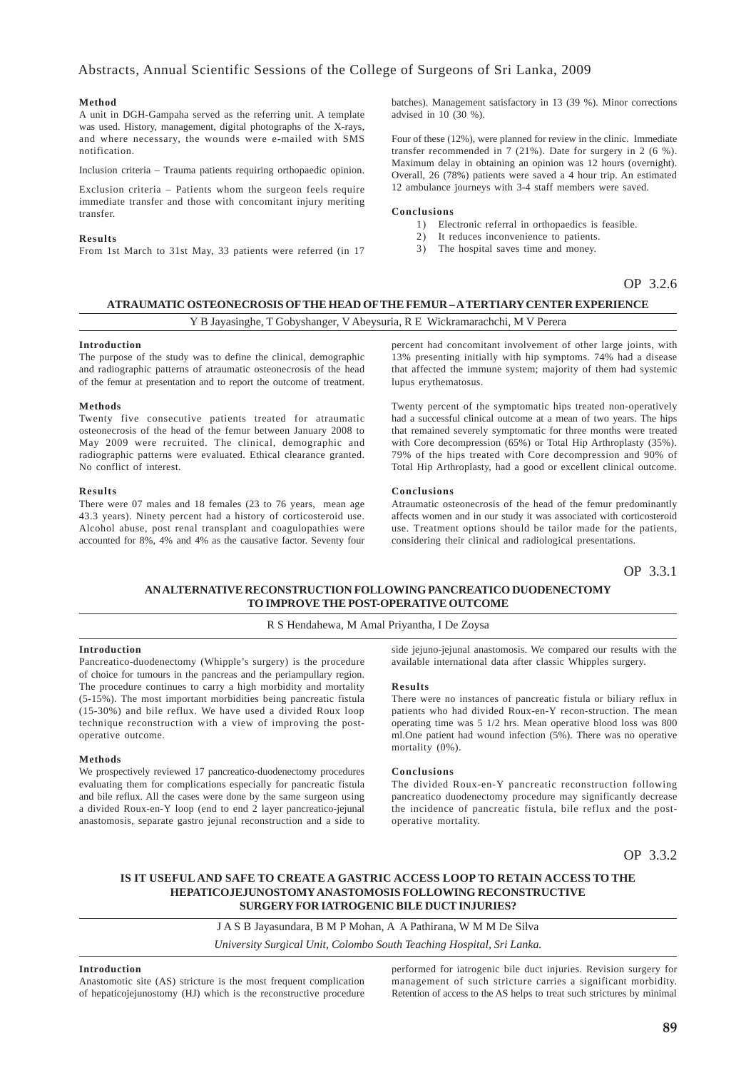#### Method

A unit in DGH-Gampaha served as the referring unit. A template was used. History, management, digital photographs of the X-rays, and where necessary, the wounds were e-mailed with SMS notification.

Inclusion criteria – Trauma patients requiring orthopaedic opinion.

Exclusion criteria – Patients whom the surgeon feels require immediate transfer and those with concomitant injury meriting transfer.

#### Results

From 1st March to 31st May, 33 patients were referred (in 17 batches). Management satisfactory in 13 (39 %). Minor corrections advised in 10 (30 %).

Four of these (12%), were planned for review in the clinic. Immediate transfer recommended in 7 (21%). Date for surgery in 2 (6 %). Maximum delay in obtaining an opinion was 12 hours (overnight). Overall, 26 (78%) patients were saved a 4 hour trip. An estimated 12 ambulance journeys with 3-4 staff members were saved.

#### Conclusions

1) Electronic referral in orthopaedics is feasible.
2) It reduces inconvenience to patients.
3) The hospital saves time and money.

OP 3.2.6

## ATRAUMATIC OSTEONECROSIS OF THE HEAD OF THE FEMUR – A TERTIARY CENTER EXPERIENCE

Y B Jayasinghe, T Gobyshanger, V Abeysuria, R E Wickramarachchi, M V Perera

#### Introduction

The purpose of the study was to define the clinical, demographic and radiographic patterns of atraumatic osteonecrosis of the head of the femur at presentation and to report the outcome of treatment.

#### Methods

Twenty five consecutive patients treated for atraumatic osteonecrosis of the head of the femur between January 2008 to May 2009 were recruited. The clinical, demographic and radiographic patterns were evaluated. Ethical clearance granted. No conflict of interest.

#### Results

There were 07 males and 18 females (23 to 76 years, mean age 43.3 years). Ninety percent had a history of corticosteroid use. Alcohol abuse, post renal transplant and coagulopathies were accounted for 8%, 4% and 4% as the causative factor. Seventy four percent had concomitant involvement of other large joints, with 13% presenting initially with hip symptoms. 74% had a disease that affected the immune system; majority of them had systemic lupus erythematosus.

Twenty percent of the symptomatic hips treated non-operatively had a successful clinical outcome at a mean of two years. The hips that remained severely symptomatic for three months were treated with Core decompression (65%) or Total Hip Arthroplasty (35%). 79% of the hips treated with Core decompression and 90% of Total Hip Arthroplasty, had a good or excellent clinical outcome.

#### Conclusions

Atraumatic osteonecrosis of the head of the femur predominantly affects women and in our study it was associated with corticosteroid use. Treatment options should be tailor made for the patients, considering their clinical and radiological presentations.

OP 3.3.1

## AN ALTERNATIVE RECONSTRUCTION FOLLOWING PANCREATICO DUODENECTOMY TO IMPROVE THE POST-OPERATIVE OUTCOME

R S Hendahewa, M Amal Priyantha, I De Zoysa

#### Introduction

Pancreatico-duodenectomy (Whipple's surgery) is the procedure of choice for tumours in the pancreas and the periampullary region. The procedure continues to carry a high morbidity and mortality (5-15%). The most important morbidities being pancreatic fistula (15-30%) and bile reflux. We have used a divided Roux loop technique reconstruction with a view of improving the post-operative outcome.

#### Methods

We prospectively reviewed 17 pancreatico-duodenectomy procedures evaluating them for complications especially for pancreatic fistula and bile reflux. All the cases were done by the same surgeon using a divided Roux-en-Y loop (end to end 2 layer pancreatico-jejunal anastomosis, separate gastro jejunal reconstruction and a side to side jejuno-jejunal anastomosis. We compared our results with the available international data after classic Whipples surgery.

#### Results

There were no instances of pancreatic fistula or biliary reflux in patients who had divided Roux-en-Y recon-struction. The mean operating time was 5 1/2 hrs. Mean operative blood loss was 800 ml.One patient had wound infection (5%). There was no operative mortality (0%).

#### Conclusions

The divided Roux-en-Y pancreatic reconstruction following pancreatico duodenectomy procedure may significantly decrease the incidence of pancreatic fistula, bile reflux and the post-operative mortality.

OP 3.3.2

## IS IT USEFUL AND SAFE TO CREATE A GASTRIC ACCESS LOOP TO RETAIN ACCESS TO THE HEPATICOJEJUNOSTOMY ANASTOMOSIS FOLLOWING RECONSTRUCTIVE SURGERY FOR IATROGENIC BILE DUCT INJURIES?

J A S B Jayasundara, B M P Mohan, A A Pathirana, W M M De Silva

*University Surgical Unit, Colombo South Teaching Hospital, Sri Lanka.*

#### Introduction

Anastomotic site (AS) stricture is the most frequent complication of hepaticojejunostomy (HJ) which is the reconstructive procedure performed for iatrogenic bile duct injuries. Revision surgery for management of such stricture carries a significant morbidity. Retention of access to the AS helps to treat such strictures by minimal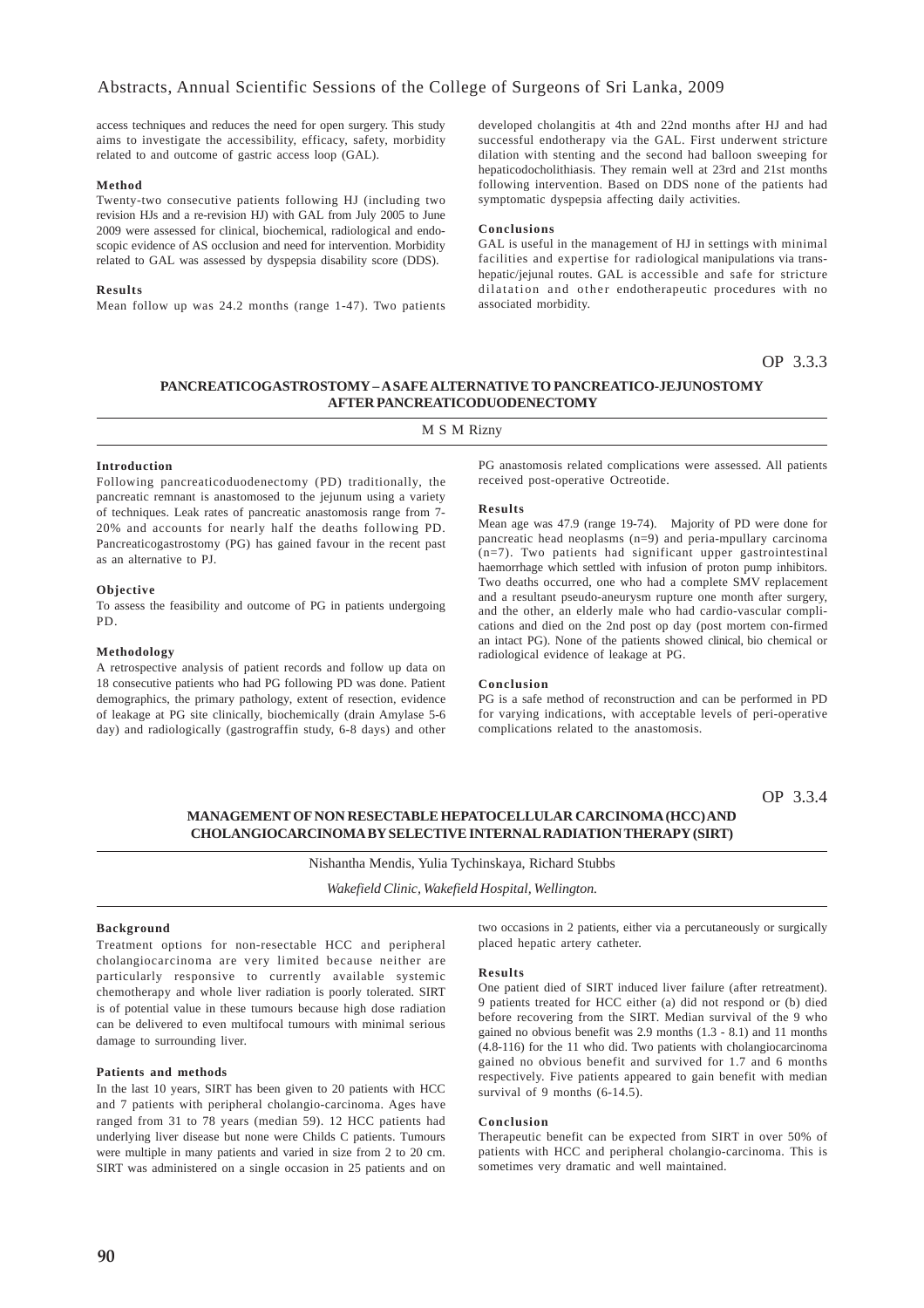access techniques and reduces the need for open surgery. This study aims to investigate the accessibility, efficacy, safety, morbidity related to and outcome of gastric access loop (GAL).

#### Method

Twenty-two consecutive patients following HJ (including two revision HJs and a re-revision HJ) with GAL from July 2005 to June 2009 were assessed for clinical, biochemical, radiological and endoscopic evidence of AS occlusion and need for intervention. Morbidity related to GAL was assessed by dyspepsia disability score (DDS).

#### Results

Mean follow up was 24.2 months (range 1-47). Two patients developed cholangitis at 4th and 22nd months after HJ and had successful endotherapy via the GAL. First underwent stricture dilation with stenting and the second had balloon sweeping for hepaticodocholithiasis. They remain well at 23rd and 21st months following intervention. Based on DDS none of the patients had symptomatic dyspepsia affecting daily activities.

#### Conclusions

GAL is useful in the management of HJ in settings with minimal facilities and expertise for radiological manipulations via transhepatic/jejunal routes. GAL is accessible and safe for stricture dilatation and other endotherapeutic procedures with no associated morbidity.

OP 3.3.3

## PANCREATICOGASTROSTOMY – A SAFE ALTERNATIVE TO PANCREATICO-JEJUNOSTOMY AFTER PANCREATICODUODENECTOMY

M S M Rizny

#### Introduction

Following pancreaticoduodenectomy (PD) traditionally, the pancreatic remnant is anastomosed to the jejunum using a variety of techniques. Leak rates of pancreatic anastomosis range from 7-20% and accounts for nearly half the deaths following PD. Pancreaticogastrostomy (PG) has gained favour in the recent past as an alternative to PJ.

#### Objective

To assess the feasibility and outcome of PG in patients undergoing PD.

#### Methodology

A retrospective analysis of patient records and follow up data on 18 consecutive patients who had PG following PD was done. Patient demographics, the primary pathology, extent of resection, evidence of leakage at PG site clinically, biochemically (drain Amylase 5-6 day) and radiologically (gastrograffin study, 6-8 days) and other PG anastomosis related complications were assessed. All patients received post-operative Octreotide.

#### Results

Mean age was 47.9 (range 19-74). Majority of PD were done for pancreatic head neoplasms (n=9) and peria-mpullary carcinoma (n=7). Two patients had significant upper gastrointestinal haemorrhage which settled with infusion of proton pump inhibitors. Two deaths occurred, one who had a complete SMV replacement and a resultant pseudo-aneurysm rupture one month after surgery, and the other, an elderly male who had cardio-vascular complications and died on the 2nd post op day (post mortem con-firmed an intact PG). None of the patients showed clinical, bio chemical or radiological evidence of leakage at PG.

#### Conclusion

PG is a safe method of reconstruction and can be performed in PD for varying indications, with acceptable levels of peri-operative complications related to the anastomosis.

OP 3.3.4

## MANAGEMENT OF NON RESECTABLE HEPATOCELLULAR CARCINOMA (HCC) AND CHOLANGIOCARCINOMA BY SELECTIVE INTERNAL RADIATION THERAPY (SIRT)

Nishantha Mendis, Yulia Tychinskaya, Richard Stubbs

*Wakefield Clinic, Wakefield Hospital, Wellington.*

#### Background

Treatment options for non-resectable HCC and peripheral cholangiocarcinoma are very limited because neither are particularly responsive to currently available systemic chemotherapy and whole liver radiation is poorly tolerated. SIRT is of potential value in these tumours because high dose radiation can be delivered to even multifocal tumours with minimal serious damage to surrounding liver.

#### Patients and methods

In the last 10 years, SIRT has been given to 20 patients with HCC and 7 patients with peripheral cholangio-carcinoma. Ages have ranged from 31 to 78 years (median 59). 12 HCC patients had underlying liver disease but none were Childs C patients. Tumours were multiple in many patients and varied in size from 2 to 20 cm. SIRT was administered on a single occasion in 25 patients and on two occasions in 2 patients, either via a percutaneously or surgically placed hepatic artery catheter.

#### Results

One patient died of SIRT induced liver failure (after retreatment). 9 patients treated for HCC either (a) did not respond or (b) died before recovering from the SIRT. Median survival of the 9 who gained no obvious benefit was 2.9 months (1.3 - 8.1) and 11 months (4.8-116) for the 11 who did. Two patients with cholangiocarcinoma gained no obvious benefit and survived for 1.7 and 6 months respectively. Five patients appeared to gain benefit with median survival of 9 months (6-14.5).

#### Conclusion

Therapeutic benefit can be expected from SIRT in over 50% of patients with HCC and peripheral cholangio-carcinoma. This is sometimes very dramatic and well maintained.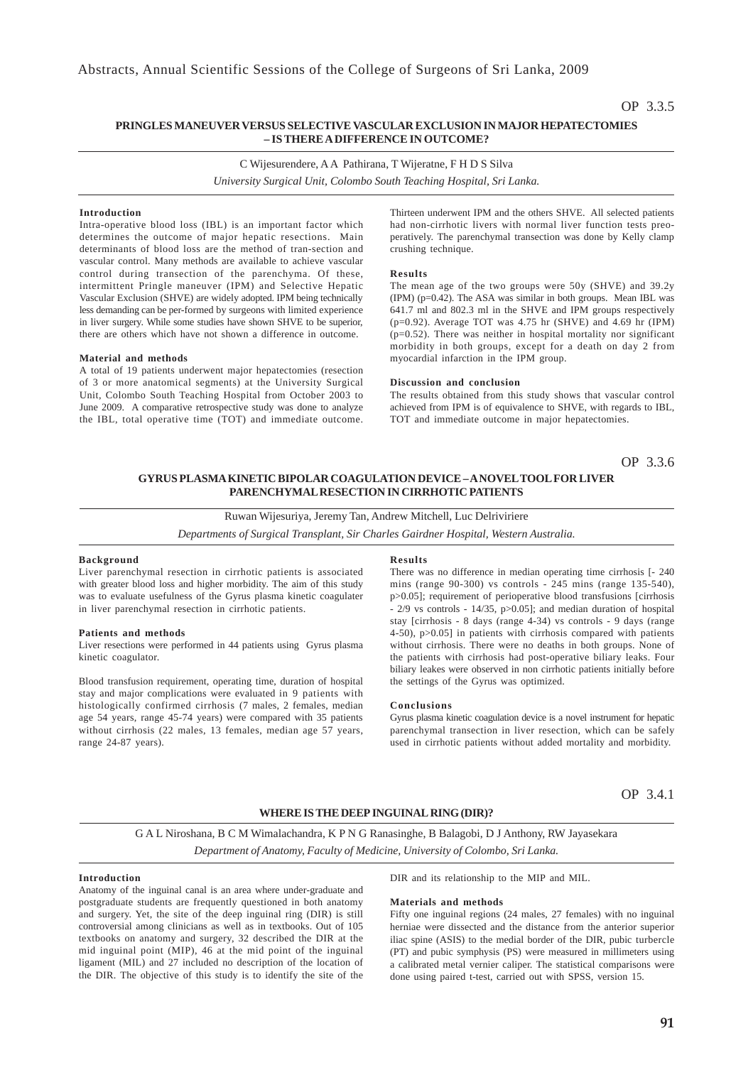OP 3.3.5

## PRINGLES MANEUVER VERSUS SELECTIVE VASCULAR EXCLUSION IN MAJOR HEPATECTOMIES – IS THERE A DIFFERENCE IN OUTCOME?

C Wijesurendere, A A Pathirana, T Wijeratne, F H D S Silva

*University Surgical Unit, Colombo South Teaching Hospital, Sri Lanka.*

**Introduction**

Intra-operative blood loss (IBL) is an important factor which determines the outcome of major hepatic resections. Main determinants of blood loss are the method of tran-section and vascular control. Many methods are available to achieve vascular control during transection of the parenchyma. Of these, intermittent Pringle maneuver (IPM) and Selective Hepatic Vascular Exclusion (SHVE) are widely adopted. IPM being technically less demanding can be per-formed by surgeons with limited experience in liver surgery. While some studies have shown SHVE to be superior, there are others which have not shown a difference in outcome.

**Material and methods**

A total of 19 patients underwent major hepatectomies (resection of 3 or more anatomical segments) at the University Surgical Unit, Colombo South Teaching Hospital from October 2003 to June 2009. A comparative retrospective study was done to analyze the IBL, total operative time (TOT) and immediate outcome. Thirteen underwent IPM and the others SHVE. All selected patients had non-cirrhotic livers with normal liver function tests preoperatively. The parenchymal transection was done by Kelly clamp crushing technique.

**Results**

The mean age of the two groups were 50y (SHVE) and 39.2y (IPM) ($p=0.42$). The ASA was similar in both groups. Mean IBL was 641.7 ml and 802.3 ml in the SHVE and IPM groups respectively ($p=0.92$). Average TOT was 4.75 hr (SHVE) and 4.69 hr (IPM) ($p=0.52$). There was neither in hospital mortality nor significant morbidity in both groups, except for a death on day 2 from myocardial infarction in the IPM group.

**Discussion and conclusion**

The results obtained from this study shows that vascular control achieved from IPM is of equivalence to SHVE, with regards to IBL, TOT and immediate outcome in major hepatectomies.

OP 3.3.6

## GYRUS PLASMA KINETIC BIPOLAR COAGULATION DEVICE – A NOVEL TOOL FOR LIVER PARENCHYMAL RESECTION IN CIRRHOTIC PATIENTS

Ruwan Wijesuriya, Jeremy Tan, Andrew Mitchell, Luc Delriviriere

*Departments of Surgical Transplant, Sir Charles Gairdner Hospital, Western Australia.*

**Background**

Liver parenchymal resection in cirrhotic patients is associated with greater blood loss and higher morbidity. The aim of this study was to evaluate usefulness of the Gyrus plasma kinetic coagulater in liver parenchymal resection in cirrhotic patients.

**Patients and methods**

Liver resections were performed in 44 patients using Gyrus plasma kinetic coagulator.

Blood transfusion requirement, operating time, duration of hospital stay and major complications were evaluated in 9 patients with histologically confirmed cirrhosis (7 males, 2 females, median age 54 years, range 45-74 years) were compared with 35 patients without cirrhosis (22 males, 13 females, median age 57 years, range 24-87 years).

**Results**

There was no difference in median operating time cirrhosis [- 240 mins (range 90-300) vs controls - 245 mins (range 135-540), $p>0.05$]; requirement of perioperative blood transfusions [cirrhosis - 2/9 vs controls - 14/35, $p>0.05$]; and median duration of hospital stay [cirrhosis - 8 days (range 4-34) vs controls - 9 days (range 4-50), $p>0.05$] in patients with cirrhosis compared with patients without cirrhosis. There were no deaths in both groups. None of the patients with cirrhosis had post-operative biliary leaks. Four biliary leakes were observed in non cirrhotic patients initially before the settings of the Gyrus was optimized.

**Conclusions**

Gyrus plasma kinetic coagulation device is a novel instrument for hepatic parenchymal transection in liver resection, which can be safely used in cirrhotic patients without added mortality and morbidity.

OP 3.4.1

## WHERE IS THE DEEP INGUINAL RING (DIR)?

G A L Niroshana, B C M Wimalachandra, K P N G Ranasinghe, B Balagobi, D J Anthony, RW Jayasekara

*Department of Anatomy, Faculty of Medicine, University of Colombo, Sri Lanka.*

**Introduction**

Anatomy of the inguinal canal is an area where under-graduate and postgraduate students are frequently questioned in both anatomy and surgery. Yet, the site of the deep inguinal ring (DIR) is still controversial among clinicians as well as in textbooks. Out of 105 textbooks on anatomy and surgery, 32 described the DIR at the mid inguinal point (MIP), 46 at the mid point of the inguinal ligament (MIL) and 27 included no description of the location of the DIR. The objective of this study is to identify the site of the DIR and its relationship to the MIP and MIL.

**Materials and methods**

Fifty one inguinal regions (24 males, 27 females) with no inguinal herniae were dissected and the distance from the anterior superior iliac spine (ASIS) to the medial border of the DIR, pubic turbercle (PT) and pubic symphysis (PS) were measured in millimeters using a calibrated metal vernier caliper. The statistical comparisons were done using paired t-test, carried out with SPSS, version 15.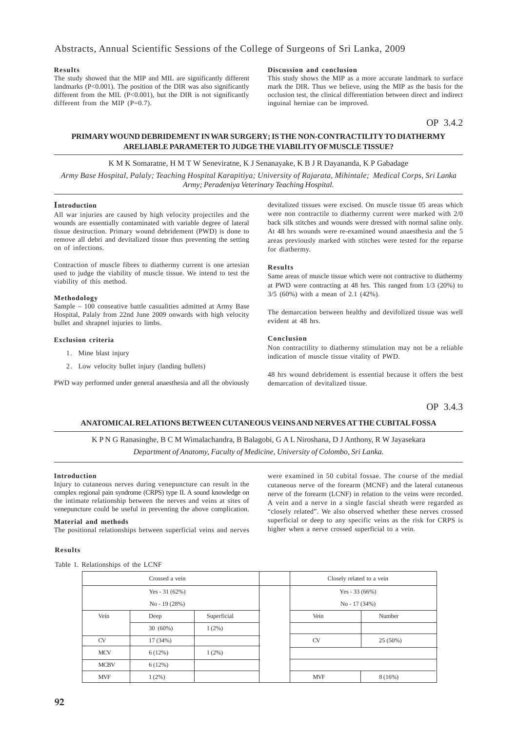#### Results

The study showed that the MIP and MIL are significantly different landmarks (P<0.001). The position of the DIR was also significantly different from the MIL (P<0.001), but the DIR is not significantly different from the MIP (P=0.7).

#### Discussion and conclusion

This study shows the MIP as a more accurate landmark to surface mark the DIR. Thus we believe, using the MIP as the basis for the occlusion test, the clinical differentiation between direct and indirect inguinal herniae can be improved.

OP 3.4.2

## PRIMARY WOUND DEBRIDEMENT IN WAR SURGERY; IS THE NON-CONTRACTILITY TO DIATHERMY ARELIABLE PARAMETER TO JUDGE THE VIABILITY OF MUSCLE TISSUE?

K M K Somaratne, H M T W Seneviratne, K J Senanayake, K B J R Dayananda, K P Gabadage

*Army Base Hospital, Palaly; Teaching Hospital Karapitiya; University of Rajarata, Mihintale; Medical Corps, Sri Lanka Army; Peradeniya Veterinary Teaching Hospital.*

#### Introduction

All war injuries are caused by high velocity projectiles and the wounds are essentially contaminated with variable degree of lateral tissue destruction. Primary wound debridement (PWD) is done to remove all debri and devitalized tissue thus preventing the setting on of infections.

Contraction of muscle fibres to diathermy current is one artesian used to judge the viability of muscle tissue. We intend to test the viability of this method.

#### Methodology

Sample – 100 conseative battle casualities admitted at Army Base Hospital, Palaly from 22nd June 2009 onwards with high velocity bullet and shrapnel injuries to limbs.

#### Exclusion criteria

1. Mine blast injury
2. Low velocity bullet injury (landing bullets)

PWD way performed under general anaesthesia and all the obviously devitalized tissues were excised. On muscle tissue 05 areas which were non contractile to diathermy current were marked with 2/0 back silk stitches and wounds were dressed with normal saline only. At 48 hrs wounds were re-examined wound anaesthesia and the 5 areas previously marked with stitches were tested for the reparse for diathermy.

#### Results

Same areas of muscle tissue which were not contractive to diathermy at PWD were contracting at 48 hrs. This ranged from 1/3 (20%) to 3/5 (60%) with a mean of 2.1 (42%).

The demarcation between healthy and devifolized tissue was well evident at 48 hrs.

#### Conclusion

Non contractility to diathermy stimulation may not be a reliable indication of muscle tissue vitality of PWD.

48 hrs wound debridement is essential because it offers the best demarcation of devitalized tissue.

OP 3.4.3

## ANATOMICAL RELATIONS BETWEEN CUTANEOUS VEINS AND NERVES AT THE CUBITAL FOSSA

K P N G Ranasinghe, B C M Wimalachandra, B Balagobi, G A L Niroshana, D J Anthony, R W Jayasekara

*Department of Anatomy, Faculty of Medicine, University of Colombo, Sri Lanka.*

#### Introduction

Injury to cutaneous nerves during venepuncture can result in the complex regional pain syndrome (CRPS) type II. A sound knowledge on the intimate relationship between the nerves and veins at sites of venepuncture could be useful in preventing the above complication.

#### Material and methods

The positional relationships between superficial veins and nerves were examined in 50 cubital fossae. The course of the medial cutaneous nerve of the forearm (MCNF) and the lateral cutaneous nerve of the forearm (LCNF) in relation to the veins were recorded. A vein and a nerve in a single fascial sheath were regarded as "closely related". We also observed whether these nerves crossed superficial or deep to any specific veins as the risk for CRPS is higher when a nerve crossed superficial to a vein.

#### Results

Table 1. Relationships of the LCNF

| Crossed a vein | | | | Closely related to a vein | |
|---|---|---|---|---|---|
| Yes - 31 (62%) | | | | Yes - 33 (66%) | |
| No - 19 (28%) | | | | No - 17 (34%) | |
| Vein | Deep | Superficial | | Vein | Number |
| | 30 (60%) | 1 (2%) | | | |
| CV | 17 (34%) | | | CV | 25 (50%) |
| MCV | 6 (12%) | 1 (2%) | | | |
| MCBV | 6 (12%) | | | | |
| MVF | 1 (2%) | | | MVF | 8 (16%) |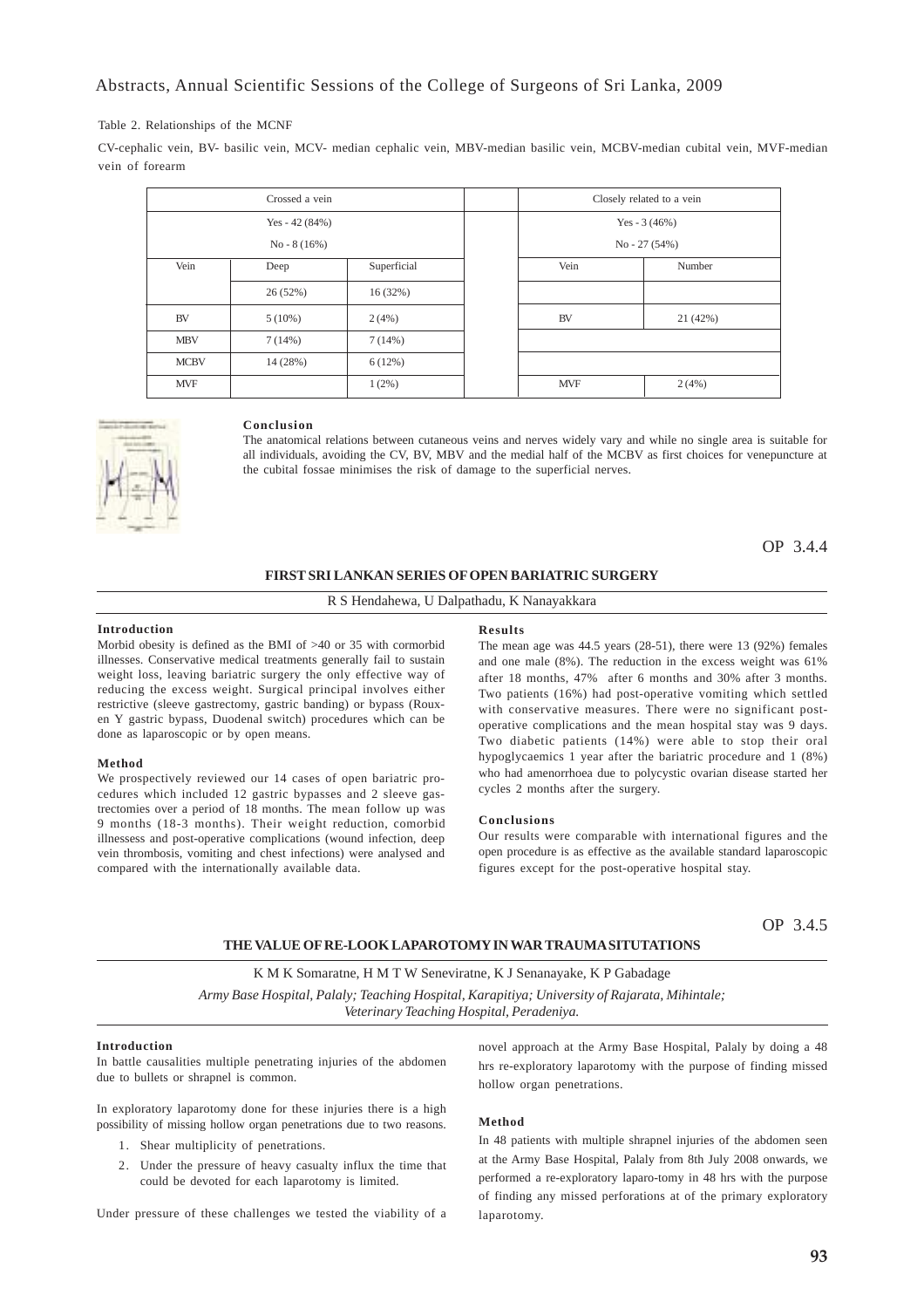Table 2. Relationships of the MCNF

CV-cephalic vein, BV- basilic vein, MCV- median cephalic vein, MBV-median basilic vein, MCBV-median cubital vein, MVF-median vein of forearm

| Crossed a vein | | | | Closely related to a vein | |
|---|---|---|---|---|---|
| Yes - 42 (84%) No - 8 (16%) | | | | Yes - 3 (46%) No - 27 (54%) | |
| Vein | Deep | Superficial | | Vein | Number |
| | 26 (52%) | 16 (32%) | | | |
| BV | 5 (10%) | 2 (4%) | | BV | 21 (42%) |
| MBV | 7 (14%) | 7 (14%) | | | |
| MCBV | 14 (28%) | 6 (12%) | | | |
| MVF | | 1 (2%) | | MVF | 2 (4%) |

**Conclusion**

The anatomical relations between cutaneous veins and nerves widely vary and while no single area is suitable for all individuals, avoiding the CV, BV, MBV and the medial half of the MCBV as first choices for venepuncture at the cubital fossae minimises the risk of damage to the superficial nerves.

OP 3.4.4

## FIRST SRI LANKAN SERIES OF OPEN BARIATRIC SURGERY

R S Hendahewa, U Dalpathadu, K Nanayakkara

**Introduction**

Morbid obesity is defined as the BMI of >40 or 35 with cormorbid illnesses. Conservative medical treatments generally fail to sustain weight loss, leaving bariatric surgery the only effective way of reducing the excess weight. Surgical principal involves either restrictive (sleeve gastrectomy, gastric banding) or bypass (Roux-en Y gastric bypass, Duodenal switch) procedures which can be done as laparoscopic or by open means.

**Method**

We prospectively reviewed our 14 cases of open bariatric procedures which included 12 gastric bypasses and 2 sleeve gastrectomies over a period of 18 months. The mean follow up was 9 months (18-3 months). Their weight reduction, comorbid illnessess and post-operative complications (wound infection, deep vein thrombosis, vomiting and chest infections) were analysed and compared with the internationally available data.

**Results**

The mean age was 44.5 years (28-51), there were 13 (92%) females and one male (8%). The reduction in the excess weight was 61% after 18 months, 47% after 6 months and 30% after 3 months. Two patients (16%) had post-operative vomiting which settled with conservative measures. There were no significant post-operative complications and the mean hospital stay was 9 days. Two diabetic patients (14%) were able to stop their oral hypoglycaemics 1 year after the bariatric procedure and 1 (8%) who had amenorrhoea due to polycystic ovarian disease started her cycles 2 months after the surgery.

**Conclusions**

Our results were comparable with international figures and the open procedure is as effective as the available standard laparoscopic figures except for the post-operative hospital stay.

OP 3.4.5

## THE VALUE OF RE-LOOK LAPAROTOMY IN WAR TRAUMA SITUTATIONS

K M K Somaratne, H M T W Seneviratne, K J Senanayake, K P Gabadage

*Army Base Hospital, Palaly; Teaching Hospital, Karapitiya; University of Rajarata, Mihintale; Veterinary Teaching Hospital, Peradeniya.*

**Introduction**

In battle causalities multiple penetrating injuries of the abdomen due to bullets or shrapnel is common.

In exploratory laparotomy done for these injuries there is a high possibility of missing hollow organ penetrations due to two reasons.

1. Shear multiplicity of penetrations.
2. Under the pressure of heavy casualty influx the time that could be devoted for each laparotomy is limited.

Under pressure of these challenges we tested the viability of a novel approach at the Army Base Hospital, Palaly by doing a 48 hrs re-exploratory laparotomy with the purpose of finding missed hollow organ penetrations.

**Method**

In 48 patients with multiple shrapnel injuries of the abdomen seen at the Army Base Hospital, Palaly from 8th July 2008 onwards, we performed a re-exploratory laparo-tomy in 48 hrs with the purpose of finding any missed perforations at of the primary exploratory laparotomy.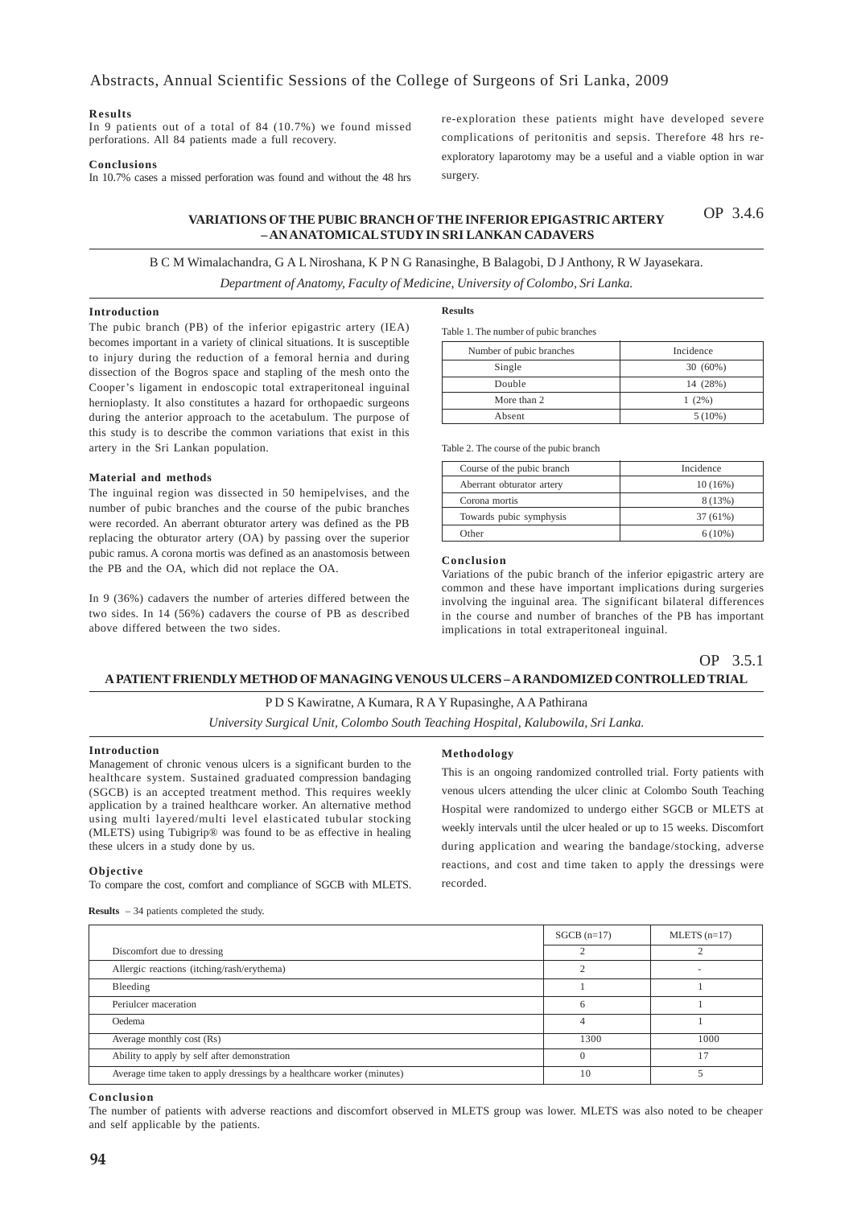#### Results

In 9 patients out of a total of 84 (10.7%) we found missed perforations. All 84 patients made a full recovery.

#### Conclusions

In 10.7% cases a missed perforation was found and without the 48 hrs re-exploration these patients might have developed severe complications of peritonitis and sepsis. Therefore 48 hrs re-exploratory laparotomy may be a useful and a viable option in war surgery.

OP 3.4.6

## VARIATIONS OF THE PUBIC BRANCH OF THE INFERIOR EPIGASTRIC ARTERY – AN ANATOMICAL STUDY IN SRI LANKAN CADAVERS

B C M Wimalachandra, G A L Niroshana, K P N G Ranasinghe, B Balagobi, D J Anthony, R W Jayasekara.

*Department of Anatomy, Faculty of Medicine, University of Colombo, Sri Lanka.*

#### Introduction

The pubic branch (PB) of the inferior epigastric artery (IEA) becomes important in a variety of clinical situations. It is susceptible to injury during the reduction of a femoral hernia and during dissection of the Bogros space and stapling of the mesh onto the Cooper's ligament in endoscopic total extraperitoneal inguinal hernioplasty. It also constitutes a hazard for orthopaedic surgeons during the anterior approach to the acetabulum. The purpose of this study is to describe the common variations that exist in this artery in the Sri Lankan population.

#### Material and methods

The inguinal region was dissected in 50 hemipelvises, and the number of pubic branches and the course of the pubic branches were recorded. An aberrant obturator artery was defined as the PB replacing the obturator artery (OA) by passing over the superior pubic ramus. A corona mortis was defined as an anastomosis between the PB and the OA, which did not replace the OA.

In 9 (36%) cadavers the number of arteries differed between the two sides. In 14 (56%) cadavers the course of PB as described above differed between the two sides.

#### Results

Table 1. The number of pubic branches

| Number of pubic branches | Incidence |
|---|---|
| Single | 30 (60%) |
| Double | 14 (28%) |
| More than 2 | 1 (2%) |
| Absent | 5 (10%) |

Table 2. The course of the pubic branch

| Course of the pubic branch | Incidence |
|---|---|
| Aberrant obturator artery | 10 (16%) |
| Corona mortis | 8 (13%) |
| Towards pubic symphysis | 37 (61%) |
| Other | 6 (10%) |

#### Conclusion

Variations of the pubic branch of the inferior epigastric artery are common and these have important implications during surgeries involving the inguinal area. The significant bilateral differences in the course and number of branches of the PB has important implications in total extraperitoneal inguinal.

OP 3.5.1

## A PATIENT FRIENDLY METHOD OF MANAGING VENOUS ULCERS – A RANDOMIZED CONTROLLED TRIAL

P D S Kawiratne, A Kumara, R A Y Rupasinghe, A A Pathirana

*University Surgical Unit, Colombo South Teaching Hospital, Kalubowila, Sri Lanka.*

#### Introduction

Management of chronic venous ulcers is a significant burden to the healthcare system. Sustained graduated compression bandaging (SGCB) is an accepted treatment method. This requires weekly application by a trained healthcare worker. An alternative method using multi layered/multi level elasticated tubular stocking (MLETS) using Tubigrip® was found to be as effective in healing these ulcers in a study done by us.

#### Objective

To compare the cost, comfort and compliance of SGCB with MLETS.

#### Methodology

This is an ongoing randomized controlled trial. Forty patients with venous ulcers attending the ulcer clinic at Colombo South Teaching Hospital were randomized to undergo either SGCB or MLETS at weekly intervals until the ulcer healed or up to 15 weeks. Discomfort during application and wearing the bandage/stocking, adverse reactions, and cost and time taken to apply the dressings were recorded.

**Results** – 34 patients completed the study.

| | SGCB (n=17) | MLETS (n=17) |
|---|---|---|
| Discomfort due to dressing | 2 | 2 |
| Allergic reactions (itching/rash/erythema) | 2 | - |
| Bleeding | 1 | 1 |
| Periulcer maceration | 6 | 1 |
| Oedema | 4 | 1 |
| Average monthly cost (Rs) | 1300 | 1000 |
| Ability to apply by self after demonstration | 0 | 17 |
| Average time taken to apply dressings by a healthcare worker (minutes) | 10 | 5 |

#### Conclusion

The number of patients with adverse reactions and discomfort observed in MLETS group was lower. MLETS was also noted to be cheaper and self applicable by the patients.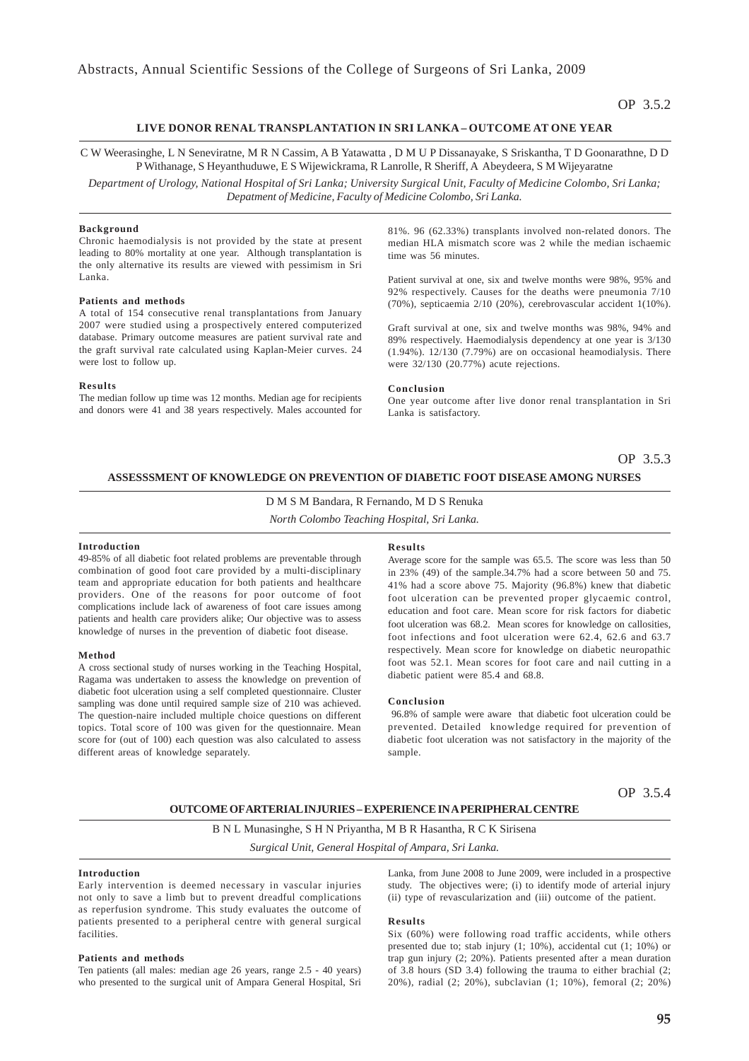OP 3.5.2

## LIVE DONOR RENAL TRANSPLANTATION IN SRI LANKA – OUTCOME AT ONE YEAR

C W Weerasinghe, L N Seneviratne, M R N Cassim, A B Yatawatta , D M U P Dissanayake, S Sriskantha, T D Goonarathne, D D P Withanage, S Heyanthuduwe, E S Wijewickrama, R Lanrolle, R Sheriff, A Abeydeera, S M Wijeyaratne

*Department of Urology, National Hospital of Sri Lanka; University Surgical Unit, Faculty of Medicine Colombo, Sri Lanka; Depatment of Medicine, Faculty of Medicine Colombo, Sri Lanka.*

**Background**

Chronic haemodialysis is not provided by the state at present leading to 80% mortality at one year. Although transplantation is the only alternative its results are viewed with pessimism in Sri Lanka.

**Patients and methods**

A total of 154 consecutive renal transplantations from January 2007 were studied using a prospectively entered computerized database. Primary outcome measures are patient survival rate and the graft survival rate calculated using Kaplan-Meier curves. 24 were lost to follow up.

**Results**

The median follow up time was 12 months. Median age for recipients and donors were 41 and 38 years respectively. Males accounted for 81%. 96 (62.33%) transplants involved non-related donors. The median HLA mismatch score was 2 while the median ischaemic time was 56 minutes.

Patient survival at one, six and twelve months were 98%, 95% and 92% respectively. Causes for the deaths were pneumonia 7/10 (70%), septicaemia 2/10 (20%), cerebrovascular accident 1(10%).

Graft survival at one, six and twelve months was 98%, 94% and 89% respectively. Haemodialysis dependency at one year is 3/130 (1.94%). 12/130 (7.79%) are on occasional heamodialysis. There were 32/130 (20.77%) acute rejections.

**Conclusion**

One year outcome after live donor renal transplantation in Sri Lanka is satisfactory.

OP 3.5.3

## ASSESSSMENT OF KNOWLEDGE ON PREVENTION OF DIABETIC FOOT DISEASE AMONG NURSES

D M S M Bandara, R Fernando, M D S Renuka

*North Colombo Teaching Hospital, Sri Lanka.*

**Introduction**

49-85% of all diabetic foot related problems are preventable through combination of good foot care provided by a multi-disciplinary team and appropriate education for both patients and healthcare providers. One of the reasons for poor outcome of foot complications include lack of awareness of foot care issues among patients and health care providers alike; Our objective was to assess knowledge of nurses in the prevention of diabetic foot disease.

**Method**

A cross sectional study of nurses working in the Teaching Hospital, Ragama was undertaken to assess the knowledge on prevention of diabetic foot ulceration using a self completed questionnaire. Cluster sampling was done until required sample size of 210 was achieved. The question-naire included multiple choice questions on different topics. Total score of 100 was given for the questionnaire. Mean score for (out of 100) each question was also calculated to assess different areas of knowledge separately.

**Results**

Average score for the sample was 65.5. The score was less than 50 in 23% (49) of the sample.34.7% had a score between 50 and 75. 41% had a score above 75. Majority (96.8%) knew that diabetic foot ulceration can be prevented proper glycaemic control, education and foot care. Mean score for risk factors for diabetic foot ulceration was 68.2. Mean scores for knowledge on callosities, foot infections and foot ulceration were 62.4, 62.6 and 63.7 respectively. Mean score for knowledge on diabetic neuropathic foot was 52.1. Mean scores for foot care and nail cutting in a diabetic patient were 85.4 and 68.8.

**Conclusion**

96.8% of sample were aware that diabetic foot ulceration could be prevented. Detailed knowledge required for prevention of diabetic foot ulceration was not satisfactory in the majority of the sample.

OP 3.5.4

## OUTCOME OF ARTERIAL INJURIES – EXPERIENCE IN A PERIPHERAL CENTRE

B N L Munasinghe, S H N Priyantha, M B R Hasantha, R C K Sirisena

*Surgical Unit, General Hospital of Ampara, Sri Lanka.*

**Introduction**

Early intervention is deemed necessary in vascular injuries not only to save a limb but to prevent dreadful complications as reperfusion syndrome. This study evaluates the outcome of patients presented to a peripheral centre with general surgical facilities.

**Patients and methods**

Ten patients (all males: median age 26 years, range 2.5 - 40 years) who presented to the surgical unit of Ampara General Hospital, Sri Lanka, from June 2008 to June 2009, were included in a prospective study. The objectives were; (i) to identify mode of arterial injury (ii) type of revascularization and (iii) outcome of the patient.

**Results**

Six (60%) were following road traffic accidents, while others presented due to; stab injury (1; 10%), accidental cut (1; 10%) or trap gun injury (2; 20%). Patients presented after a mean duration of 3.8 hours (SD 3.4) following the trauma to either brachial (2; 20%), radial (2; 20%), subclavian (1; 10%), femoral (2; 20%)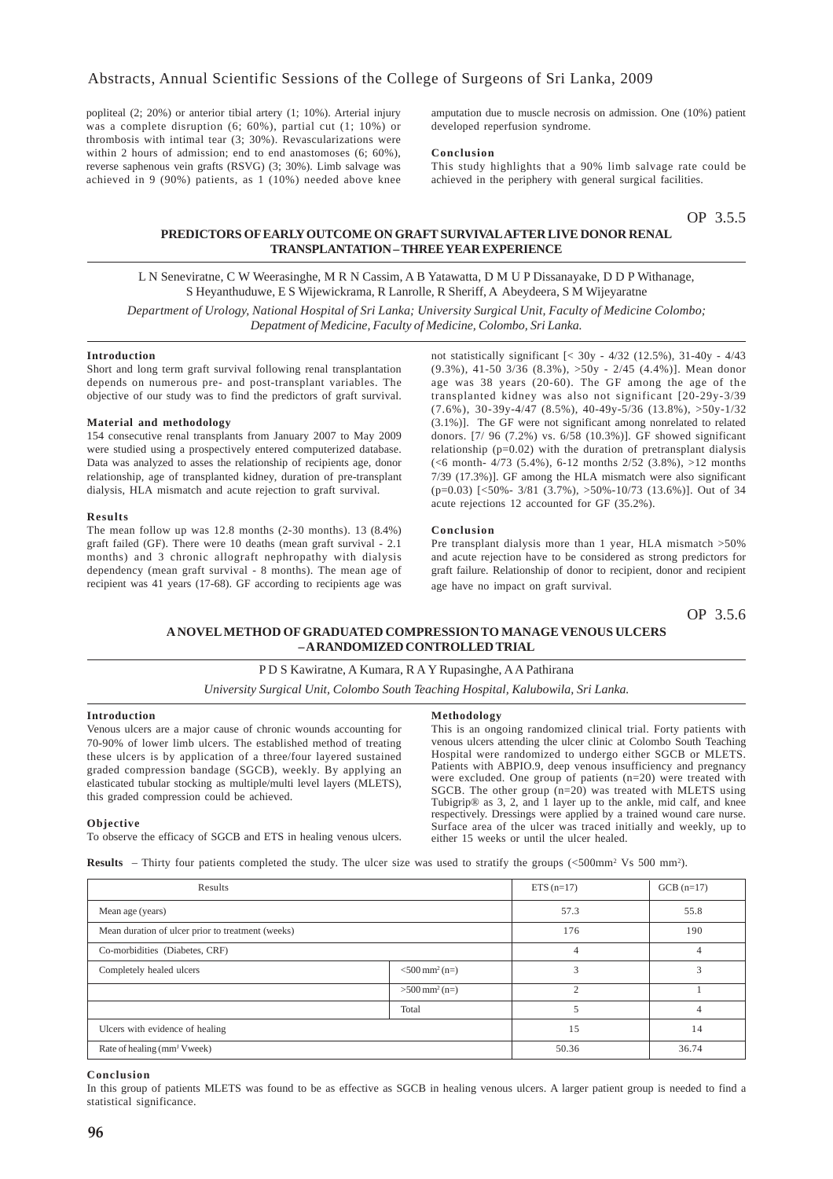popliteal (2; 20%) or anterior tibial artery (1; 10%). Arterial injury was a complete disruption (6; 60%), partial cut (1; 10%) or thrombosis with intimal tear (3; 30%). Revascularizations were within 2 hours of admission; end to end anastomoses (6; 60%), reverse saphenous vein grafts (RSVG) (3; 30%). Limb salvage was achieved in 9 (90%) patients, as 1 (10%) needed above knee amputation due to muscle necrosis on admission. One (10%) patient developed reperfusion syndrome.

**Conclusion**

This study highlights that a 90% limb salvage rate could be achieved in the periphery with general surgical facilities.

OP 3.5.5

## PREDICTORS OF EARLY OUTCOME ON GRAFT SURVIVAL AFTER LIVE DONOR RENAL TRANSPLANTATION – THREE YEAR EXPERIENCE

L N Seneviratne, C W Weerasinghe, M R N Cassim, A B Yatawatta, D M U P Dissanayake, D D P Withanage, S Heyanthuduwe, E S Wijewickrama, R Lanrolle, R Sheriff, A Abeydeera, S M Wijeyaratne

*Department of Urology, National Hospital of Sri Lanka; University Surgical Unit, Faculty of Medicine Colombo; Depatment of Medicine, Faculty of Medicine, Colombo, Sri Lanka.*

**Introduction**

Short and long term graft survival following renal transplantation depends on numerous pre- and post-transplant variables. The objective of our study was to find the predictors of graft survival.

**Material and methodology**

154 consecutive renal transplants from January 2007 to May 2009 were studied using a prospectively entered computerized database. Data was analyzed to asses the relationship of recipients age, donor relationship, age of transplanted kidney, duration of pre-transplant dialysis, HLA mismatch and acute rejection to graft survival.

**Results**

The mean follow up was 12.8 months (2-30 months). 13 (8.4%) graft failed (GF). There were 10 deaths (mean graft survival - 2.1 months) and 3 chronic allograft nephropathy with dialysis dependency (mean graft survival - 8 months). The mean age of recipient was 41 years (17-68). GF according to recipients age was not statistically significant [< 30y - 4/32 (12.5%), 31-40y - 4/43 (9.3%), 41-50 3/36 (8.3%), >50y - 2/45 (4.4%)]. Mean donor age was 38 years (20-60). The GF among the age of the transplanted kidney was also not significant [20-29y-3/39 (7.6%), 30-39y-4/47 (8.5%), 40-49y-5/36 (13.8%), >50y-1/32 (3.1%)]. The GF were not significant among nonrelated to related donors. [7/ 96 (7.2%) vs. 6/58 (10.3%)]. GF showed significant relationship (p=0.02) with the duration of pretransplant dialysis (<6 month- 4/73 (5.4%), 6-12 months 2/52 (3.8%), >12 months 7/39 (17.3%)]. GF among the HLA mismatch were also significant (p=0.03) [<50%- 3/81 (3.7%), >50%-10/73 (13.6%)]. Out of 34 acute rejections 12 accounted for GF (35.2%).

**Conclusion**

Pre transplant dialysis more than 1 year, HLA mismatch >50% and acute rejection have to be considered as strong predictors for graft failure. Relationship of donor to recipient, donor and recipient age have no impact on graft survival.

OP 3.5.6

## A NOVEL METHOD OF GRADUATED COMPRESSION TO MANAGE VENOUS ULCERS – A RANDOMIZED CONTROLLED TRIAL

P D S Kawiratne, A Kumara, R A Y Rupasinghe, A A Pathirana

*University Surgical Unit, Colombo South Teaching Hospital, Kalubowila, Sri Lanka.*

**Introduction**

Venous ulcers are a major cause of chronic wounds accounting for 70-90% of lower limb ulcers. The established method of treating these ulcers is by application of a three/four layered sustained graded compression bandage (SGCB), weekly. By applying an elasticated tubular stocking as multiple/multi level layers (MLETS), this graded compression could be achieved.

**Objective**

To observe the efficacy of SGCB and ETS in healing venous ulcers.

**Methodology**

This is an ongoing randomized clinical trial. Forty patients with venous ulcers attending the ulcer clinic at Colombo South Teaching Hospital were randomized to undergo either SGCB or MLETS. Patients with ABPIO.9, deep venous insufficiency and pregnancy were excluded. One group of patients (n=20) were treated with SGCB. The other group (n=20) was treated with MLETS using Tubigrip® as 3, 2, and 1 layer up to the ankle, mid calf, and knee respectively. Dressings were applied by a trained wound care nurse. Surface area of the ulcer was traced initially and weekly, up to either 15 weeks or until the ulcer healed.

**Results** – Thirty four patients completed the study. The ulcer size was used to stratify the groups (<500mm$^2$ Vs 500 mm$^2$).

| Results | | ETS (n=17) | GCB (n=17) |
|---|---|---|---|
| Mean age (years) | | 57.3 | 55.8 |
| Mean duration of ulcer prior to treatment (weeks) | | 176 | 190 |
| Co-morbidities (Diabetes, CRF) | | 4 | 4 |
| Completely healed ulcers | <500 mm$^2$ (n=) | 3 | 3 |
| | >500 mm$^2$ (n=) | 2 | 1 |
| | Total | 5 | 4 |
| Ulcers with evidence of healing | | 15 | 14 |
| Rate of healing (mm$^1$ Vweek) | | 50.36 | 36.74 |

**Conclusion**

In this group of patients MLETS was found to be as effective as SGCB in healing venous ulcers. A larger patient group is needed to find a statistical significance.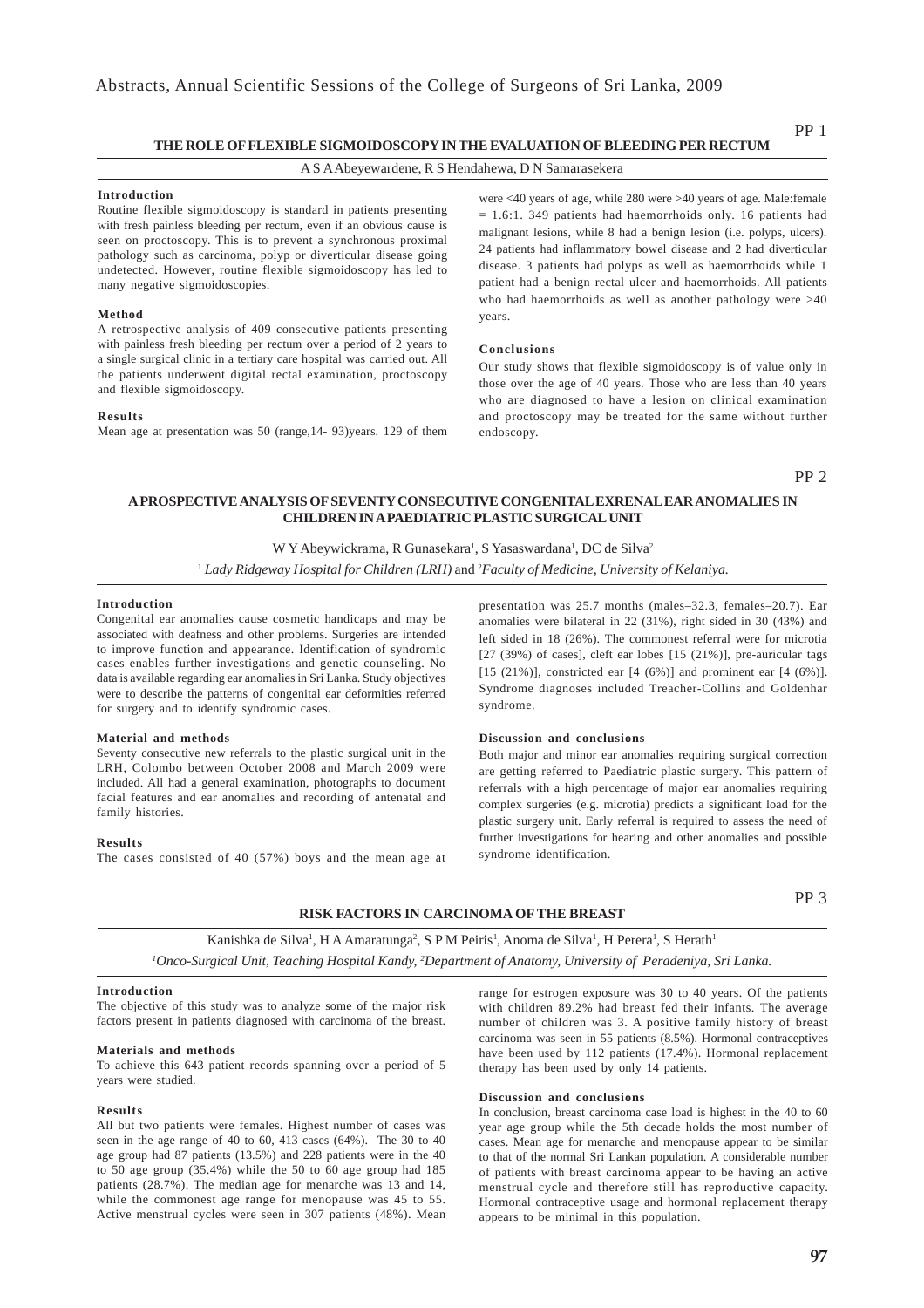## PP 1

### THE ROLE OF FLEXIBLE SIGMOIDOSCOPY IN THE EVALUATION OF BLEEDING PER RECTUM

A S A Abeyewardene, R S Hendahewa, D N Samarasekera

#### Introduction

Routine flexible sigmoidoscopy is standard in patients presenting with fresh painless bleeding per rectum, even if an obvious cause is seen on proctoscopy. This is to prevent a synchronous proximal pathology such as carcinoma, polyp or diverticular disease going undetected. However, routine flexible sigmoidoscopy has led to many negative sigmoidoscopies.

#### Method

A retrospective analysis of 409 consecutive patients presenting with painless fresh bleeding per rectum over a period of 2 years to a single surgical clinic in a tertiary care hospital was carried out. All the patients underwent digital rectal examination, proctoscopy and flexible sigmoidoscopy.

#### Results

Mean age at presentation was 50 (range,14- 93)years. 129 of them were <40 years of age, while 280 were >40 years of age. Male:female = 1.6:1. 349 patients had haemorrhoids only. 16 patients had malignant lesions, while 8 had a benign lesion (i.e. polyps, ulcers). 24 patients had inflammatory bowel disease and 2 had diverticular disease. 3 patients had polyps as well as haemorrhoids while 1 patient had a benign rectal ulcer and haemorrhoids. All patients who had haemorrhoids as well as another pathology were >40 years.

#### Conclusions

Our study shows that flexible sigmoidoscopy is of value only in those over the age of 40 years. Those who are less than 40 years who are diagnosed to have a lesion on clinical examination and proctoscopy may be treated for the same without further endoscopy.

## PP 2

### A PROSPECTIVE ANALYSIS OF SEVENTY CONSECUTIVE CONGENITAL EXRENAL EAR ANOMALIES IN CHILDREN IN A PAEDIATRIC PLASTIC SURGICAL UNIT

W Y Abeywickrama, R Gunasekara[1], S Yasaswardana[1], DC de Silva[2]

[1] *Lady Ridgeway Hospital for Children (LRH)* and [2]*Faculty of Medicine, University of Kelaniya.*

#### Introduction

Congenital ear anomalies cause cosmetic handicaps and may be associated with deafness and other problems. Surgeries are intended to improve function and appearance. Identification of syndromic cases enables further investigations and genetic counseling. No data is available regarding ear anomalies in Sri Lanka. Study objectives were to describe the patterns of congenital ear deformities referred for surgery and to identify syndromic cases.

#### Material and methods

Seventy consecutive new referrals to the plastic surgical unit in the LRH, Colombo between October 2008 and March 2009 were included. All had a general examination, photographs to document facial features and ear anomalies and recording of antenatal and family histories.

#### Results

The cases consisted of 40 (57%) boys and the mean age at presentation was 25.7 months (males–32.3, females–20.7). Ear anomalies were bilateral in 22 (31%), right sided in 30 (43%) and left sided in 18 (26%). The commonest referral were for microtia [27 (39%) of cases], cleft ear lobes [15 (21%)], pre-auricular tags [15 (21%)], constricted ear [4 (6%)] and prominent ear [4 (6%)]. Syndrome diagnoses included Treacher-Collins and Goldenhar syndrome.

#### Discussion and conclusions

Both major and minor ear anomalies requiring surgical correction are getting referred to Paediatric plastic surgery. This pattern of referrals with a high percentage of major ear anomalies requiring complex surgeries (e.g. microtia) predicts a significant load for the plastic surgery unit. Early referral is required to assess the need of further investigations for hearing and other anomalies and possible syndrome identification.

## PP 3

### RISK FACTORS IN CARCINOMA OF THE BREAST

Kanishka de Silva[1], H A Amaratunga[2], S P M Peiris[1], Anoma de Silva[1], H Perera[1], S Herath[1]

[1]*Onco-Surgical Unit, Teaching Hospital Kandy,* [2]*Department of Anatomy, University of Peradeniya, Sri Lanka.*

#### Introduction

The objective of this study was to analyze some of the major risk factors present in patients diagnosed with carcinoma of the breast.

#### Materials and methods

To achieve this 643 patient records spanning over a period of 5 years were studied.

#### Results

All but two patients were females. Highest number of cases was seen in the age range of 40 to 60, 413 cases (64%). The 30 to 40 age group had 87 patients (13.5%) and 228 patients were in the 40 to 50 age group (35.4%) while the 50 to 60 age group had 185 patients (28.7%). The median age for menarche was 13 and 14, while the commonest age range for menopause was 45 to 55. Active menstrual cycles were seen in 307 patients (48%). Mean range for estrogen exposure was 30 to 40 years. Of the patients with children 89.2% had breast fed their infants. The average number of children was 3. A positive family history of breast carcinoma was seen in 55 patients (8.5%). Hormonal contraceptives have been used by 112 patients (17.4%). Hormonal replacement therapy has been used by only 14 patients.

#### Discussion and conclusions

In conclusion, breast carcinoma case load is highest in the 40 to 60 year age group while the 5th decade holds the most number of cases. Mean age for menarche and menopause appear to be similar to that of the normal Sri Lankan population. A considerable number of patients with breast carcinoma appear to be having an active menstrual cycle and therefore still has reproductive capacity. Hormonal contraceptive usage and hormonal replacement therapy appears to be minimal in this population.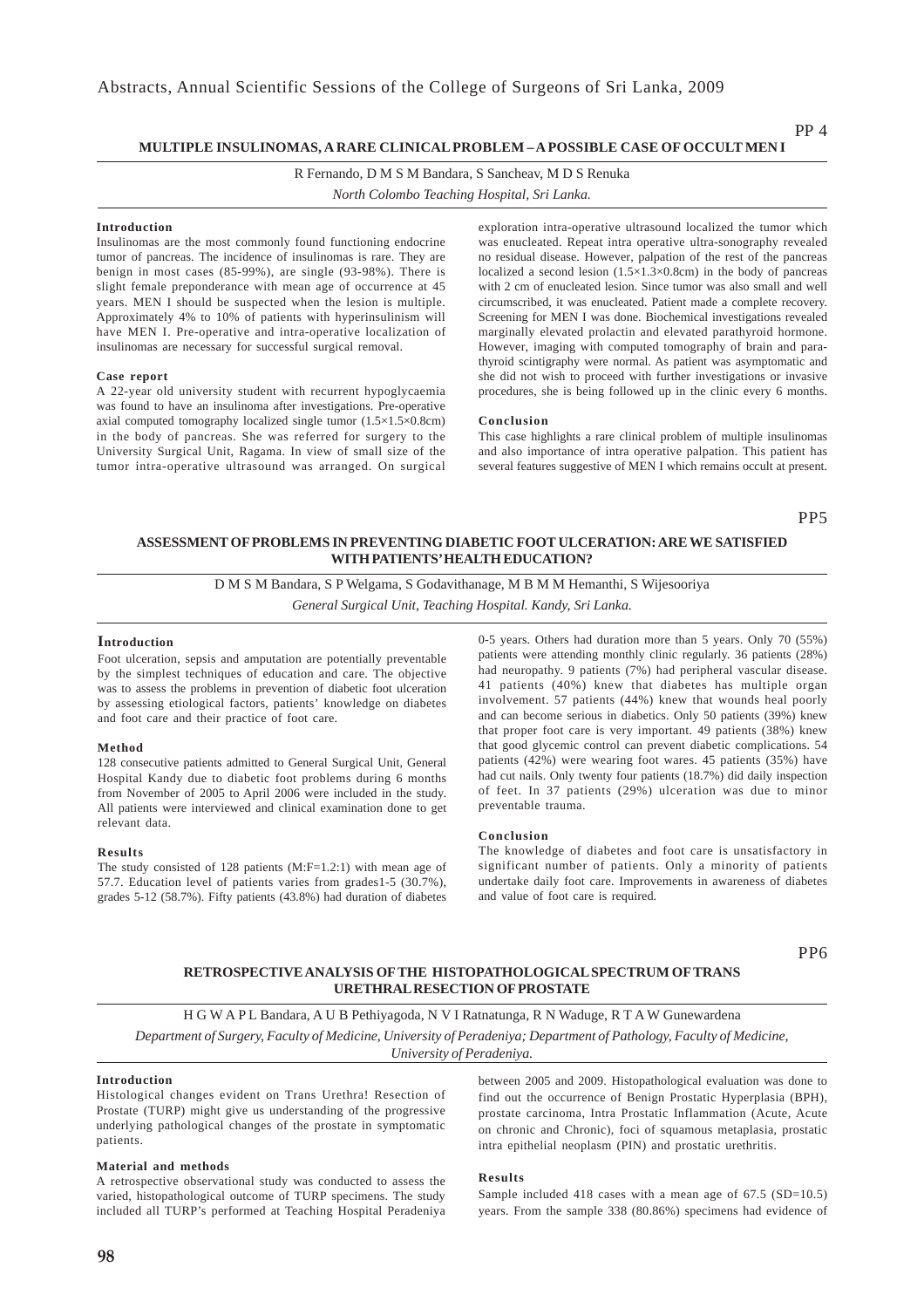PP 4

## MULTIPLE INSULINOMAS, A RARE CLINICAL PROBLEM – A POSSIBLE CASE OF OCCULT MEN I

R Fernando, D M S M Bandara, S Sancheav, M D S Renuka

*North Colombo Teaching Hospital, Sri Lanka.*

### Introduction

Insulinomas are the most commonly found functioning endocrine tumor of pancreas. The incidence of insulinomas is rare. They are benign in most cases (85-99%), are single (93-98%). There is slight female preponderance with mean age of occurrence at 45 years. MEN I should be suspected when the lesion is multiple. Approximately 4% to 10% of patients with hyperinsulinism will have MEN I. Pre-operative and intra-operative localization of insulinomas are necessary for successful surgical removal.

### Case report

A 22-year old university student with recurrent hypoglycaemia was found to have an insulinoma after investigations. Pre-operative axial computed tomography localized single tumor (1.5×1.5×0.8cm) in the body of pancreas. She was referred for surgery to the University Surgical Unit, Ragama. In view of small size of the tumor intra-operative ultrasound was arranged. On surgical exploration intra-operative ultrasound localized the tumor which was enucleated. Repeat intra operative ultra-sonography revealed no residual disease. However, palpation of the rest of the pancreas localized a second lesion (1.5×1.3×0.8cm) in the body of pancreas with 2 cm of enucleated lesion. Since tumor was also small and well circumscribed, it was enucleated. Patient made a complete recovery. Screening for MEN I was done. Biochemical investigations revealed marginally elevated prolactin and elevated parathyroid hormone. However, imaging with computed tomography of brain and parathyroid scintigraphy were normal. As patient was asymptomatic and she did not wish to proceed with further investigations or invasive procedures, she is being followed up in the clinic every 6 months.

### Conclusion

This case highlights a rare clinical problem of multiple insulinomas and also importance of intra operative palpation. This patient has several features suggestive of MEN I which remains occult at present.

PP5

## ASSESSMENT OF PROBLEMS IN PREVENTING DIABETIC FOOT ULCERATION: ARE WE SATISFIED WITH PATIENTS' HEALTH EDUCATION?

D M S M Bandara, S P Welgama, S Godavithanage, M B M M Hemanthi, S Wijesooriya

*General Surgical Unit, Teaching Hospital. Kandy, Sri Lanka.*

### Introduction

Foot ulceration, sepsis and amputation are potentially preventable by the simplest techniques of education and care. The objective was to assess the problems in prevention of diabetic foot ulceration by assessing etiological factors, patients' knowledge on diabetes and foot care and their practice of foot care.

### Method

128 consecutive patients admitted to General Surgical Unit, General Hospital Kandy due to diabetic foot problems during 6 months from November of 2005 to April 2006 were included in the study. All patients were interviewed and clinical examination done to get relevant data.

### Results

The study consisted of 128 patients (M:F=1.2:1) with mean age of 57.7. Education level of patients varies from grades1-5 (30.7%), grades 5-12 (58.7%). Fifty patients (43.8%) had duration of diabetes 0-5 years. Others had duration more than 5 years. Only 70 (55%) patients were attending monthly clinic regularly. 36 patients (28%) had neuropathy. 9 patients (7%) had peripheral vascular disease. 41 patients (40%) knew that diabetes has multiple organ involvement. 57 patients (44%) knew that wounds heal poorly and can become serious in diabetics. Only 50 patients (39%) knew that proper foot care is very important. 49 patients (38%) knew that good glycemic control can prevent diabetic complications. 54 patients (42%) were wearing foot wares. 45 patients (35%) have had cut nails. Only twenty four patients (18.7%) did daily inspection of feet. In 37 patients (29%) ulceration was due to minor preventable trauma.

### Conclusion

The knowledge of diabetes and foot care is unsatisfactory in significant number of patients. Only a minority of patients undertake daily foot care. Improvements in awareness of diabetes and value of foot care is required.

PP6

## RETROSPECTIVE ANALYSIS OF THE HISTOPATHOLOGICAL SPECTRUM OF TRANS URETHRAL RESECTION OF PROSTATE

H G W A P L Bandara, A U B Pethiyagoda, N V I Ratnatunga, R N Waduge, R T A W Gunewardena

*Department of Surgery, Faculty of Medicine, University of Peradeniya; Department of Pathology, Faculty of Medicine, University of Peradeniya.*

### Introduction

Histological changes evident on Trans Urethra! Resection of Prostate (TURP) might give us understanding of the progressive underlying pathological changes of the prostate in symptomatic patients.

### Material and methods

A retrospective observational study was conducted to assess the varied, histopathological outcome of TURP specimens. The study included all TURP's performed at Teaching Hospital Peradeniya between 2005 and 2009. Histopathological evaluation was done to find out the occurrence of Benign Prostatic Hyperplasia (BPH), prostate carcinoma, Intra Prostatic Inflammation (Acute, Acute on chronic and Chronic), foci of squamous metaplasia, prostatic intra epithelial neoplasm (PIN) and prostatic urethritis.

### Results

Sample included 418 cases with a mean age of 67.5 (SD=10.5) years. From the sample 338 (80.86%) specimens had evidence of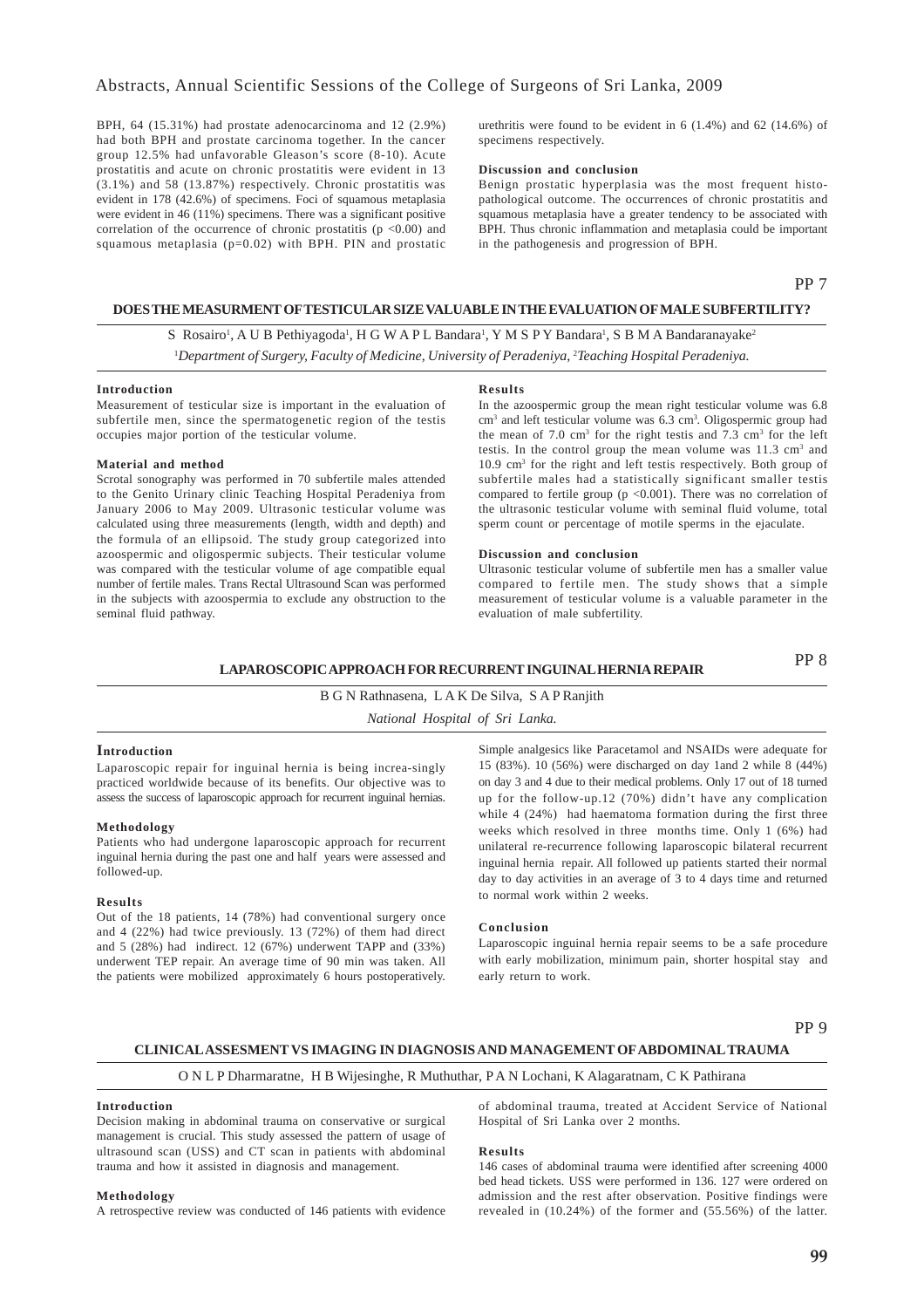BPH, 64 (15.31%) had prostate adenocarcinoma and 12 (2.9%) had both BPH and prostate carcinoma together. In the cancer group 12.5% had unfavorable Gleason's score (8-10). Acute prostatitis and acute on chronic prostatitis were evident in 13 (3.1%) and 58 (13.87%) respectively. Chronic prostatitis was evident in 178 (42.6%) of specimens. Foci of squamous metaplasia were evident in 46 (11%) specimens. There was a significant positive correlation of the occurrence of chronic prostatitis ($p < 0.00$) and squamous metaplasia ($p=0.02$) with BPH. PIN and prostatic urethritis were found to be evident in 6 (1.4%) and 62 (14.6%) of specimens respectively.

**Discussion and conclusion**

Benign prostatic hyperplasia was the most frequent histopathological outcome. The occurrences of chronic prostatitis and squamous metaplasia have a greater tendency to be associated with BPH. Thus chronic inflammation and metaplasia could be important in the pathogenesis and progression of BPH.

PP 7

## DOES THE MEASURMENT OF TESTICULAR SIZE VALUABLE IN THE EVALUATION OF MALE SUBFERTILITY?

S Rosairo[1], A U B Pethiyagoda[1], H G W A P L Bandara[1], Y M S P Y Bandara[1], S B M A Bandaranayake[2]

[1]*Department of Surgery, Faculty of Medicine, University of Peradeniya,* [2]*Teaching Hospital Peradeniya.*

**Introduction**

Measurement of testicular size is important in the evaluation of subfertile men, since the spermatogenetic region of the testis occupies major portion of the testicular volume.

**Material and method**

Scrotal sonography was performed in 70 subfertile males attended to the Genito Urinary clinic Teaching Hospital Peradeniya from January 2006 to May 2009. Ultrasonic testicular volume was calculated using three measurements (length, width and depth) and the formula of an ellipsoid. The study group categorized into azoospermic and oligospermic subjects. Their testicular volume was compared with the testicular volume of age compatible equal number of fertile males. Trans Rectal Ultrasound Scan was performed in the subjects with azoospermia to exclude any obstruction to the seminal fluid pathway.

**Results**

In the azoospermic group the mean right testicular volume was 6.8 $cm^3$ and left testicular volume was 6.3 $cm^3$. Oligospermic group had the mean of 7.0 $cm^3$ for the right testis and 7.3 $cm^3$ for the left testis. In the control group the mean volume was 11.3 $cm^3$ and 10.9 $cm^3$ for the right and left testis respectively. Both group of subfertile males had a statistically significant smaller testis compared to fertile group ($p < 0.001$). There was no correlation of the ultrasonic testicular volume with seminal fluid volume, total sperm count or percentage of motile sperms in the ejaculate.

**Discussion and conclusion**

Ultrasonic testicular volume of subfertile men has a smaller value compared to fertile men. The study shows that a simple measurement of testicular volume is a valuable parameter in the evaluation of male subfertility.

PP 8

## LAPAROSCOPIC APPROACH FOR RECURRENT INGUINAL HERNIA REPAIR

B G N Rathnasena, L A K De Silva, S A P Ranjith

*National Hospital of Sri Lanka.*

**Introduction**

Laparoscopic repair for inguinal hernia is being increa-singly practiced worldwide because of its benefits. Our objective was to assess the success of laparoscopic approach for recurrent inguinal hernias.

**Methodology**

Patients who had undergone laparoscopic approach for recurrent inguinal hernia during the past one and half years were assessed and followed-up.

**Results**

Out of the 18 patients, 14 (78%) had conventional surgery once and 4 (22%) had twice previously. 13 (72%) of them had direct and 5 (28%) had indirect. 12 (67%) underwent TAPP and (33%) underwent TEP repair. An average time of 90 min was taken. All the patients were mobilized approximately 6 hours postoperatively. Simple analgesics like Paracetamol and NSAIDs were adequate for 15 (83%). 10 (56%) were discharged on day 1and 2 while 8 (44%) on day 3 and 4 due to their medical problems. Only 17 out of 18 turned up for the follow-up.12 (70%) didn't have any complication while 4 (24%) had haematoma formation during the first three weeks which resolved in three months time. Only 1 (6%) had unilateral re-recurrence following laparoscopic bilateral recurrent inguinal hernia repair. All followed up patients started their normal day to day activities in an average of 3 to 4 days time and returned to normal work within 2 weeks.

**Conclusion**

Laparoscopic inguinal hernia repair seems to be a safe procedure with early mobilization, minimum pain, shorter hospital stay and early return to work.

PP 9

## CLINICAL ASSESMENT VS IMAGING IN DIAGNOSIS AND MANAGEMENT OF ABDOMINAL TRAUMA

O N L P Dharmaratne, H B Wijesinghe, R Muthuthar, P A N Lochani, K Alagaratnam, C K Pathirana

**Introduction**

Decision making in abdominal trauma on conservative or surgical management is crucial. This study assessed the pattern of usage of ultrasound scan (USS) and CT scan in patients with abdominal trauma and how it assisted in diagnosis and management.

**Methodology**

A retrospective review was conducted of 146 patients with evidence of abdominal trauma, treated at Accident Service of National Hospital of Sri Lanka over 2 months.

**Results**

146 cases of abdominal trauma were identified after screening 4000 bed head tickets. USS were performed in 136. 127 were ordered on admission and the rest after observation. Positive findings were revealed in (10.24%) of the former and (55.56%) of the latter.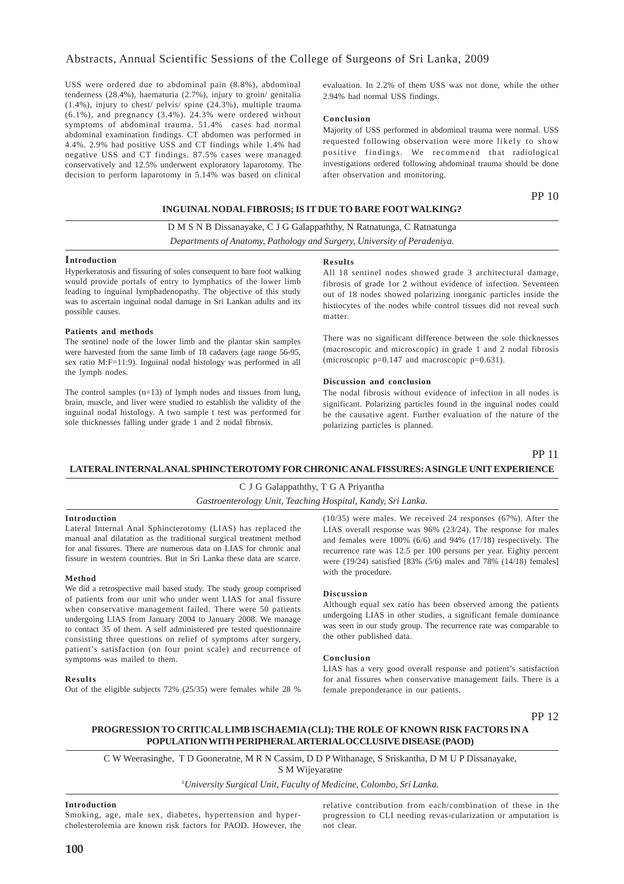USS were ordered due to abdominal pain (8.8%), abdominal tenderness (28.4%), haematuria (2.7%), injury to groin/ genitalia (1.4%), injury to chest/ pelvis/ spine (24.3%), multiple trauma (6.1%), and pregnancy (3.4%). 24.3% were ordered without symptoms of abdominal trauma. 51.4% cases had normal abdominal examination findings. CT abdomen was performed in 4.4%. 2.9% had positive USS and CT findings while 1.4% had negative USS and CT findings. 87.5% cases were managed conservatively and 12.5% underwent exploratory laparotomy. The decision to perform laparotomy in 5.14% was based on clinical evaluation. In 2.2% of them USS was not done, while the other 2.94% had normal USS findings.

**Conclusion**

Majority of USS performed in abdominal trauma were normal. USS requested following observation were more likely to show positive findings. We recommend that radiological investigations ordered following abdominal trauma should be done after observation and monitoring.

PP 10

## INGUINAL NODAL FIBROSIS; IS IT DUE TO BARE FOOT WALKING?

D M S N B Dissanayake, C J G Galappaththy, N Ratnatunga, C Ratnatunga

*Departments of Anatomy, Pathology and Surgery, University of Peradeniya.*

**Introduction**

Hyperkeratosis and fissuring of soles consequent to bare foot walking would provide portals of entry to lymphatics of the lower limb leading to inguinal lymphadenopathy. The objective of this study was to ascertain inguinal nodal damage in Sri Lankan adults and its possible causes.

**Patients and methods**

The sentinel node of the lower limb and the plantar skin samples were harvested from the same limb of 18 cadavers (age range 56-95, sex ratio M:F=11:9). Inguinal nodal histology was performed in all the lymph nodes.

The control samples (n=13) of lymph nodes and tissues from lung, brain, muscle, and liver were studied to establish the validity of the inguinal nodal histology. A two sample t test was performed for sole thicknesses falling under grade 1 and 2 nodal fibrosis.

**Results**

All 18 sentinel nodes showed grade 3 architectural damage, fibrosis of grade 1or 2 without evidence of infection. Seventeen out of 18 nodes showed polarizing inorganic particles inside the histiocytes of the nodes while control tissues did not reveal such matter.

There was no significant difference between the sole thicknesses (macroscopic and microscopic) in grade 1 and 2 nodal fibrosis (microscopic p=0.147 and macroscopic p=0.631).

**Discussion and conclusion**

The nodal fibrosis without evidence of infection in all nodes is significant. Polarizing particles found in the inguinal nodes could be the causative agent. Further evaluation of the nature of the polarizing particles is planned.

PP 11

## LATERAL INTERNAL ANAL SPHINCTEROTOMY FOR CHRONIC ANAL FISSURES: A SINGLE UNIT EXPERIENCE

C J G Galappaththy, T G A Priyantha

*Gastroenterology Unit, Teaching Hospital, Kandy, Sri Lanka.*

**Introduction**

Lateral Internal Anal Sphincterotomy (LIAS) has replaced the manual anal dilatation as the traditional surgical treatment method for anal fissures. There are numerous data on LIAS for chronic anal fissure in western countries. But in Sri Lanka these data are scarce.

**Method**

We did a retrospective mail based study. The study group comprised of patients from our unit who under went LIAS for anal fissure when conservative management failed. There were 50 patients undergoing LIAS from January 2004 to January 2008. We manage to contact 35 of them. A self administered pre tested questionnaire consisting three questions on relief of symptoms after surgery, patient's satisfaction (on four point scale) and recurrence of symptoms was mailed to them.

**Results**

Out of the eligible subjects 72% (25/35) were females while 28 % (10/35) were males. We received 24 responses (67%). After the LIAS overall response was 96% (23/24). The response for males and females were 100% (6/6) and 94% (17/18) respectively. The recurrence rate was 12.5 per 100 persons per year. Eighty percent were (19/24) satisfied [83% (5/6) males and 78% (14/18) females] with the procedure.

**Discussion**

Although equal sex ratio has been observed among the patients undergoing LIAS in other studies, a significant female dominance was seen in our study group. The recurrence rate was comparable to the other published data.

**Conclusion**

LIAS has a very good overall response and patient's satisfaction for anal fissures when conservative management fails. There is a female preponderance in our patients.

PP 12

## PROGRESSION TO CRITICAL LIMB ISCHAEMIA (CLI): THE ROLE OF KNOWN RISK FACTORS IN A POPULATION WITH PERIPHERAL ARTERIAL OCCLUSIVE DISEASE (PAOD)

C W Weerasinghe, T D Gooneratne, M R N Cassim, D D P Withanage, S Sriskantha, D M U P Dissanayake, S M Wijeyaratne

[1]*University Surgical Unit, Faculty of Medicine, Colombo, Sri Lanka.*

**Introduction**

Smoking, age, male sex, diabetes, hypertension and hyper-cholesterolemia are known risk factors for PAOD. However, the relative contribution from each/combination of these in the progression to CLI needing revas-cularization or amputation is not clear.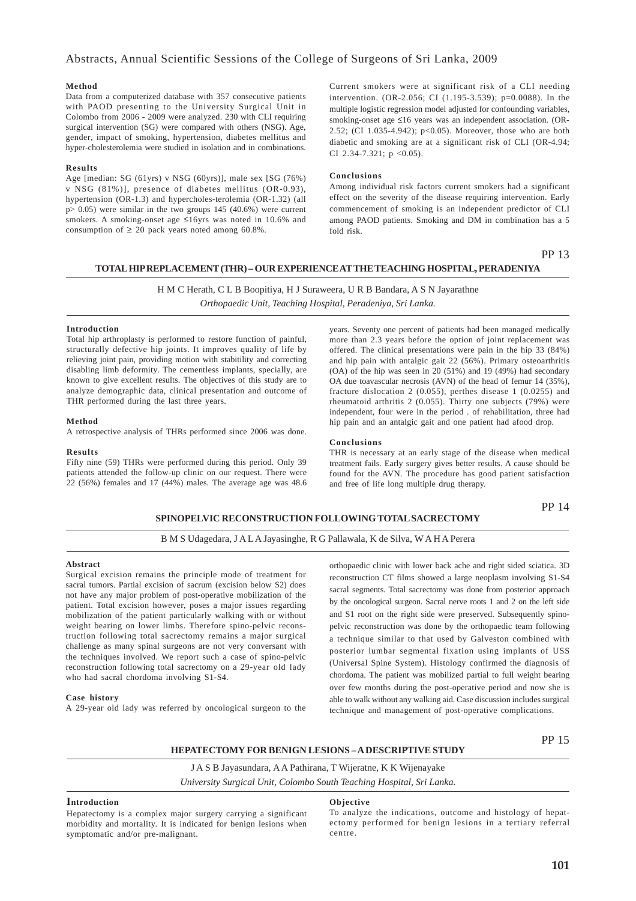#### Method

Data from a computerized database with 357 consecutive patients with PAOD presenting to the University Surgical Unit in Colombo from 2006 - 2009 were analyzed. 230 with CLI requiring surgical intervention (SG) were compared with others (NSG). Age, gender, impact of smoking, hypertension, diabetes mellitus and hyper-cholesterolemia were studied in isolation and in combinations.

#### Results

Age [median: SG (61yrs) v NSG (60yrs)], male sex [SG (76%) v NSG (81%)], presence of diabetes mellitus (OR-0.93), hypertension (OR-1.3) and hypercholes-terolemia (OR-1.32) (all p> 0.05) were similar in the two groups 145 (40.6%) were current smokers. A smoking-onset age ≤16yrs was noted in 10.6% and consumption of ≥ 20 pack years noted among 60.8%.

Current smokers were at significant risk of a CLI needing intervention. (OR-2.056; CI (1.195-3.539); p=0.0088). In the multiple logistic regression model adjusted for confounding variables, smoking-onset age ≤16 years was an independent association. (OR-2.52; (CI 1.035-4.942); p<0.05). Moreover, those who are both diabetic and smoking are at a significant risk of CLI (OR-4.94; CI 2.34-7.321; p <0.05).

#### Conclusions

Among individual risk factors current smokers had a significant effect on the severity of the disease requiring intervention. Early commencement of smoking is an independent predictor of CLI among PAOD patients. Smoking and DM in combination has a 5 fold risk.

PP 13

## TOTAL HIP REPLACEMENT (THR) – OUR EXPERIENCE AT THE TEACHING HOSPITAL, PERADENIYA

H M C Herath, C L B Boopitiya, H J Suraweera, U R B Bandara, A S N Jayarathne

*Orthopaedic Unit, Teaching Hospital, Peradeniya, Sri Lanka.*

#### Introduction

Total hip arthroplasty is performed to restore function of painful, structurally defective hip joints. It improves quality of life by relieving joint pain, providing motion with stabitility and correcting disabling limb deformity. The cementless implants, specially, are known to give excellent results. The objectives of this study are to analyze demographic data, clinical presentation and outcome of THR performed during the last three years.

#### Method

A retrospective analysis of THRs performed since 2006 was done.

#### Results

Fifty nine (59) THRs were performed during this period. Only 39 patients attended the follow-up clinic on our request. There were 22 (56%) females and 17 (44%) males. The average age was 48.6 years. Seventy one percent of patients had been managed medically more than 2.3 years before the option of joint replacement was offered. The clinical presentations were pain in the hip 33 (84%) and hip pain with antalgic gait 22 (56%). Primary osteoarthritis (OA) of the hip was seen in 20 (51%) and 19 (49%) had secondary OA due toavascular necrosis (AVN) of the head of femur 14 (35%), fracture dislocation 2 (0.055), perthes disease 1 (0.0255) and rheumatoid arthritis 2 (0.055). Thirty one subjects (79%) were independent, four were in the period . of rehabilitation, three had hip pain and an antalgic gait and one patient had afood drop.

#### Conclusions

THR is necessary at an early stage of the disease when medical treatment fails. Early surgery gives better results. A cause should be found for the AVN. The procedure has good patient satisfaction and free of life long multiple drug therapy.

PP 14

## SPINOPELVIC RECONSTRUCTION FOLLOWING TOTAL SACRECTOMY

B M S Udagedara, J A L A Jayasinghe, R G Pallawala, K de Silva, W A H A Perera

#### Abstract

Surgical excision remains the principle mode of treatment for sacral tumors. Partial excision of sacrum (excision below S2) does not have any major problem of post-operative mobilization of the patient. Total excision however, poses a major issues regarding mobilization of the patient particularly walking with or without weight bearing on lower limbs. Therefore spino-pelvic reconstruction following total sacrectomy remains a major surgical challenge as many spinal surgeons are not very conversant with the techniques involved. We report such a case of spino-pelvic reconstruction following total sacrectomy on a 29-year old lady who had sacral chordoma involving S1-S4.

#### Case history

A 29-year old lady was referred by oncological surgeon to the orthopaedic clinic with lower back ache and right sided sciatica. 3D reconstruction CT films showed a large neoplasm involving S1-S4 sacral segments. Total sacrectomy was done from posterior approach by the oncological surgeon. Sacral nerve roots 1 and 2 on the left side and S1 root on the right side were preserved. Subsequently spino-pelvic reconstruction was done by the orthopaedic team following a technique similar to that used by Galveston combined with posterior lumbar segmental fixation using implants of USS (Universal Spine System). Histology confirmed the diagnosis of chordoma. The patient was mobilized partial to full weight bearing over few months during the post-operative period and now she is able to walk without any walking aid. Case discussion includes surgical technique and management of post-operative complications.

PP 15

## HEPATECTOMY FOR BENIGN LESIONS – A DESCRIPTIVE STUDY

J A S B Jayasundara, A A Pathirana, T Wijeratne, K K Wijenayake

*University Surgical Unit, Colombo South Teaching Hospital, Sri Lanka.*

#### Introduction

Hepatectomy is a complex major surgery carrying a significant morbidity and mortality. It is indicated for benign lesions when symptomatic and/or pre-malignant.

#### Objective

To analyze the indications, outcome and histology of hepatectomy performed for benign lesions in a tertiary referral centre.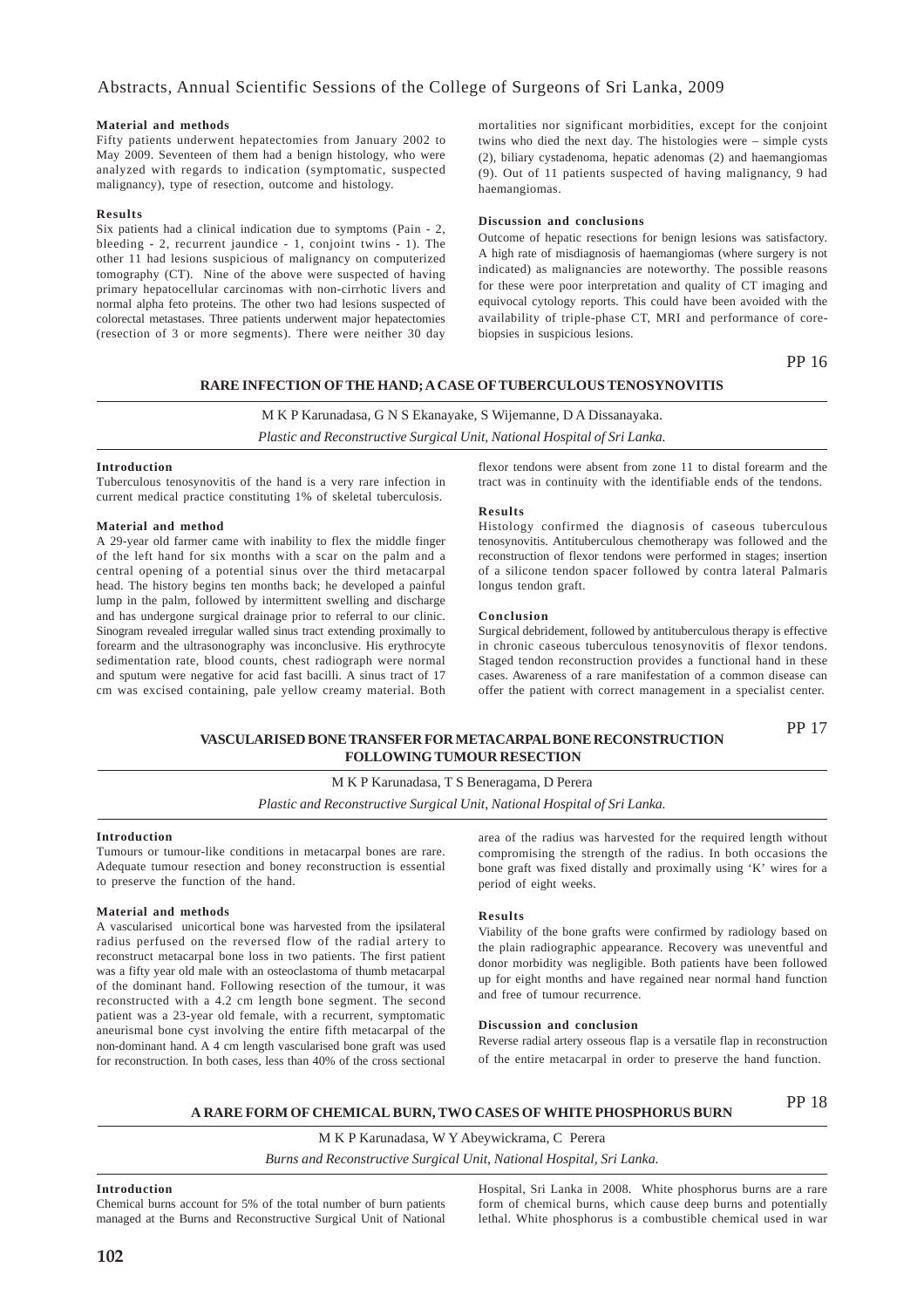#### Material and methods

Fifty patients underwent hepatectomies from January 2002 to May 2009. Seventeen of them had a benign histology, who were analyzed with regards to indication (symptomatic, suspected malignancy), type of resection, outcome and histology.

#### Results

Six patients had a clinical indication due to symptoms (Pain - 2, bleeding - 2, recurrent jaundice - 1, conjoint twins - 1). The other 11 had lesions suspicious of malignancy on computerized tomography (CT). Nine of the above were suspected of having primary hepatocellular carcinomas with non-cirrhotic livers and normal alpha feto proteins. The other two had lesions suspected of colorectal metastases. Three patients underwent major hepatectomies (resection of 3 or more segments). There were neither 30 day mortalities nor significant morbidities, except for the conjoint twins who died the next day. The histologies were – simple cysts (2), biliary cystadenoma, hepatic adenomas (2) and haemangiomas (9). Out of 11 patients suspected of having malignancy, 9 had haemangiomas.

#### Discussion and conclusions

Outcome of hepatic resections for benign lesions was satisfactory. A high rate of misdiagnosis of haemangiomas (where surgery is not indicated) as malignancies are noteworthy. The possible reasons for these were poor interpretation and quality of CT imaging and equivocal cytology reports. This could have been avoided with the availability of triple-phase CT, MRI and performance of core-biopsies in suspicious lesions.

PP 16

## RARE INFECTION OF THE HAND; A CASE OF TUBERCULOUS TENOSYNOVITIS

M K P Karunadasa, G N S Ekanayake, S Wijemanne, D A Dissanayaka.

*Plastic and Reconstructive Surgical Unit, National Hospital of Sri Lanka.*

#### Introduction

Tuberculous tenosynovitis of the hand is a very rare infection in current medical practice constituting 1% of skeletal tuberculosis.

#### Material and method

A 29-year old farmer came with inability to flex the middle finger of the left hand for six months with a scar on the palm and a central opening of a potential sinus over the third metacarpal head. The history begins ten months back; he developed a painful lump in the palm, followed by intermittent swelling and discharge and has undergone surgical drainage prior to referral to our clinic. Sinogram revealed irregular walled sinus tract extending proximally to forearm and the ultrasonography was inconclusive. His erythrocyte sedimentation rate, blood counts, chest radiograph were normal and sputum were negative for acid fast bacilli. A sinus tract of 17 cm was excised containing, pale yellow creamy material. Both flexor tendons were absent from zone 11 to distal forearm and the tract was in continuity with the identifiable ends of the tendons.

#### Results

Histology confirmed the diagnosis of caseous tuberculous tenosynovitis. Antituberculous chemotherapy was followed and the reconstruction of flexor tendons were performed in stages; insertion of a silicone tendon spacer followed by contra lateral Palmaris longus tendon graft.

#### Conclusion

Surgical debridement, followed by antituberculous therapy is effective in chronic caseous tuberculous tenosynovitis of flexor tendons. Staged tendon reconstruction provides a functional hand in these cases. Awareness of a rare manifestation of a common disease can offer the patient with correct management in a specialist center.

PP 17

## VASCULARISED BONE TRANSFER FOR METACARPAL BONE RECONSTRUCTION FOLLOWING TUMOUR RESECTION

M K P Karunadasa, T S Beneragama, D Perera

*Plastic and Reconstructive Surgical Unit, National Hospital of Sri Lanka.*

#### Introduction

Tumours or tumour-like conditions in metacarpal bones are rare. Adequate tumour resection and boney reconstruction is essential to preserve the function of the hand.

#### Material and methods

A vascularised unicortical bone was harvested from the ipsilateral radius perfused on the reversed flow of the radial artery to reconstruct metacarpal bone loss in two patients. The first patient was a fifty year old male with an osteoclastoma of thumb metacarpal of the dominant hand. Following resection of the tumour, it was reconstructed with a 4.2 cm length bone segment. The second patient was a 23-year old female, with a recurrent, symptomatic aneurismal bone cyst involving the entire fifth metacarpal of the non-dominant hand. A 4 cm length vascularised bone graft was used for reconstruction. In both cases, less than 40% of the cross sectional area of the radius was harvested for the required length without compromising the strength of the radius. In both occasions the bone graft was fixed distally and proximally using 'K' wires for a period of eight weeks.

#### Results

Viability of the bone grafts were confirmed by radiology based on the plain radiographic appearance. Recovery was uneventful and donor morbidity was negligible. Both patients have been followed up for eight months and have regained near normal hand function and free of tumour recurrence.

#### Discussion and conclusion

Reverse radial artery osseous flap is a versatile flap in reconstruction of the entire metacarpal in order to preserve the hand function.

PP 18

## A RARE FORM OF CHEMICAL BURN, TWO CASES OF WHITE PHOSPHORUS BURN

M K P Karunadasa, W Y Abeywickrama, C Perera

*Burns and Reconstructive Surgical Unit, National Hospital, Sri Lanka.*

#### Introduction

Chemical burns account for 5% of the total number of burn patients managed at the Burns and Reconstructive Surgical Unit of National Hospital, Sri Lanka in 2008. White phosphorus burns are a rare form of chemical burns, which cause deep burns and potentially lethal. White phosphorus is a combustible chemical used in war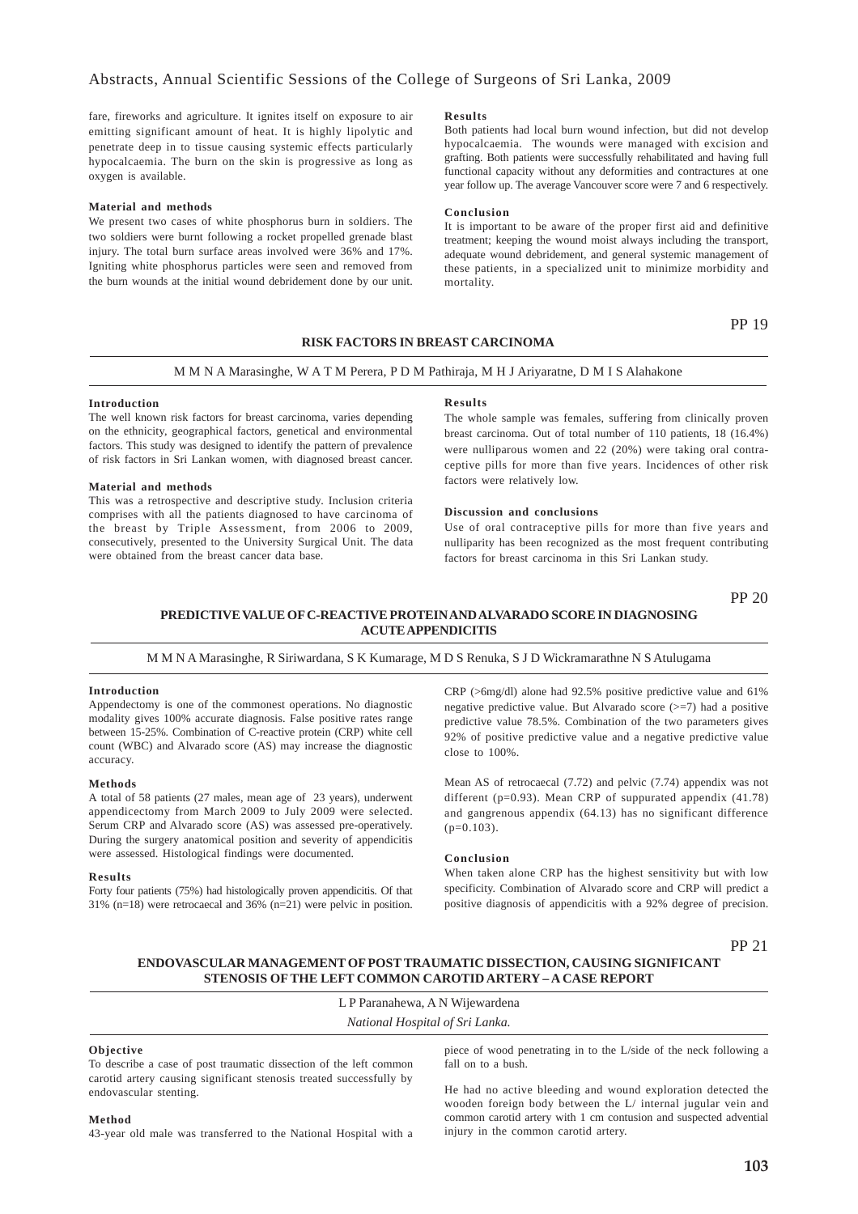fare, fireworks and agriculture. It ignites itself on exposure to air emitting significant amount of heat. It is highly lipolytic and penetrate deep in to tissue causing systemic effects particularly hypocalcaemia. The burn on the skin is progressive as long as oxygen is available.

**Material and methods**

We present two cases of white phosphorus burn in soldiers. The two soldiers were burnt following a rocket propelled grenade blast injury. The total burn surface areas involved were 36% and 17%. Igniting white phosphorus particles were seen and removed from the burn wounds at the initial wound debridement done by our unit.

**Results**

Both patients had local burn wound infection, but did not develop hypocalcaemia. The wounds were managed with excision and grafting. Both patients were successfully rehabilitated and having full functional capacity without any deformities and contractures at one year follow up. The average Vancouver score were 7 and 6 respectively.

**Conclusion**

It is important to be aware of the proper first aid and definitive treatment; keeping the wound moist always including the transport, adequate wound debridement, and general systemic management of these patients, in a specialized unit to minimize morbidity and mortality.

PP 19

## RISK FACTORS IN BREAST CARCINOMA

M M N A Marasinghe, W A T M Perera, P D M Pathiraja, M H J Ariyaratne, D M I S Alahakone

**Introduction**

The well known risk factors for breast carcinoma, varies depending on the ethnicity, geographical factors, genetical and environmental factors. This study was designed to identify the pattern of prevalence of risk factors in Sri Lankan women, with diagnosed breast cancer.

**Material and methods**

This was a retrospective and descriptive study. Inclusion criteria comprises with all the patients diagnosed to have carcinoma of the breast by Triple Assessment, from 2006 to 2009, consecutively, presented to the University Surgical Unit. The data were obtained from the breast cancer data base.

**Results**

The whole sample was females, suffering from clinically proven breast carcinoma. Out of total number of 110 patients, 18 (16.4%) were nulliparous women and 22 (20%) were taking oral contraceptive pills for more than five years. Incidences of other risk factors were relatively low.

**Discussion and conclusions**

Use of oral contraceptive pills for more than five years and nulliparity has been recognized as the most frequent contributing factors for breast carcinoma in this Sri Lankan study.

PP 20

## PREDICTIVE VALUE OF C-REACTIVE PROTEIN AND ALVARADO SCORE IN DIAGNOSING ACUTE APPENDICITIS

M M N A Marasinghe, R Siriwardana, S K Kumarage, M D S Renuka, S J D Wickramarathne N S Atulugama

**Introduction**

Appendectomy is one of the commonest operations. No diagnostic modality gives 100% accurate diagnosis. False positive rates range between 15-25%. Combination of C-reactive protein (CRP) white cell count (WBC) and Alvarado score (AS) may increase the diagnostic accuracy.

**Methods**

A total of 58 patients (27 males, mean age of 23 years), underwent appendicectomy from March 2009 to July 2009 were selected. Serum CRP and Alvarado score (AS) was assessed pre-operatively. During the surgery anatomical position and severity of appendicitis were assessed. Histological findings were documented.

**Results**

Forty four patients (75%) had histologically proven appendicitis. Of that 31% (n=18) were retrocaecal and 36% (n=21) were pelvic in position. CRP (>6mg/dl) alone had 92.5% positive predictive value and 61% negative predictive value. But Alvarado score (>=7) had a positive predictive value 78.5%. Combination of the two parameters gives 92% of positive predictive value and a negative predictive value close to 100%.

Mean AS of retrocaecal (7.72) and pelvic (7.74) appendix was not different (p=0.93). Mean CRP of suppurated appendix (41.78) and gangrenous appendix (64.13) has no significant difference (p=0.103).

**Conclusion**

When taken alone CRP has the highest sensitivity but with low specificity. Combination of Alvarado score and CRP will predict a positive diagnosis of appendicitis with a 92% degree of precision.

PP 21

## ENDOVASCULAR MANAGEMENT OF POST TRAUMATIC DISSECTION, CAUSING SIGNIFICANT STENOSIS OF THE LEFT COMMON CAROTID ARTERY – A CASE REPORT

L P Paranahewa, A N Wijewardena

*National Hospital of Sri Lanka.*

**Objective**

To describe a case of post traumatic dissection of the left common carotid artery causing significant stenosis treated successfully by endovascular stenting.

**Method**

43-year old male was transferred to the National Hospital with a piece of wood penetrating in to the L/side of the neck following a fall on to a bush.

He had no active bleeding and wound exploration detected the wooden foreign body between the L/ internal jugular vein and common carotid artery with 1 cm contusion and suspected advential injury in the common carotid artery.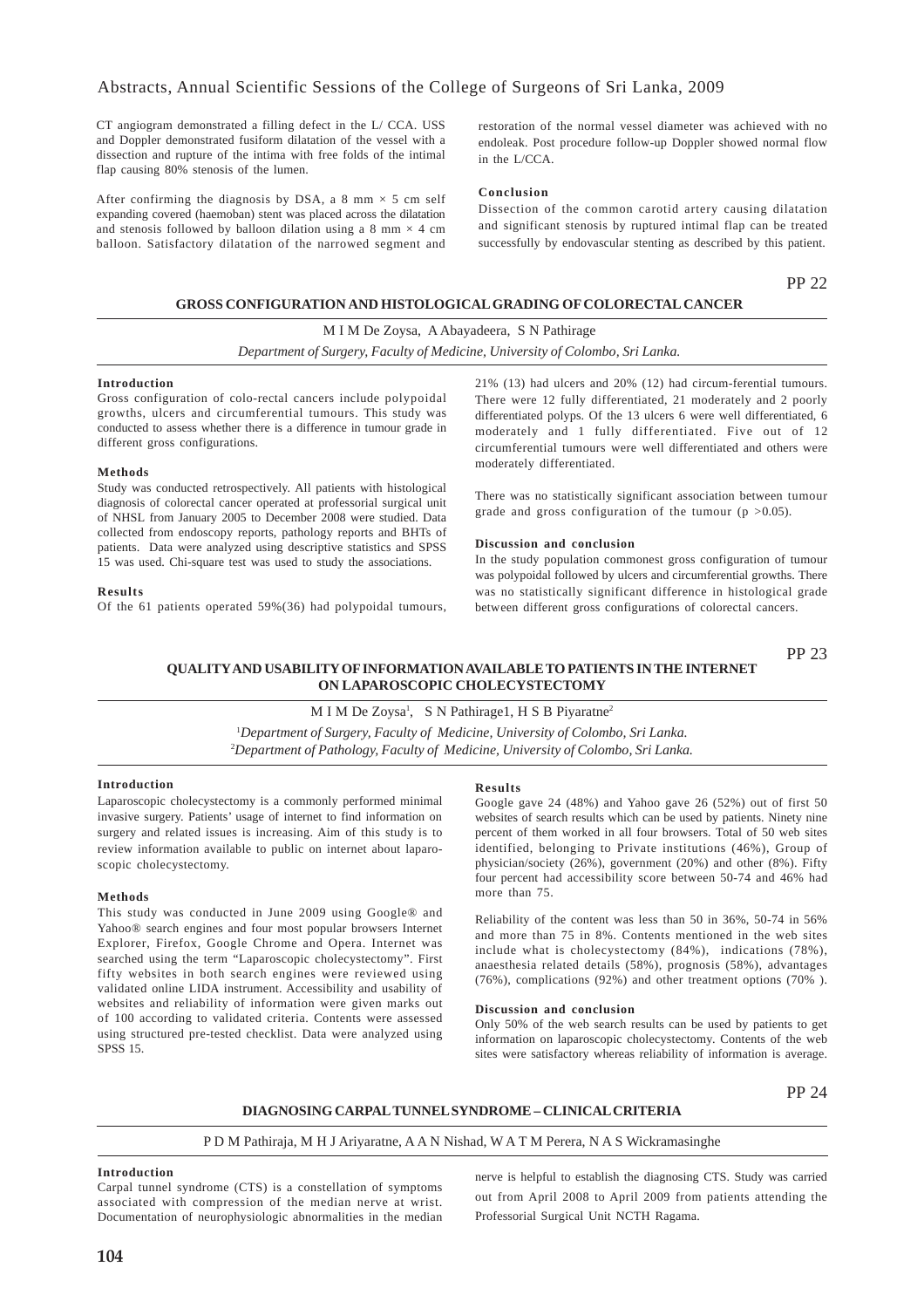CT angiogram demonstrated a filling defect in the L/ CCA. USS and Doppler demonstrated fusiform dilatation of the vessel with a dissection and rupture of the intima with free folds of the intimal flap causing 80% stenosis of the lumen.

After confirming the diagnosis by DSA, a 8 mm × 5 cm self expanding covered (haemoban) stent was placed across the dilatation and stenosis followed by balloon dilation using a 8 mm × 4 cm balloon. Satisfactory dilatation of the narrowed segment and restoration of the normal vessel diameter was achieved with no endoleak. Post procedure follow-up Doppler showed normal flow in the L/CCA.

**Conclusion**

Dissection of the common carotid artery causing dilatation and significant stenosis by ruptured intimal flap can be treated successfully by endovascular stenting as described by this patient.

PP 22

## GROSS CONFIGURATION AND HISTOLOGICAL GRADING OF COLORECTAL CANCER

M I M De Zoysa, A Abayadeera, S N Pathirage

*Department of Surgery, Faculty of Medicine, University of Colombo, Sri Lanka.*

**Introduction**

Gross configuration of colo-rectal cancers include polypoidal growths, ulcers and circumferential tumours. This study was conducted to assess whether there is a difference in tumour grade in different gross configurations.

**Methods**

Study was conducted retrospectively. All patients with histological diagnosis of colorectal cancer operated at professorial surgical unit of NHSL from January 2005 to December 2008 were studied. Data collected from endoscopy reports, pathology reports and BHTs of patients. Data were analyzed using descriptive statistics and SPSS 15 was used. Chi-square test was used to study the associations.

**Results**

Of the 61 patients operated 59%(36) had polypoidal tumours, 21% (13) had ulcers and 20% (12) had circum-ferential tumours. There were 12 fully differentiated, 21 moderately and 2 poorly differentiated polyps. Of the 13 ulcers 6 were well differentiated, 6 moderately and 1 fully differentiated. Five out of 12 circumferential tumours were well differentiated and others were moderately differentiated.

There was no statistically significant association between tumour grade and gross configuration of the tumour ($p > 0.05$).

**Discussion and conclusion**

In the study population commonest gross configuration of tumour was polypoidal followed by ulcers and circumferential growths. There was no statistically significant difference in histological grade between different gross configurations of colorectal cancers.

PP 23

## QUALITY AND USABILITY OF INFORMATION AVAILABLE TO PATIENTS IN THE INTERNET ON LAPAROSCOPIC CHOLECYSTECTOMY

M I M De Zoysa[1], S N Pathirage1, H S B Piyaratne[2]

[1]*Department of Surgery, Faculty of Medicine, University of Colombo, Sri Lanka.*
[2]*Department of Pathology, Faculty of Medicine, University of Colombo, Sri Lanka.*

**Introduction**

Laparoscopic cholecystectomy is a commonly performed minimal invasive surgery. Patients' usage of internet to find information on surgery and related issues is increasing. Aim of this study is to review information available to public on internet about laparoscopic cholecystectomy.

**Methods**

This study was conducted in June 2009 using Google® and Yahoo® search engines and four most popular browsers Internet Explorer, Firefox, Google Chrome and Opera. Internet was searched using the term "Laparoscopic cholecystectomy". First fifty websites in both search engines were reviewed using validated online LIDA instrument. Accessibility and usability of websites and reliability of information were given marks out of 100 according to validated criteria. Contents were assessed using structured pre-tested checklist. Data were analyzed using SPSS 15.

**Results**

Google gave 24 (48%) and Yahoo gave 26 (52%) out of first 50 websites of search results which can be used by patients. Ninety nine percent of them worked in all four browsers. Total of 50 web sites identified, belonging to Private institutions (46%), Group of physician/society (26%), government (20%) and other (8%). Fifty four percent had accessibility score between 50-74 and 46% had more than 75.

Reliability of the content was less than 50 in 36%, 50-74 in 56% and more than 75 in 8%. Contents mentioned in the web sites include what is cholecystectomy (84%), indications (78%), anaesthesia related details (58%), prognosis (58%), advantages (76%), complications (92%) and other treatment options (70% ).

**Discussion and conclusion**

Only 50% of the web search results can be used by patients to get information on laparoscopic cholecystectomy. Contents of the web sites were satisfactory whereas reliability of information is average.

PP 24

## DIAGNOSING CARPAL TUNNEL SYNDROME – CLINICAL CRITERIA

P D M Pathiraja, M H J Ariyaratne, A A N Nishad, W A T M Perera, N A S Wickramasinghe

**Introduction**

Carpal tunnel syndrome (CTS) is a constellation of symptoms associated with compression of the median nerve at wrist. Documentation of neurophysiologic abnormalities in the median nerve is helpful to establish the diagnosing CTS. Study was carried out from April 2008 to April 2009 from patients attending the Professorial Surgical Unit NCTH Ragama.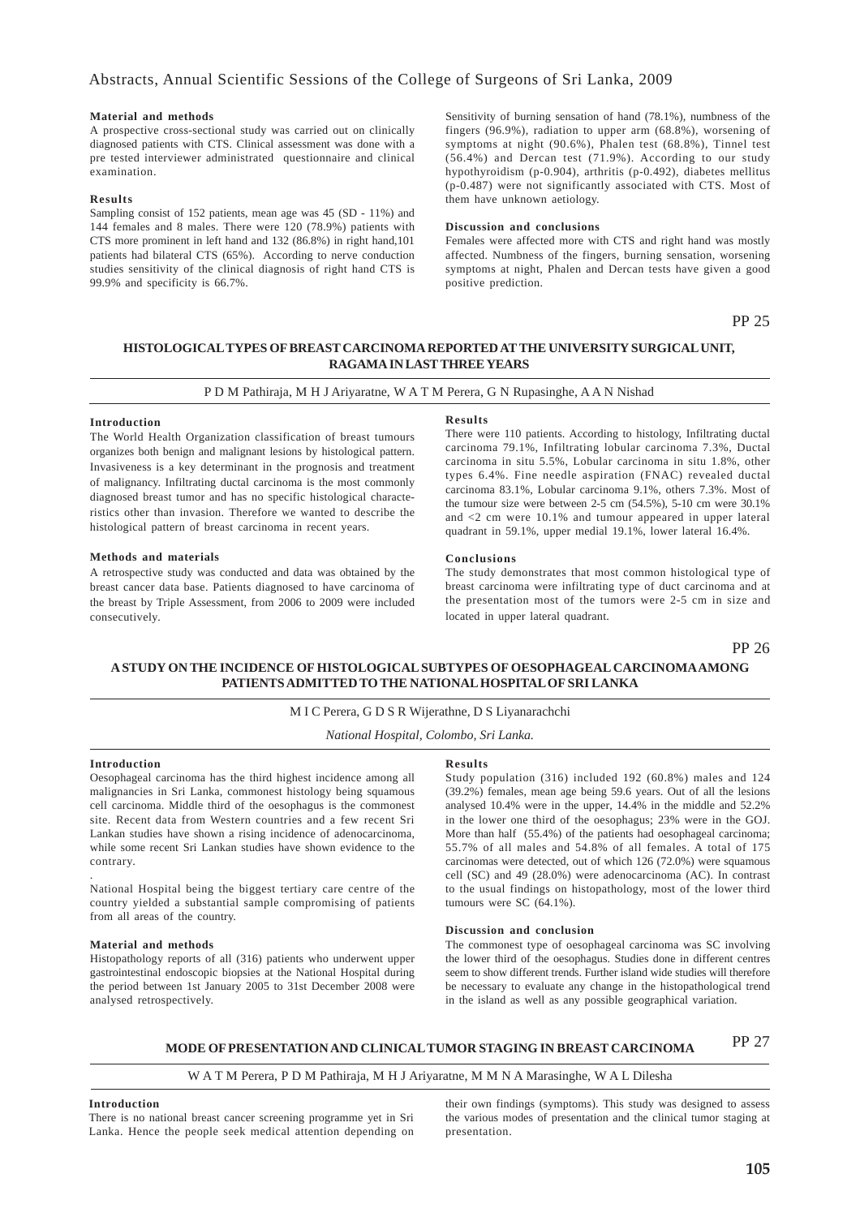#### Material and methods

A prospective cross-sectional study was carried out on clinically diagnosed patients with CTS. Clinical assessment was done with a pre tested interviewer administrated questionnaire and clinical examination.

#### Results

Sampling consist of 152 patients, mean age was 45 (SD - 11%) and 144 females and 8 males. There were 120 (78.9%) patients with CTS more prominent in left hand and 132 (86.8%) in right hand,101 patients had bilateral CTS (65%). According to nerve conduction studies sensitivity of the clinical diagnosis of right hand CTS is 99.9% and specificity is 66.7%.

Sensitivity of burning sensation of hand (78.1%), numbness of the fingers (96.9%), radiation to upper arm (68.8%), worsening of symptoms at night (90.6%), Phalen test (68.8%), Tinnel test (56.4%) and Dercan test (71.9%). According to our study hypothyroidism (p-0.904), arthritis (p-0.492), diabetes mellitus (p-0.487) were not significantly associated with CTS. Most of them have unknown aetiology.

#### Discussion and conclusions

Females were affected more with CTS and right hand was mostly affected. Numbness of the fingers, burning sensation, worsening symptoms at night, Phalen and Dercan tests have given a good positive prediction.

PP 25

## HISTOLOGICAL TYPES OF BREAST CARCINOMA REPORTED AT THE UNIVERSITY SURGICAL UNIT, RAGAMA IN LAST THREE YEARS

P D M Pathiraja, M H J Ariyaratne, W A T M Perera, G N Rupasinghe, A A N Nishad

#### Introduction

The World Health Organization classification of breast tumours organizes both benign and malignant lesions by histological pattern. Invasiveness is a key determinant in the prognosis and treatment of malignancy. Infiltrating ductal carcinoma is the most commonly diagnosed breast tumor and has no specific histological characteristics other than invasion. Therefore we wanted to describe the histological pattern of breast carcinoma in recent years.

#### Methods and materials

A retrospective study was conducted and data was obtained by the breast cancer data base. Patients diagnosed to have carcinoma of the breast by Triple Assessment, from 2006 to 2009 were included consecutively.

#### Results

There were 110 patients. According to histology, Infiltrating ductal carcinoma 79.1%, Infiltrating lobular carcinoma 7.3%, Ductal carcinoma in situ 5.5%, Lobular carcinoma in situ 1.8%, other types 6.4%. Fine needle aspiration (FNAC) revealed ductal carcinoma 83.1%, Lobular carcinoma 9.1%, others 7.3%. Most of the tumour size were between 2-5 cm (54.5%), 5-10 cm were 30.1% and <2 cm were 10.1% and tumour appeared in upper lateral quadrant in 59.1%, upper medial 19.1%, lower lateral 16.4%.

#### Conclusions

The study demonstrates that most common histological type of breast carcinoma were infiltrating type of duct carcinoma and at the presentation most of the tumors were 2-5 cm in size and located in upper lateral quadrant.

PP 26

## A STUDY ON THE INCIDENCE OF HISTOLOGICAL SUBTYPES OF OESOPHAGEAL CARCINOMA AMONG PATIENTS ADMITTED TO THE NATIONAL HOSPITAL OF SRI LANKA

M I C Perera, G D S R Wijerathne, D S Liyanarachchi

*National Hospital, Colombo, Sri Lanka.*

#### Introduction

Oesophageal carcinoma has the third highest incidence among all malignancies in Sri Lanka, commonest histology being squamous cell carcinoma. Middle third of the oesophagus is the commonest site. Recent data from Western countries and a few recent Sri Lankan studies have shown a rising incidence of adenocarcinoma, while some recent Sri Lankan studies have shown evidence to the contrary.

National Hospital being the biggest tertiary care centre of the country yielded a substantial sample compromising of patients from all areas of the country.

#### Material and methods

Histopathology reports of all (316) patients who underwent upper gastrointestinal endoscopic biopsies at the National Hospital during the period between 1st January 2005 to 31st December 2008 were analysed retrospectively.

#### Results

Study population (316) included 192 (60.8%) males and 124 (39.2%) females, mean age being 59.6 years. Out of all the lesions analysed 10.4% were in the upper, 14.4% in the middle and 52.2% in the lower one third of the oesophagus; 23% were in the GOJ. More than half (55.4%) of the patients had oesophageal carcinoma; 55.7% of all males and 54.8% of all females. A total of 175 carcinomas were detected, out of which 126 (72.0%) were squamous cell (SC) and 49 (28.0%) were adenocarcinoma (AC). In contrast to the usual findings on histopathology, most of the lower third tumours were SC (64.1%).

#### Discussion and conclusion

The commonest type of oesophageal carcinoma was SC involving the lower third of the oesophagus. Studies done in different centres seem to show different trends. Further island wide studies will therefore be necessary to evaluate any change in the histopathological trend in the island as well as any possible geographical variation.

PP 27

## MODE OF PRESENTATION AND CLINICAL TUMOR STAGING IN BREAST CARCINOMA

W A T M Perera, P D M Pathiraja, M H J Ariyaratne, M M N A Marasinghe, W A L Dilesha

#### Introduction

There is no national breast cancer screening programme yet in Sri Lanka. Hence the people seek medical attention depending on their own findings (symptoms). This study was designed to assess the various modes of presentation and the clinical tumor staging at presentation.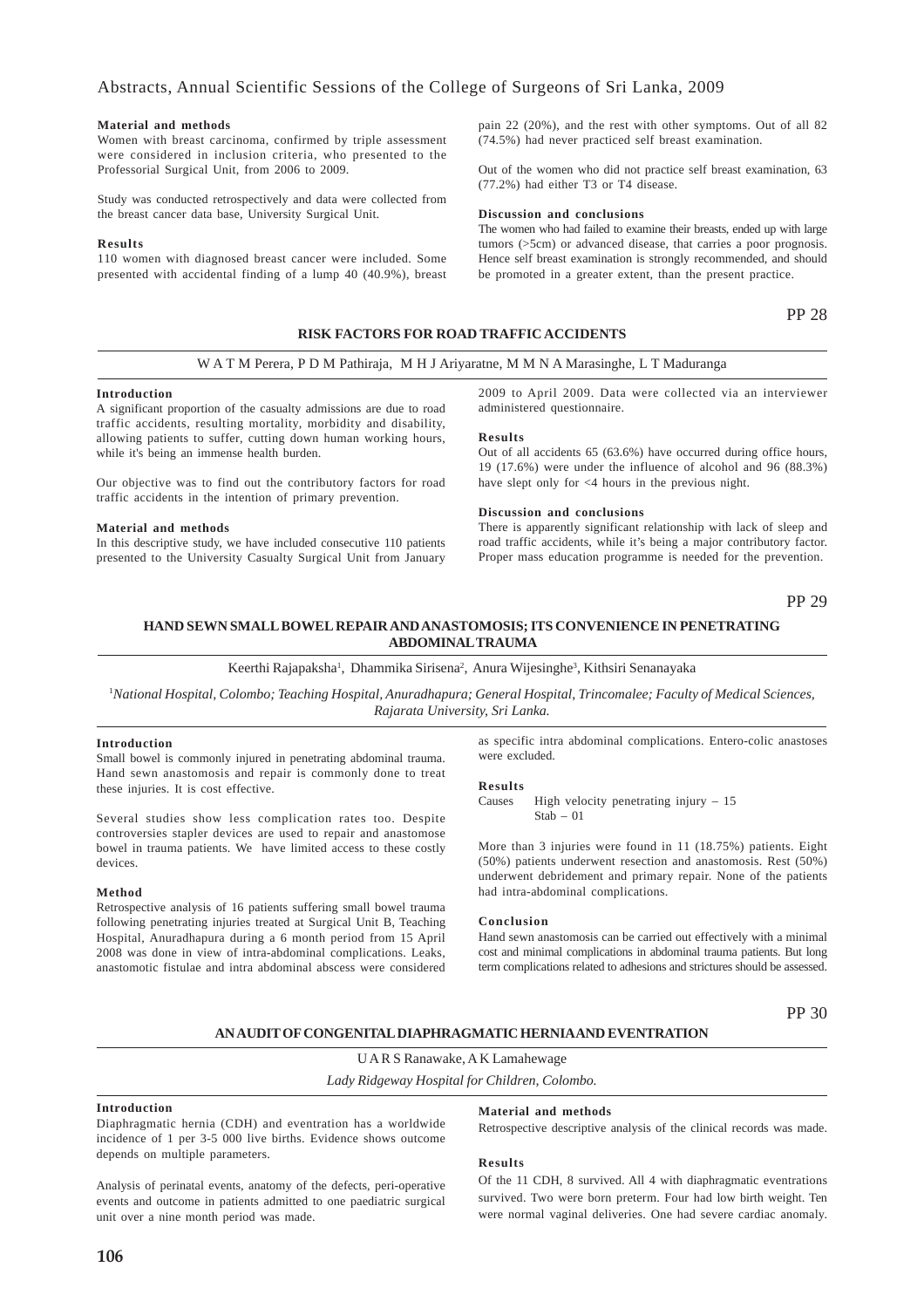#### Material and methods

Women with breast carcinoma, confirmed by triple assessment were considered in inclusion criteria, who presented to the Professorial Surgical Unit, from 2006 to 2009.

Study was conducted retrospectively and data were collected from the breast cancer data base, University Surgical Unit.

#### Results

110 women with diagnosed breast cancer were included. Some presented with accidental finding of a lump 40 (40.9%), breast pain 22 (20%), and the rest with other symptoms. Out of all 82 (74.5%) had never practiced self breast examination.

Out of the women who did not practice self breast examination, 63 (77.2%) had either T3 or T4 disease.

#### Discussion and conclusions

The women who had failed to examine their breasts, ended up with large tumors (>5cm) or advanced disease, that carries a poor prognosis. Hence self breast examination is strongly recommended, and should be promoted in a greater extent, than the present practice.

PP 28

## RISK FACTORS FOR ROAD TRAFFIC ACCIDENTS

W A T M Perera, P D M Pathiraja, M H J Ariyaratne, M M N A Marasinghe, L T Maduranga

#### Introduction

A significant proportion of the casualty admissions are due to road traffic accidents, resulting mortality, morbidity and disability, allowing patients to suffer, cutting down human working hours, while it's being an immense health burden.

Our objective was to find out the contributory factors for road traffic accidents in the intention of primary prevention.

#### Material and methods

In this descriptive study, we have included consecutive 110 patients presented to the University Casualty Surgical Unit from January 2009 to April 2009. Data were collected via an interviewer administered questionnaire.

#### Results

Out of all accidents 65 (63.6%) have occurred during office hours, 19 (17.6%) were under the influence of alcohol and 96 (88.3%) have slept only for <4 hours in the previous night.

#### Discussion and conclusions

There is apparently significant relationship with lack of sleep and road traffic accidents, while it's being a major contributory factor. Proper mass education programme is needed for the prevention.

PP 29

## HAND SEWN SMALL BOWEL REPAIR AND ANASTOMOSIS; ITS CONVENIENCE IN PENETRATING ABDOMINAL TRAUMA

Keerthi Rajapaksha[1], Dhammika Sirisena[2], Anura Wijesinghe[3], Kithsiri Senanayaka

[1]*National Hospital, Colombo; Teaching Hospital, Anuradhapura; General Hospital, Trincomalee; Faculty of Medical Sciences, Rajarata University, Sri Lanka.*

#### Introduction

Small bowel is commonly injured in penetrating abdominal trauma. Hand sewn anastomosis and repair is commonly done to treat these injuries. It is cost effective.

Several studies show less complication rates too. Despite controversies stapler devices are used to repair and anastomose bowel in trauma patients. We have limited access to these costly devices.

#### Method

Retrospective analysis of 16 patients suffering small bowel trauma following penetrating injuries treated at Surgical Unit B, Teaching Hospital, Anuradhapura during a 6 month period from 15 April 2008 was done in view of intra-abdominal complications. Leaks, anastomotic fistulae and intra abdominal abscess were considered as specific intra abdominal complications. Entero-colic anastoses were excluded.

#### Results

Causes High velocity penetrating injury – 15
Stab – 01

More than 3 injuries were found in 11 (18.75%) patients. Eight (50%) patients underwent resection and anastomosis. Rest (50%) underwent debridement and primary repair. None of the patients had intra-abdominal complications.

#### Conclusion

Hand sewn anastomosis can be carried out effectively with a minimal cost and minimal complications in abdominal trauma patients. But long term complications related to adhesions and strictures should be assessed.

PP 30

## AN AUDIT OF CONGENITAL DIAPHRAGMATIC HERNIA AND EVENTRATION

U A R S Ranawake, A K Lamahewage

*Lady Ridgeway Hospital for Children, Colombo.*

#### Introduction

Diaphragmatic hernia (CDH) and eventration has a worldwide incidence of 1 per 3-5 000 live births. Evidence shows outcome depends on multiple parameters.

Analysis of perinatal events, anatomy of the defects, peri-operative events and outcome in patients admitted to one paediatric surgical unit over a nine month period was made.

#### Material and methods

Retrospective descriptive analysis of the clinical records was made.

#### Results

Of the 11 CDH, 8 survived. All 4 with diaphragmatic eventrations survived. Two were born preterm. Four had low birth weight. Ten were normal vaginal deliveries. One had severe cardiac anomaly.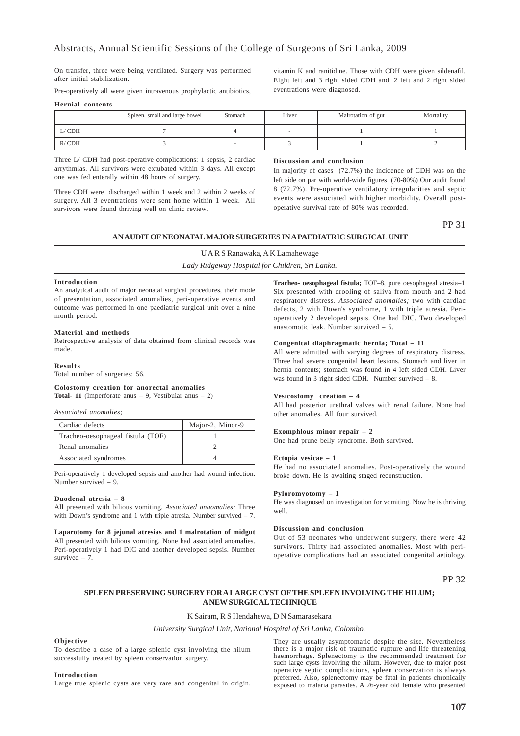On transfer, three were being ventilated. Surgery was performed after initial stabilization.

Pre-operatively all were given intravenous prophylactic antibiotics, vitamin K and ranitidine. Those with CDH were given sildenafil. Eight left and 3 right sided CDH and, 2 left and 2 right sided eventrations were diagnosed.

**Hernial contents**

| | Spleen, small and large bowel | Stomach | Liver | Malrotation of gut | Mortality |
|---|---|---|---|---|---|
| L/ CDH | 7 | 4 | - | 1 | 1 |
| R/ CDH | 3 | - | 3 | 1 | 2 |

Three L/ CDH had post-operative complications: 1 sepsis, 2 cardiac arrythmias. All survivors were extubated within 3 days. All except one was fed enterally within 48 hours of surgery.

Three CDH were discharged within 1 week and 2 within 2 weeks of surgery. All 3 eventrations were sent home within 1 week. All survivors were found thriving well on clinic review.

**Discussion and conclusion**

In majority of cases (72.7%) the incidence of CDH was on the left side on par with world-wide figures (70-80%) Our audit found 8 (72.7%). Pre-operative ventilatory irregularities and septic events were associated with higher morbidity. Overall post-operative survival rate of 80% was recorded.

PP 31

## AN AUDIT OF NEONATAL MAJOR SURGERIES IN A PAEDIATRIC SURGICAL UNIT

U A R S Ranawaka, A K Lamahewage

*Lady Ridgeway Hospital for Children, Sri Lanka.*

**Introduction**

An analytical audit of major neonatal surgical procedures, their mode of presentation, associated anomalies, peri-operative events and outcome was performed in one paediatric surgical unit over a nine month period.

**Material and methods**

Retrospective analysis of data obtained from clinical records was made.

**Results**

Total number of surgeries: 56.

**Colostomy creation for anorectal anomalies**

**Total- 11** (Imperforate anus – 9, Vestibular anus – 2)

*Associated anomalies;*

| Cardiac defects | Major-2, Minor-9 |
|---|---|
| Tracheo-oesophageal fistula (TOF) | 1 |
| Renal anomalies | 2 |
| Associated syndromes | 4 |

Peri-operatively 1 developed sepsis and another had wound infection. Number survived – 9.

**Duodenal atresia – 8**

All presented with bilious vomiting. *Associated anaomalies;* Three with Down's syndrome and 1 with triple atresia. Number survived – 7.

**Laparotomy for 8 jejunal atresias and 1 malrotation of midgut**

All presented with bilious vomiting. None had associated anomalies. Peri-operatively 1 had DIC and another developed sepsis. Number survived – 7.

**Tracheo- oesophageal fistula;** TOF–8, pure oesophageal atresia–1 Six presented with drooling of saliva from mouth and 2 had respiratory distress. *Associated anomalies;* two with cardiac defects, 2 with Down's syndrome, 1 with triple atresia. Peri-operatively 2 developed sepsis. One had DIC. Two developed anastomotic leak. Number survived – 5.

**Congenital diaphragmatic hernia; Total – 11**

All were admitted with varying degrees of respiratory distress. Three had severe congenital heart lesions. Stomach and liver in hernia contents; stomach was found in 4 left sided CDH. Liver was found in 3 right sided CDH. Number survived – 8.

**Vesicostomy creation – 4**

All had posterior urethral valves with renal failure. None had other anomalies. All four survived.

**Exomphlous minor repair – 2**

One had prune belly syndrome. Both survived.

**Ectopia vesicae – 1**

He had no associated anomalies. Post-operatively the wound broke down. He is awaiting staged reconstruction.

**Pyloromyotomy – 1**

He was diagnosed on investigation for vomiting. Now he is thriving well.

**Discussion and conclusion**

Out of 53 neonates who underwent surgery, there were 42 survivors. Thirty had associated anomalies. Most with peri-operative complications had an associated congenital aetiology.

PP 32

## SPLEEN PRESERVING SURGERY FOR A LARGE CYST OF THE SPLEEN INVOLVING THE HILUM; A NEW SURGICAL TECHNIQUE

K Sairam, R S Hendahewa, D N Samarasekara

*University Surgical Unit, National Hospital of Sri Lanka, Colombo.*

**Objective**

To describe a case of a large splenic cyst involving the hilum successfully treated by spleen conservation surgery.

**Introduction**

Large true splenic cysts are very rare and congenital in origin. They are usually asymptomatic despite the size. Nevertheless there is a major risk of traumatic rupture and life threatening haemorrhage. Splenectomy is the recommended treatment for such large cysts involving the hilum. However, due to major post operative septic complications, spleen conservation is always preferred. Also, splenectomy may be fatal in patients chronically exposed to malaria parasites. A 26-year old female who presented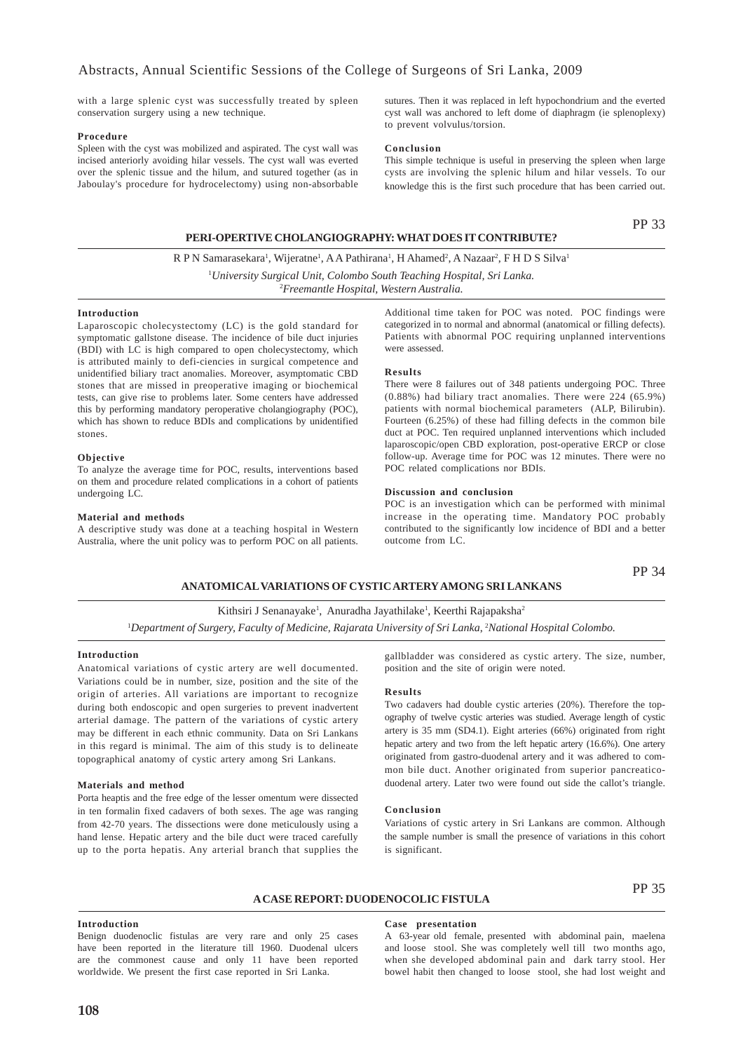with a large splenic cyst was successfully treated by spleen conservation surgery using a new technique.

**Procedure**

Spleen with the cyst was mobilized and aspirated. The cyst wall was incised anteriorly avoiding hilar vessels. The cyst wall was everted over the splenic tissue and the hilum, and sutured together (as in Jaboulay's procedure for hydrocelectomy) using non-absorbable sutures. Then it was replaced in left hypochondrium and the everted cyst wall was anchored to left dome of diaphragm (ie splenoplexy) to prevent volvulus/torsion.

**Conclusion**

This simple technique is useful in preserving the spleen when large cysts are involving the splenic hilum and hilar vessels. To our knowledge this is the first such procedure that has been carried out.

PP 33

## PERI-OPERTIVE CHOLANGIOGRAPHY: WHAT DOES IT CONTRIBUTE?

R P N Samarasekara[1], Wijeratne[1], A A Pathirana[1], H Ahamed[2], A Nazaar[2], F H D S Silva[1]

[1]*University Surgical Unit, Colombo South Teaching Hospital, Sri Lanka.*
[2]*Freemantle Hospital, Western Australia.*

**Introduction**

Laparoscopic cholecystectomy (LC) is the gold standard for symptomatic gallstone disease. The incidence of bile duct injuries (BDI) with LC is high compared to open cholecystectomy, which is attributed mainly to defi-ciencies in surgical competence and unidentified biliary tract anomalies. Moreover, asymptomatic CBD stones that are missed in preoperative imaging or biochemical tests, can give rise to problems later. Some centers have addressed this by performing mandatory peroperative cholangiography (POC), which has shown to reduce BDIs and complications by unidentified stones.

**Objective**

To analyze the average time for POC, results, interventions based on them and procedure related complications in a cohort of patients undergoing LC.

**Material and methods**

A descriptive study was done at a teaching hospital in Western Australia, where the unit policy was to perform POC on all patients. Additional time taken for POC was noted. POC findings were categorized in to normal and abnormal (anatomical or filling defects). Patients with abnormal POC requiring unplanned interventions were assessed.

**Results**

There were 8 failures out of 348 patients undergoing POC. Three (0.88%) had biliary tract anomalies. There were 224 (65.9%) patients with normal biochemical parameters (ALP, Bilirubin). Fourteen (6.25%) of these had filling defects in the common bile duct at POC. Ten required unplanned interventions which included laparoscopic/open CBD exploration, post-operative ERCP or close follow-up. Average time for POC was 12 minutes. There were no POC related complications nor BDIs.

**Discussion and conclusion**

POC is an investigation which can be performed with minimal increase in the operating time. Mandatory POC probably contributed to the significantly low incidence of BDI and a better outcome from LC.

PP 34

## ANATOMICAL VARIATIONS OF CYSTIC ARTERY AMONG SRI LANKANS

Kithsiri J Senanayake[1], Anuradha Jayathilake[1], Keerthi Rajapaksha[2]

[1]*Department of Surgery, Faculty of Medicine, Rajarata University of Sri Lanka,* [2]*National Hospital Colombo.*

**Introduction**

Anatomical variations of cystic artery are well documented. Variations could be in number, size, position and the site of the origin of arteries. All variations are important to recognize during both endoscopic and open surgeries to prevent inadvertent arterial damage. The pattern of the variations of cystic artery may be different in each ethnic community. Data on Sri Lankans in this regard is minimal. The aim of this study is to delineate topographical anatomy of cystic artery among Sri Lankans.

**Materials and method**

Porta heaptis and the free edge of the lesser omentum were dissected in ten formalin fixed cadavers of both sexes. The age was ranging from 42-70 years. The dissections were done meticulously using a hand lense. Hepatic artery and the bile duct were traced carefully up to the porta hepatis. Any arterial branch that supplies the gallbladder was considered as cystic artery. The size, number, position and the site of origin were noted.

**Results**

Two cadavers had double cystic arteries (20%). Therefore the topography of twelve cystic arteries was studied. Average length of cystic artery is 35 mm (SD4.1). Eight arteries (66%) originated from right hepatic artery and two from the left hepatic artery (16.6%). One artery originated from gastro-duodenal artery and it was adhered to common bile duct. Another originated from superior pancreatico-duodenal artery. Later two were found out side the callot's triangle.

**Conclusion**

Variations of cystic artery in Sri Lankans are common. Although the sample number is small the presence of variations in this cohort is significant.

PP 35

## A CASE REPORT: DUODENOCOLIC FISTULA

**Introduction**

Benign duodenoclic fistulas are very rare and only 25 cases have been reported in the literature till 1960. Duodenal ulcers are the commonest cause and only 11 have been reported worldwide. We present the first case reported in Sri Lanka.

**Case presentation**

A 63-year old female, presented with abdominal pain, maelena and loose stool. She was completely well till two months ago, when she developed abdominal pain and dark tarry stool. Her bowel habit then changed to loose stool, she had lost weight and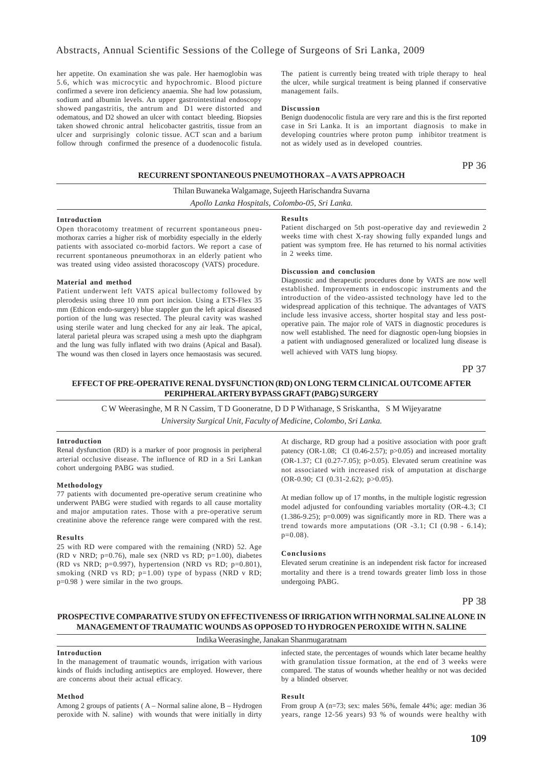her appetite. On examination she was pale. Her haemoglobin was 5.6, which was microcytic and hypochromic. Blood picture confirmed a severe iron deficiency anaemia. She had low potassium, sodium and albumin levels. An upper gastrointestinal endoscopy showed pangastritis, the antrum and D1 were distorted and odematous, and D2 showed an ulcer with contact bleeding. Biopsies taken showed chronic antral helicobacter gastritis, tissue from an ulcer and surprisingly colonic tissue. ACT scan and a barium follow through confirmed the presence of a duodenocolic fistula.

The patient is currently being treated with triple therapy to heal the ulcer, while surgical treatment is being planned if conservative management fails.

#### Discussion

Benign duodenocolic fistula are very rare and this is the first reported case in Sri Lanka. It is an important diagnosis to make in developing countries where proton pump inhibitor treatment is not as widely used as in developed countries.

PP 36

## RECURRENT SPONTANEOUS PNEUMOTHORAX – A VATS APPROACH

Thilan Buwaneka Walgamage, Sujeeth Harischandra Suvarna

*Apollo Lanka Hospitals, Colombo-05, Sri Lanka.*

#### Introduction

Open thoracotomy treatment of recurrent spontaneous pneumothorax carries a higher risk of morbidity especially in the elderly patients with associated co-morbid factors. We report a case of recurrent spontaneous pneumothorax in an elderly patient who was treated using video assisted thoracoscopy (VATS) procedure.

#### Material and method

Patient underwent left VATS apical bullectomy followed by plerodesis using three 10 mm port incision. Using a ETS-Flex 35 mm (Ethicon endo-surgery) blue stappler gun the left apical diseased portion of the lung was resected. The pleural cavity was washed using sterile water and lung checked for any air leak. The apical, lateral parietal pleura was scraped using a mesh upto the diaphgram and the lung was fully inflated with two drains (Apical and Basal). The wound was then closed in layers once hemaostasis was secured.

#### Results

Patient discharged on 5th post-operative day and reviewedin 2 weeks time with chest X-ray showing fully expanded lungs and patient was symptom free. He has returned to his normal activities in 2 weeks time.

#### Discussion and conclusion

Diagnostic and therapeutic procedures done by VATS are now well established. Improvements in endoscopic instruments and the introduction of the video-assisted technology have led to the widespread application of this technique. The advantages of VATS include less invasive access, shorter hospital stay and less post-operative pain. The major role of VATS in diagnostic procedures is now well established. The need for diagnostic open-lung biopsies in a patient with undiagnosed generalized or localized lung disease is well achieved with VATS lung biopsy.

PP 37

## EFFECT OF PRE-OPERATIVE RENAL DYSFUNCTION (RD) ON LONG TERM CLINICAL OUTCOME AFTER PERIPHERAL ARTERY BYPASS GRAFT (PABG) SURGERY

C W Weerasinghe, M R N Cassim, T D Gooneratne, D D P Withanage, S Sriskantha, S M Wijeyaratne

*University Surgical Unit, Faculty of Medicine, Colombo, Sri Lanka.*

#### Introduction

Renal dysfunction (RD) is a marker of poor prognosis in peripheral arterial occlusive disease. The influence of RD in a Sri Lankan cohort undergoing PABG was studied.

#### Methodology

77 patients with documented pre-operative serum creatinine who underwent PABG were studied with regards to all cause mortality and major amputation rates. Those with a pre-operative serum creatinine above the reference range were compared with the rest.

#### Results

25 with RD were compared with the remaining (NRD) 52. Age (RD v NRD; p=0.76), male sex (NRD vs RD; p=1.00), diabetes (RD vs NRD; p=0.997), hypertension (NRD vs RD; p=0.801), smoking (NRD vs RD; p=1.00) type of bypass (NRD v RD; p=0.98 ) were similar in the two groups.

At discharge, RD group had a positive association with poor graft patency (OR-1.08; CI (0.46-2.57); p>0.05) and increased mortality (OR-1.37; CI (0.27-7.05); p>0.05). Elevated serum creatinine was not associated with increased risk of amputation at discharge (OR-0.90; CI (0.31-2.62); p>0.05).

At median follow up of 17 months, in the multiple logistic regression model adjusted for confounding variables mortality (OR-4.3; CI (1.386-9.25); p=0.009) was significantly more in RD. There was a trend towards more amputations (OR -3.1; CI (0.98 - 6.14); p=0.08).

#### Conclusions

Elevated serum creatinine is an independent risk factor for increased mortality and there is a trend towards greater limb loss in those undergoing PABG.

PP 38

## PROSPECTIVE COMPARATIVE STUDY ON EFFECTIVENESS OF IRRIGATION WITH NORMAL SALINE ALONE IN MANAGEMENT OF TRAUMATIC WOUNDS AS OPPOSED TO HYDROGEN PEROXIDE WITH N. SALINE

Indika Weerasinghe, Janakan Shanmugaratnam

#### Introduction

In the management of traumatic wounds, irrigation with various kinds of fluids including antiseptics are employed. However, there are concerns about their actual efficacy.

#### Method

Among 2 groups of patients ( A – Normal saline alone, B – Hydrogen peroxide with N. saline) with wounds that were initially in dirty infected state, the percentages of wounds which later became healthy with granulation tissue formation, at the end of 3 weeks were compared. The status of wounds whether healthy or not was decided by a blinded observer.

#### Result

From group A (n=73; sex: males 56%, female 44%; age: median 36 years, range 12-56 years) 93 % of wounds were healthy with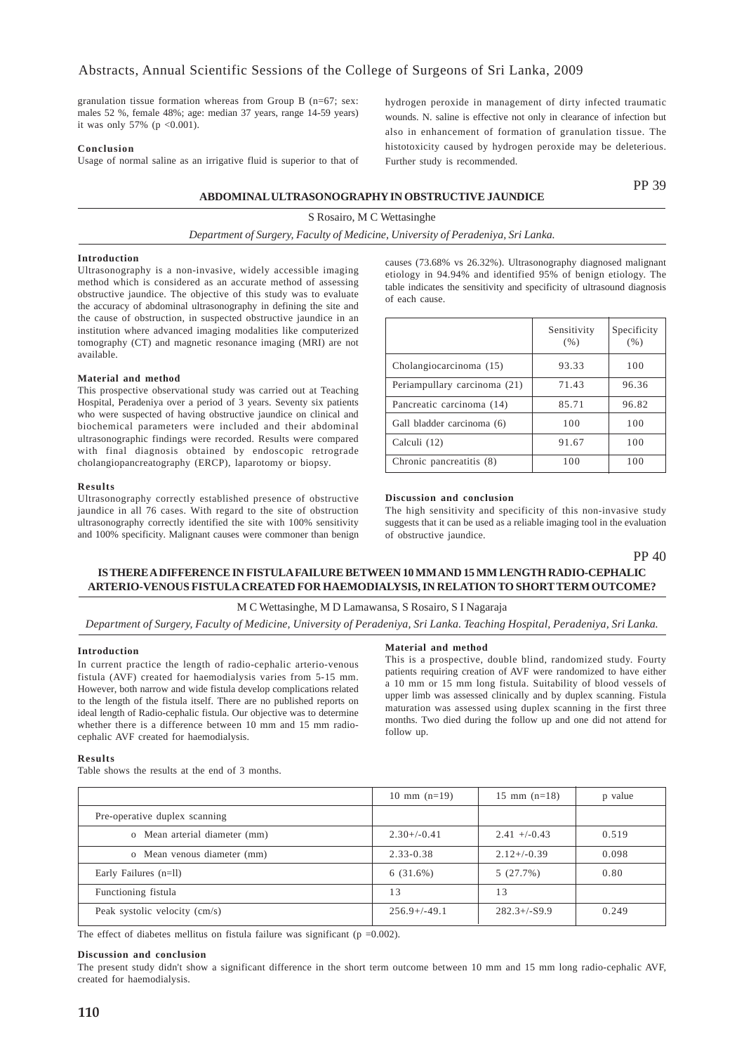granulation tissue formation whereas from Group B (n=67; sex: males 52 %, female 48%; age: median 37 years, range 14-59 years) it was only 57% ($p < 0.001$).

**Conclusion**

Usage of normal saline as an irrigative fluid is superior to that of hydrogen peroxide in management of dirty infected traumatic wounds. N. saline is effective not only in clearance of infection but also in enhancement of formation of granulation tissue. The histotoxicity caused by hydrogen peroxide may be deleterious. Further study is recommended.

PP 39

## ABDOMINAL ULTRASONOGRAPHY IN OBSTRUCTIVE JAUNDICE

S Rosairo, M C Wettasinghe

*Department of Surgery, Faculty of Medicine, University of Peradeniya, Sri Lanka.*

**Introduction**

Ultrasonography is a non-invasive, widely accessible imaging method which is considered as an accurate method of assessing obstructive jaundice. The objective of this study was to evaluate the accuracy of abdominal ultrasonography in defining the site and the cause of obstruction, in suspected obstructive jaundice in an institution where advanced imaging modalities like computerized tomography (CT) and magnetic resonance imaging (MRI) are not available.

**Material and method**

This prospective observational study was carried out at Teaching Hospital, Peradeniya over a period of 3 years. Seventy six patients who were suspected of having obstructive jaundice on clinical and biochemical parameters were included and their abdominal ultrasonographic findings were recorded. Results were compared with final diagnosis obtained by endoscopic retrograde cholangiopancreatography (ERCP), laparotomy or biopsy.

**Results**

Ultrasonography correctly established presence of obstructive jaundice in all 76 cases. With regard to the site of obstruction ultrasonography correctly identified the site with 100% sensitivity and 100% specificity. Malignant causes were commoner than benign causes (73.68% vs 26.32%). Ultrasonography diagnosed malignant etiology in 94.94% and identified 95% of benign etiology. The table indicates the sensitivity and specificity of ultrasound diagnosis of each cause.

| | Sensitivity (%) | Specificity (%) |
|---|---|---|
| Cholangiocarcinoma (15) | 93.33 | 100 |
| Periampullary carcinoma (21) | 71.43 | 96.36 |
| Pancreatic carcinoma (14) | 85.71 | 96.82 |
| Gall bladder carcinoma (6) | 100 | 100 |
| Calculi (12) | 91.67 | 100 |
| Chronic pancreatitis (8) | 100 | 100 |

**Discussion and conclusion**

The high sensitivity and specificity of this non-invasive study suggests that it can be used as a reliable imaging tool in the evaluation of obstructive jaundice.

PP 40

## IS THERE A DIFFERENCE IN FISTULA FAILURE BETWEEN 10 MM AND 15 MM LENGTH RADIO-CEPHALIC ARTERIO-VENOUS FISTULA CREATED FOR HAEMODIALYSIS, IN RELATION TO SHORT TERM OUTCOME?

M C Wettasinghe, M D Lamawansa, S Rosairo, S I Nagaraja

*Department of Surgery, Faculty of Medicine, University of Peradeniya, Sri Lanka. Teaching Hospital, Peradeniya, Sri Lanka.*

**Introduction**

In current practice the length of radio-cephalic arterio-venous fistula (AVF) created for haemodialysis varies from 5-15 mm. However, both narrow and wide fistula develop complications related to the length of the fistula itself. There are no published reports on ideal length of Radio-cephalic fistula. Our objective was to determine whether there is a difference between 10 mm and 15 mm radio-cephalic AVF created for haemodialysis.

**Material and method**

This is a prospective, double blind, randomized study. Fourty patients requiring creation of AVF were randomized to have either a 10 mm or 15 mm long fistula. Suitability of blood vessels of upper limb was assessed clinically and by duplex scanning. Fistula maturation was assessed using duplex scanning in the first three months. Two died during the follow up and one did not attend for follow up.

**Results**

Table shows the results at the end of 3 months.

| | 10 mm (n=19) | 15 mm (n=18) | p value |
|---|---|---|---|
| Pre-operative duplex scanning | | | |
| o Mean arterial diameter (mm) | 2.30+/-0.41 | 2.41 +/-0.43 | 0.519 |
| o Mean venous diameter (mm) | 2.33-0.38 | 2.12+/-0.39 | 0.098 |
| Early Failures (n=ll) | 6 (31.6%) | 5 (27.7%) | 0.80 |
| Functioning fistula | 13 | 13 | |
| Peak systolic velocity (cm/s) | 256.9+/-49.1 | 282.3+/-S9.9 | 0.249 |

The effect of diabetes mellitus on fistula failure was significant ($p = 0.002$).

**Discussion and conclusion**

The present study didn't show a significant difference in the short term outcome between 10 mm and 15 mm long radio-cephalic AVF, created for haemodialysis.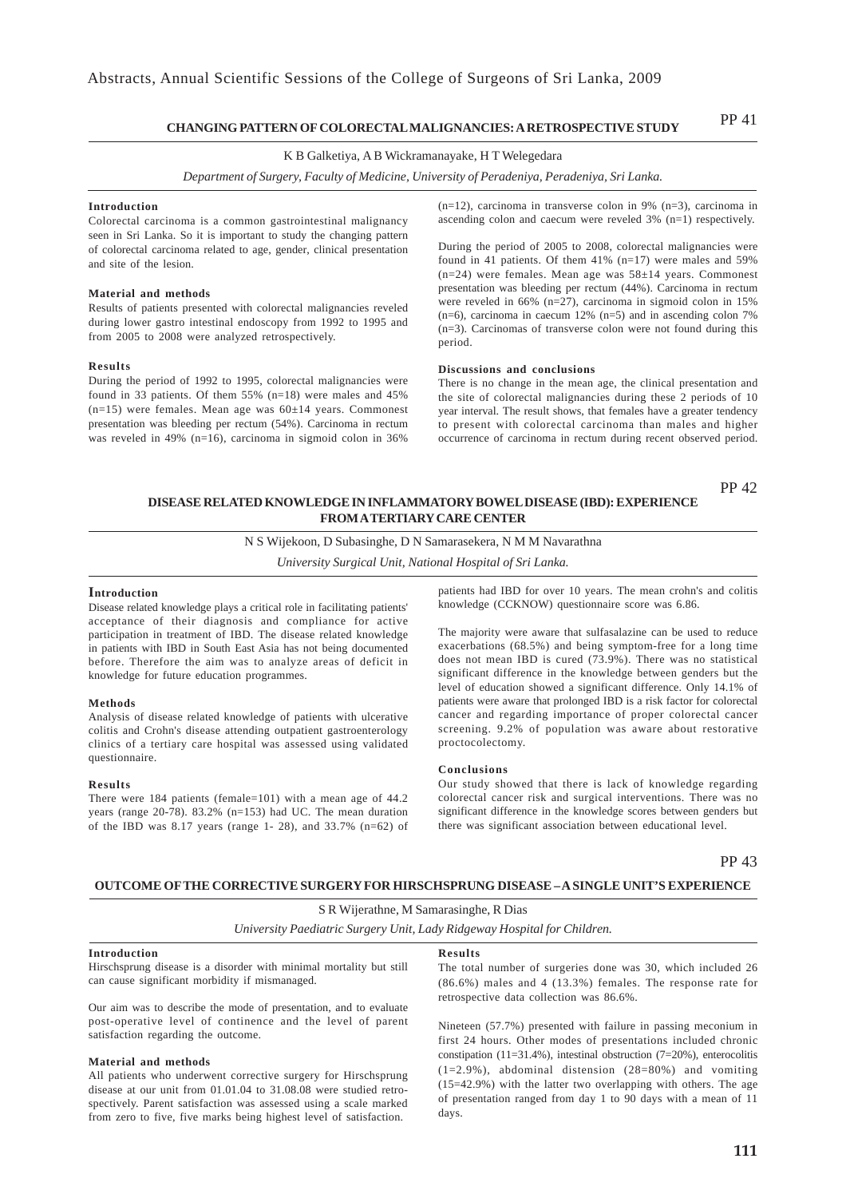## PP 41

### CHANGING PATTERN OF COLORECTAL MALIGNANCIES: A RETROSPECTIVE STUDY

K B Galketiya, A B Wickramanayake, H T Welegedara

*Department of Surgery, Faculty of Medicine, University of Peradeniya, Peradeniya, Sri Lanka.*

**Introduction**

Colorectal carcinoma is a common gastrointestinal malignancy seen in Sri Lanka. So it is important to study the changing pattern of colorectal carcinoma related to age, gender, clinical presentation and site of the lesion.

**Material and methods**

Results of patients presented with colorectal malignancies reveled during lower gastro intestinal endoscopy from 1992 to 1995 and from 2005 to 2008 were analyzed retrospectively.

**Results**

During the period of 1992 to 1995, colorectal malignancies were found in 33 patients. Of them 55% (n=18) were males and 45% (n=15) were females. Mean age was 60±14 years. Commonest presentation was bleeding per rectum (54%). Carcinoma in rectum was reveled in 49% (n=16), carcinoma in sigmoid colon in 36% (n=12), carcinoma in transverse colon in 9% (n=3), carcinoma in ascending colon and caecum were reveled 3% (n=1) respectively.

During the period of 2005 to 2008, colorectal malignancies were found in 41 patients. Of them 41% (n=17) were males and 59% (n=24) were females. Mean age was 58±14 years. Commonest presentation was bleeding per rectum (44%). Carcinoma in rectum were reveled in 66% (n=27), carcinoma in sigmoid colon in 15% (n=6), carcinoma in caecum 12% (n=5) and in ascending colon 7% (n=3). Carcinomas of transverse colon were not found during this period.

**Discussions and conclusions**

There is no change in the mean age, the clinical presentation and the site of colorectal malignancies during these 2 periods of 10 year interval. The result shows, that females have a greater tendency to present with colorectal carcinoma than males and higher occurrence of carcinoma in rectum during recent observed period.

## PP 42

### DISEASE RELATED KNOWLEDGE IN INFLAMMATORY BOWEL DISEASE (IBD): EXPERIENCE FROM A TERTIARY CARE CENTER

N S Wijekoon, D Subasinghe, D N Samarasekera, N M M Navarathna

*University Surgical Unit, National Hospital of Sri Lanka.*

**Introduction**

Disease related knowledge plays a critical role in facilitating patients' acceptance of their diagnosis and compliance for active participation in treatment of IBD. The disease related knowledge in patients with IBD in South East Asia has not being documented before. Therefore the aim was to analyze areas of deficit in knowledge for future education programmes.

**Methods**

Analysis of disease related knowledge of patients with ulcerative colitis and Crohn's disease attending outpatient gastroenterology clinics of a tertiary care hospital was assessed using validated questionnaire.

**Results**

There were 184 patients (female=101) with a mean age of 44.2 years (range 20-78). 83.2% (n=153) had UC. The mean duration of the IBD was 8.17 years (range 1- 28), and 33.7% (n=62) of patients had IBD for over 10 years. The mean crohn's and colitis knowledge (CCKNOW) questionnaire score was 6.86.

The majority were aware that sulfasalazine can be used to reduce exacerbations (68.5%) and being symptom-free for a long time does not mean IBD is cured (73.9%). There was no statistical significant difference in the knowledge between genders but the level of education showed a significant difference. Only 14.1% of patients were aware that prolonged IBD is a risk factor for colorectal cancer and regarding importance of proper colorectal cancer screening. 9.2% of population was aware about restorative proctocolectomy.

**Conclusions**

Our study showed that there is lack of knowledge regarding colorectal cancer risk and surgical interventions. There was no significant difference in the knowledge scores between genders but there was significant association between educational level.

## PP 43

### OUTCOME OF THE CORRECTIVE SURGERY FOR HIRSCHSPRUNG DISEASE – A SINGLE UNIT'S EXPERIENCE

S R Wijerathne, M Samarasinghe, R Dias

*University Paediatric Surgery Unit, Lady Ridgeway Hospital for Children.*

**Introduction**

Hirschsprung disease is a disorder with minimal mortality but still can cause significant morbidity if mismanaged.

Our aim was to describe the mode of presentation, and to evaluate post-operative level of continence and the level of parent satisfaction regarding the outcome.

**Material and methods**

All patients who underwent corrective surgery for Hirschsprung disease at our unit from 01.01.04 to 31.08.08 were studied retrospectively. Parent satisfaction was assessed using a scale marked from zero to five, five marks being highest level of satisfaction.

**Results**

The total number of surgeries done was 30, which included 26 (86.6%) males and 4 (13.3%) females. The response rate for retrospective data collection was 86.6%.

Nineteen (57.7%) presented with failure in passing meconium in first 24 hours. Other modes of presentations included chronic constipation (11=31.4%), intestinal obstruction (7=20%), enterocolitis (1=2.9%), abdominal distension (28=80%) and vomiting (15=42.9%) with the latter two overlapping with others. The age of presentation ranged from day 1 to 90 days with a mean of 11 days.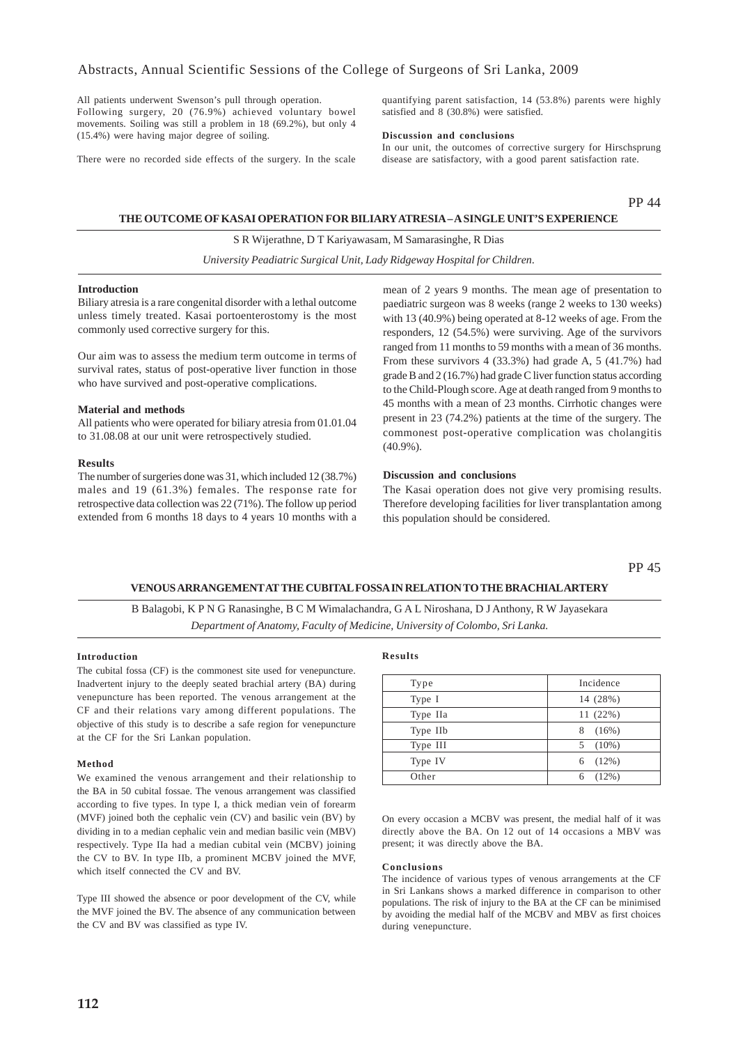All patients underwent Swenson's pull through operation. Following surgery, 20 (76.9%) achieved voluntary bowel movements. Soiling was still a problem in 18 (69.2%), but only 4 (15.4%) were having major degree of soiling.

There were no recorded side effects of the surgery. In the scale quantifying parent satisfaction, 14 (53.8%) parents were highly satisfied and 8 (30.8%) were satisfied.

#### Discussion and conclusions

In our unit, the outcomes of corrective surgery for Hirschsprung disease are satisfactory, with a good parent satisfaction rate.

PP 44

## THE OUTCOME OF KASAI OPERATION FOR BILIARY ATRESIA – A SINGLE UNIT'S EXPERIENCE

S R Wijerathne, D T Kariyawasam, M Samarasinghe, R Dias

*University Peadiatric Surgical Unit, Lady Ridgeway Hospital for Children.*

#### Introduction

Biliary atresia is a rare congenital disorder with a lethal outcome unless timely treated. Kasai portoenterostomy is the most commonly used corrective surgery for this.

Our aim was to assess the medium term outcome in terms of survival rates, status of post-operative liver function in those who have survived and post-operative complications.

#### Material and methods

All patients who were operated for biliary atresia from 01.01.04 to 31.08.08 at our unit were retrospectively studied.

#### Results

The number of surgeries done was 31, which included 12 (38.7%) males and 19 (61.3%) females. The response rate for retrospective data collection was 22 (71%). The follow up period extended from 6 months 18 days to 4 years 10 months with a mean of 2 years 9 months. The mean age of presentation to paediatric surgeon was 8 weeks (range 2 weeks to 130 weeks) with 13 (40.9%) being operated at 8-12 weeks of age. From the responders, 12 (54.5%) were surviving. Age of the survivors ranged from 11 months to 59 months with a mean of 36 months. From these survivors 4 (33.3%) had grade A, 5 (41.7%) had grade B and 2 (16.7%) had grade C liver function status according to the Child-Plough score. Age at death ranged from 9 months to 45 months with a mean of 23 months. Cirrhotic changes were present in 23 (74.2%) patients at the time of the surgery. The commonest post-operative complication was cholangitis (40.9%).

#### Discussion and conclusions

The Kasai operation does not give very promising results. Therefore developing facilities for liver transplantation among this population should be considered.

PP 45

## VENOUS ARRANGEMENT AT THE CUBITAL FOSSA IN RELATION TO THE BRACHIAL ARTERY

B Balagobi, K P N G Ranasinghe, B C M Wimalachandra, G A L Niroshana, D J Anthony, R W Jayasekara

*Department of Anatomy, Faculty of Medicine, University of Colombo, Sri Lanka.*

#### Introduction

The cubital fossa (CF) is the commonest site used for venepuncture. Inadvertent injury to the deeply seated brachial artery (BA) during venepuncture has been reported. The venous arrangement at the CF and their relations vary among different populations. The objective of this study is to describe a safe region for venepuncture at the CF for the Sri Lankan population.

#### Method

We examined the venous arrangement and their relationship to the BA in 50 cubital fossae. The venous arrangement was classified according to five types. In type I, a thick median vein of forearm (MVF) joined both the cephalic vein (CV) and basilic vein (BV) by dividing in to a median cephalic vein and median basilic vein (MBV) respectively. Type IIa had a median cubital vein (MCBV) joining the CV to BV. In type IIb, a prominent MCBV joined the MVF, which itself connected the CV and BV.

Type III showed the absence or poor development of the CV, while the MVF joined the BV. The absence of any communication between the CV and BV was classified as type IV.

#### Results

| Type | Incidence |
|---|---|
| Type I | 14 (28%) |
| Type IIa | 11 (22%) |
| Type IIb | 8 (16%) |
| Type III | 5 (10%) |
| Type IV | 6 (12%) |
| Other | 6 (12%) |

On every occasion a MCBV was present, the medial half of it was directly above the BA. On 12 out of 14 occasions a MBV was present; it was directly above the BA.

#### Conclusions

The incidence of various types of venous arrangements at the CF in Sri Lankans shows a marked difference in comparison to other populations. The risk of injury to the BA at the CF can be minimised by avoiding the medial half of the MCBV and MBV as first choices during venepuncture.